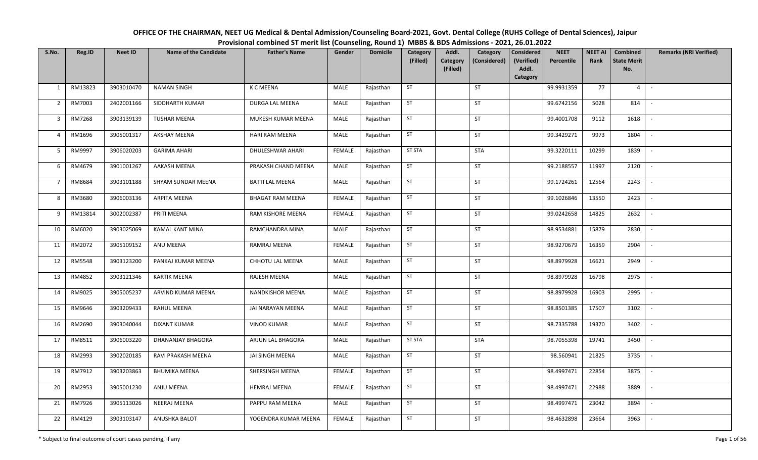**OFFICE OF THE CHAIRMAN, NEET UG Medical & Dental Admission/Counseling Board-2021, Govt. Dental College (RUHS College of Dental Sciences), Jaipur**

**Provisional combined ST merit list (Counseling, Round 1) MBBS & BDS Admissions - 2021, 26.01.2022**

| S.No. | Reg.ID | Neet ID | Name of the Candidate | Father's Name | Gender | Domicile | Category (Filled) | Addl. Category (Filled) | Category (Considered) | Considered (Verified) Addl. Category | NEET Percentile | NEET AI Rank | Combined State Merit No. | Remarks (NRI Verified) |
|---|---|---|---|---|---|---|---|---|---|---|---|---|---|---|
| 1 | RM13823 | 3903010470 | NAMAN SINGH | K C MEENA | MALE | Rajasthan | ST | | ST | | 99.9931359 | 77 | 4 | - |
| 2 | RM7003 | 2402001166 | SIDDHARTH KUMAR | DURGA LAL MEENA | MALE | Rajasthan | ST | | ST | | 99.6742156 | 5028 | 814 | - |
| 3 | RM7268 | 3903139139 | TUSHAR MEENA | MUKESH KUMAR MEENA | MALE | Rajasthan | ST | | ST | | 99.4001708 | 9112 | 1618 | - |
| 4 | RM1696 | 3905001317 | AKSHAY MEENA | HARI RAM MEENA | MALE | Rajasthan | ST | | ST | | 99.3429271 | 9973 | 1804 | - |
| 5 | RM9997 | 3906020203 | GARIMA AHARI | DHULESHWAR AHARI | FEMALE | Rajasthan | ST STA | | STA | | 99.3220111 | 10299 | 1839 | - |
| 6 | RM4679 | 3901001267 | AAKASH MEENA | PRAKASH CHAND MEENA | MALE | Rajasthan | ST | | ST | | 99.2188557 | 11997 | 2120 | - |
| 7 | RM8684 | 3903101188 | SHYAM SUNDAR MEENA | BATTI LAL MEENA | MALE | Rajasthan | ST | | ST | | 99.1724261 | 12564 | 2243 | - |
| 8 | RM3680 | 3906003136 | ARPITA MEENA | BHAGAT RAM MEENA | FEMALE | Rajasthan | ST | | ST | | 99.1026846 | 13550 | 2423 | - |
| 9 | RM13814 | 3002002387 | PRITI MEENA | RAM KISHORE MEENA | FEMALE | Rajasthan | ST | | ST | | 99.0242658 | 14825 | 2632 | - |
| 10 | RM6020 | 3903025069 | KAMAL KANT MINA | RAMCHANDRA MINA | MALE | Rajasthan | ST | | ST | | 98.9534881 | 15879 | 2830 | - |
| 11 | RM2072 | 3905109152 | ANU MEENA | RAMRAJ MEENA | FEMALE | Rajasthan | ST | | ST | | 98.9270679 | 16359 | 2904 | - |
| 12 | RM5548 | 3903123200 | PANKAJ KUMAR MEENA | CHHOTU LAL MEENA | MALE | Rajasthan | ST | | ST | | 98.8979928 | 16621 | 2949 | - |
| 13 | RM4852 | 3903121346 | KARTIK MEENA | RAJESH MEENA | MALE | Rajasthan | ST | | ST | | 98.8979928 | 16798 | 2975 | - |
| 14 | RM9025 | 3905005237 | ARVIND KUMAR MEENA | NANDKISHOR MEENA | MALE | Rajasthan | ST | | ST | | 98.8979928 | 16903 | 2995 | - |
| 15 | RM9646 | 3903209433 | RAHUL MEENA | JAI NARAYAN MEENA | MALE | Rajasthan | ST | | ST | | 98.8501385 | 17507 | 3102 | - |
| 16 | RM2690 | 3903040044 | DIXANT KUMAR | VINOD KUMAR | MALE | Rajasthan | ST | | ST | | 98.7335788 | 19370 | 3402 | - |
| 17 | RM8511 | 3906003220 | DHANANJAY BHAGORA | ARJUN LAL BHAGORA | MALE | Rajasthan | ST STA | | STA | | 98.7055398 | 19741 | 3450 | - |
| 18 | RM2993 | 3902020185 | RAVI PRAKASH MEENA | JAI SINGH MEENA | MALE | Rajasthan | ST | | ST | | 98.560941 | 21825 | 3735 | - |
| 19 | RM7912 | 3903203863 | BHUMIKA MEENA | SHERSINGH MEENA | FEMALE | Rajasthan | ST | | ST | | 98.4997471 | 22854 | 3875 | - |
| 20 | RM2953 | 3905001230 | ANJU MEENA | HEMRAJ MEENA | FEMALE | Rajasthan | ST | | ST | | 98.4997471 | 22988 | 3889 | - |
| 21 | RM7926 | 3905113026 | NEERAJ MEENA | PAPPU RAM MEENA | MALE | Rajasthan | ST | | ST | | 98.4997471 | 23042 | 3894 | - |
| 22 | RM4129 | 3903103147 | ANUSHKA BALOT | YOGENDRA KUMAR MEENA | FEMALE | Rajasthan | ST | | ST | | 98.4632898 | 23664 | 3963 | - |

\* Subject to final outcome of court cases pending, if any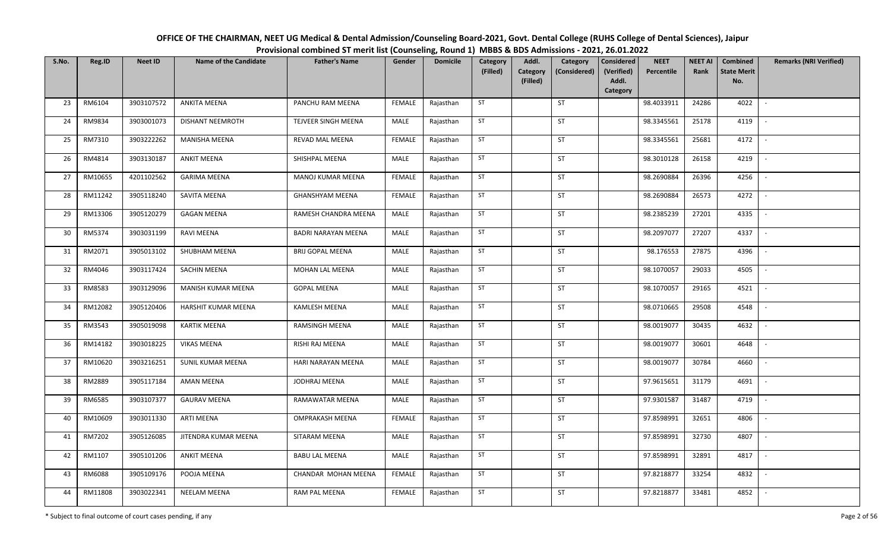**OFFICE OF THE CHAIRMAN, NEET UG Medical & Dental Admission/Counseling Board-2021, Govt. Dental College (RUHS College of Dental Sciences), Jaipur**
**Provisional combined ST merit list (Counseling, Round 1) MBBS & BDS Admissions - 2021, 26.01.2022**

| S.No. | Reg.ID | Neet ID | Name of the Candidate | Father's Name | Gender | Domicile | Category (Filled) | Addl. Category (Filled) | Category (Considered) | Considered (Verified) Addl. Category | NEET Percentile | NEET AI Rank | Combined State Merit No. | Remarks (NRI Verified) |
|---|---|---|---|---|---|---|---|---|---|---|---|---|---|---|
| 23 | RM6104 | 3903107572 | ANKITA MEENA | PANCHU RAM MEENA | FEMALE | Rajasthan | ST | | ST | | 98.4033911 | 24286 | 4022 | - |
| 24 | RM9834 | 3903001073 | DISHANT NEEMROTH | TEJVEER SINGH MEENA | MALE | Rajasthan | ST | | ST | | 98.3345561 | 25178 | 4119 | - |
| 25 | RM7310 | 3903222262 | MANISHA MEENA | REVAD MAL MEENA | FEMALE | Rajasthan | ST | | ST | | 98.3345561 | 25681 | 4172 | - |
| 26 | RM4814 | 3903130187 | ANKIT MEENA | SHISHPAL MEENA | MALE | Rajasthan | ST | | ST | | 98.3010128 | 26158 | 4219 | - |
| 27 | RM10655 | 4201102562 | GARIMA MEENA | MANOJ KUMAR MEENA | FEMALE | Rajasthan | ST | | ST | | 98.2690884 | 26396 | 4256 | - |
| 28 | RM11242 | 3905118240 | SAVITA MEENA | GHANSHYAM MEENA | FEMALE | Rajasthan | ST | | ST | | 98.2690884 | 26573 | 4272 | - |
| 29 | RM13306 | 3905120279 | GAGAN MEENA | RAMESH CHANDRA MEENA | MALE | Rajasthan | ST | | ST | | 98.2385239 | 27201 | 4335 | - |
| 30 | RM5374 | 3903031199 | RAVI MEENA | BADRI NARAYAN MEENA | MALE | Rajasthan | ST | | ST | | 98.2097077 | 27207 | 4337 | - |
| 31 | RM2071 | 3905013102 | SHUBHAM MEENA | BRIJ GOPAL MEENA | MALE | Rajasthan | ST | | ST | | 98.176553 | 27875 | 4396 | - |
| 32 | RM4046 | 3903117424 | SACHIN MEENA | MOHAN LAL MEENA | MALE | Rajasthan | ST | | ST | | 98.1070057 | 29033 | 4505 | - |
| 33 | RM8583 | 3903129096 | MANISH KUMAR MEENA | GOPAL MEENA | MALE | Rajasthan | ST | | ST | | 98.1070057 | 29165 | 4521 | - |
| 34 | RM12082 | 3905120406 | HARSHIT KUMAR MEENA | KAMLESH MEENA | MALE | Rajasthan | ST | | ST | | 98.0710665 | 29508 | 4548 | - |
| 35 | RM3543 | 3905019098 | KARTIK MEENA | RAMSINGH MEENA | MALE | Rajasthan | ST | | ST | | 98.0019077 | 30435 | 4632 | - |
| 36 | RM14182 | 3903018225 | VIKAS MEENA | RISHI RAJ MEENA | MALE | Rajasthan | ST | | ST | | 98.0019077 | 30601 | 4648 | - |
| 37 | RM10620 | 3903216251 | SUNIL KUMAR MEENA | HARI NARAYAN MEENA | MALE | Rajasthan | ST | | ST | | 98.0019077 | 30784 | 4660 | - |
| 38 | RM2889 | 3905117184 | AMAN MEENA | JODHRAJ MEENA | MALE | Rajasthan | ST | | ST | | 97.9615651 | 31179 | 4691 | - |
| 39 | RM6585 | 3903107377 | GAURAV MEENA | RAMAWATAR MEENA | MALE | Rajasthan | ST | | ST | | 97.9301587 | 31487 | 4719 | - |
| 40 | RM10609 | 3903011330 | ARTI MEENA | OMPRAKASH MEENA | FEMALE | Rajasthan | ST | | ST | | 97.8598991 | 32651 | 4806 | - |
| 41 | RM7202 | 3905126085 | JITENDRA KUMAR MEENA | SITARAM MEENA | MALE | Rajasthan | ST | | ST | | 97.8598991 | 32730 | 4807 | - |
| 42 | RM1107 | 3905101206 | ANKIT MEENA | BABU LAL MEENA | MALE | Rajasthan | ST | | ST | | 97.8598991 | 32891 | 4817 | - |
| 43 | RM6088 | 3905109176 | POOJA MEENA | CHANDAR MOHAN MEENA | FEMALE | Rajasthan | ST | | ST | | 97.8218877 | 33254 | 4832 | - |
| 44 | RM11808 | 3903022341 | NEELAM MEENA | RAM PAL MEENA | FEMALE | Rajasthan | ST | | ST | | 97.8218877 | 33481 | 4852 | - |

\* Subject to final outcome of court cases pending, if any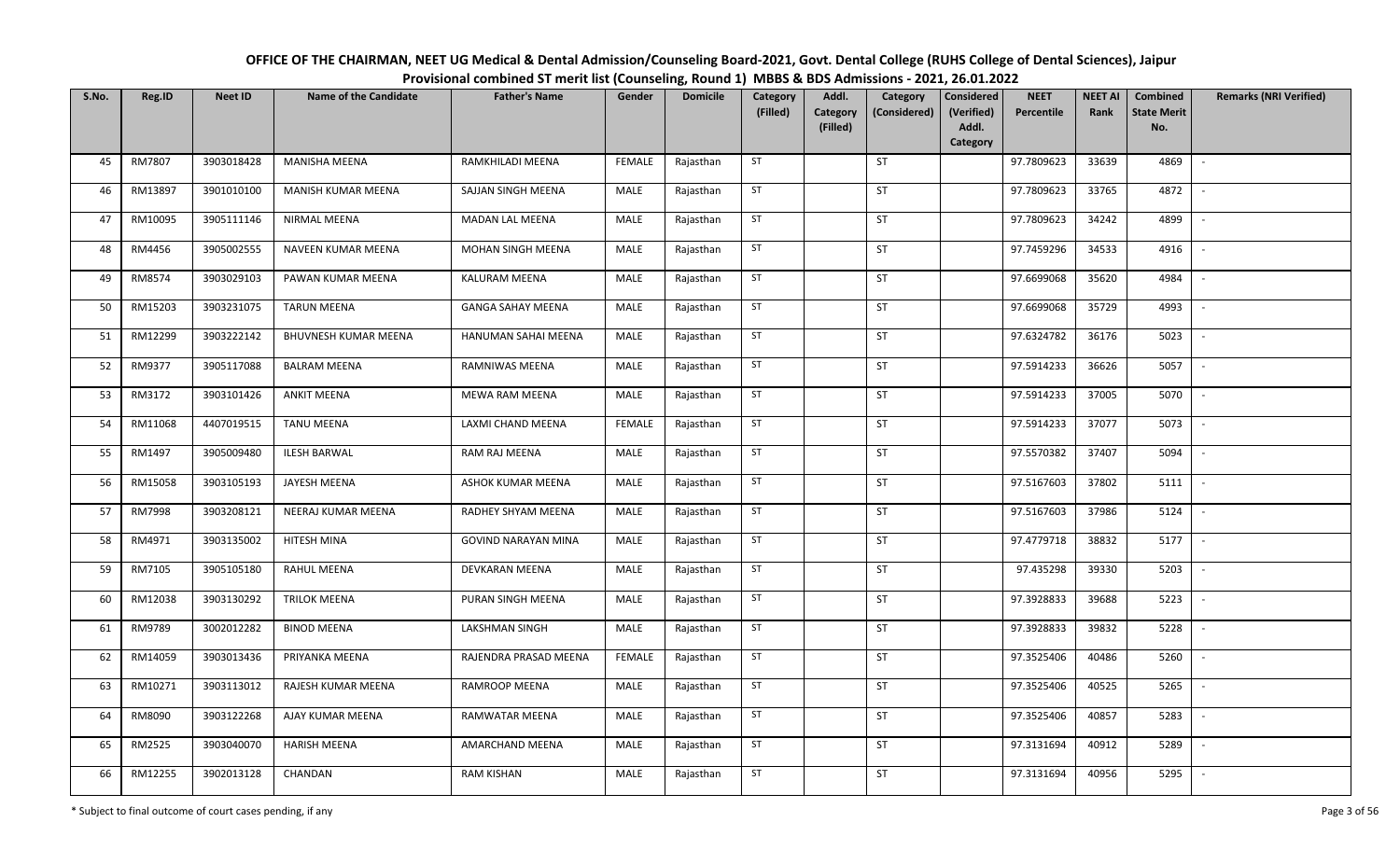# OFFICE OF THE CHAIRMAN, NEET UG Medical & Dental Admission/Counseling Board-2021, Govt. Dental College (RUHS College of Dental Sciences), Jaipur

## Provisional combined ST merit list (Counseling, Round 1) MBBS & BDS Admissions - 2021, 26.01.2022

| S.No. | Reg.ID | Neet ID | Name of the Candidate | Father's Name | Gender | Domicile | Category (Filled) | Addl. Category (Filled) | Category (Considered) | Considered (Verified) Addl. Category | NEET Percentile | NEET AI Rank | Combined State Merit No. | Remarks (NRI Verified) |
|---|---|---|---|---|---|---|---|---|---|---|---|---|---|---|
| 45 | RM7807 | 3903018428 | MANISHA MEENA | RAMKHILADI MEENA | FEMALE | Rajasthan | ST | | ST | | 97.7809623 | 33639 | 4869 | - |
| 46 | RM13897 | 3901010100 | MANISH KUMAR MEENA | SAJJAN SINGH MEENA | MALE | Rajasthan | ST | | ST | | 97.7809623 | 33765 | 4872 | - |
| 47 | RM10095 | 3905111146 | NIRMAL MEENA | MADAN LAL MEENA | MALE | Rajasthan | ST | | ST | | 97.7809623 | 34242 | 4899 | - |
| 48 | RM4456 | 3905002555 | NAVEEN KUMAR MEENA | MOHAN SINGH MEENA | MALE | Rajasthan | ST | | ST | | 97.7459296 | 34533 | 4916 | - |
| 49 | RM8574 | 3903029103 | PAWAN KUMAR MEENA | KALURAM MEENA | MALE | Rajasthan | ST | | ST | | 97.6699068 | 35620 | 4984 | - |
| 50 | RM15203 | 3903231075 | TARUN MEENA | GANGA SAHAY MEENA | MALE | Rajasthan | ST | | ST | | 97.6699068 | 35729 | 4993 | - |
| 51 | RM12299 | 3903222142 | BHUVNESH KUMAR MEENA | HANUMAN SAHAI MEENA | MALE | Rajasthan | ST | | ST | | 97.6324782 | 36176 | 5023 | - |
| 52 | RM9377 | 3905117088 | BALRAM MEENA | RAMNIWAS MEENA | MALE | Rajasthan | ST | | ST | | 97.5914233 | 36626 | 5057 | - |
| 53 | RM3172 | 3903101426 | ANKIT MEENA | MEWA RAM MEENA | MALE | Rajasthan | ST | | ST | | 97.5914233 | 37005 | 5070 | - |
| 54 | RM11068 | 4407019515 | TANU MEENA | LAXMI CHAND MEENA | FEMALE | Rajasthan | ST | | ST | | 97.5914233 | 37077 | 5073 | - |
| 55 | RM1497 | 3905009480 | ILESH BARWAL | RAM RAJ MEENA | MALE | Rajasthan | ST | | ST | | 97.5570382 | 37407 | 5094 | - |
| 56 | RM15058 | 3903105193 | JAYESH MEENA | ASHOK KUMAR MEENA | MALE | Rajasthan | ST | | ST | | 97.5167603 | 37802 | 5111 | - |
| 57 | RM7998 | 3903208121 | NEERAJ KUMAR MEENA | RADHEY SHYAM MEENA | MALE | Rajasthan | ST | | ST | | 97.5167603 | 37986 | 5124 | - |
| 58 | RM4971 | 3903135002 | HITESH MINA | GOVIND NARAYAN MINA | MALE | Rajasthan | ST | | ST | | 97.4779718 | 38832 | 5177 | - |
| 59 | RM7105 | 3905105180 | RAHUL MEENA | DEVKARAN MEENA | MALE | Rajasthan | ST | | ST | | 97.435298 | 39330 | 5203 | - |
| 60 | RM12038 | 3903130292 | TRILOK MEENA | PURAN SINGH MEENA | MALE | Rajasthan | ST | | ST | | 97.3928833 | 39688 | 5223 | - |
| 61 | RM9789 | 3002012282 | BINOD MEENA | LAKSHMAN SINGH | MALE | Rajasthan | ST | | ST | | 97.3928833 | 39832 | 5228 | - |
| 62 | RM14059 | 3903013436 | PRIYANKA MEENA | RAJENDRA PRASAD MEENA | FEMALE | Rajasthan | ST | | ST | | 97.3525406 | 40486 | 5260 | - |
| 63 | RM10271 | 3903113012 | RAJESH KUMAR MEENA | RAMROOP MEENA | MALE | Rajasthan | ST | | ST | | 97.3525406 | 40525 | 5265 | - |
| 64 | RM8090 | 3903122268 | AJAY KUMAR MEENA | RAMWATAR MEENA | MALE | Rajasthan | ST | | ST | | 97.3525406 | 40857 | 5283 | - |
| 65 | RM2525 | 3903040070 | HARISH MEENA | AMARCHAND MEENA | MALE | Rajasthan | ST | | ST | | 97.3131694 | 40912 | 5289 | - |
| 66 | RM12255 | 3902013128 | CHANDAN | RAM KISHAN | MALE | Rajasthan | ST | | ST | | 97.3131694 | 40956 | 5295 | - |

\* Subject to final outcome of court cases pending, if any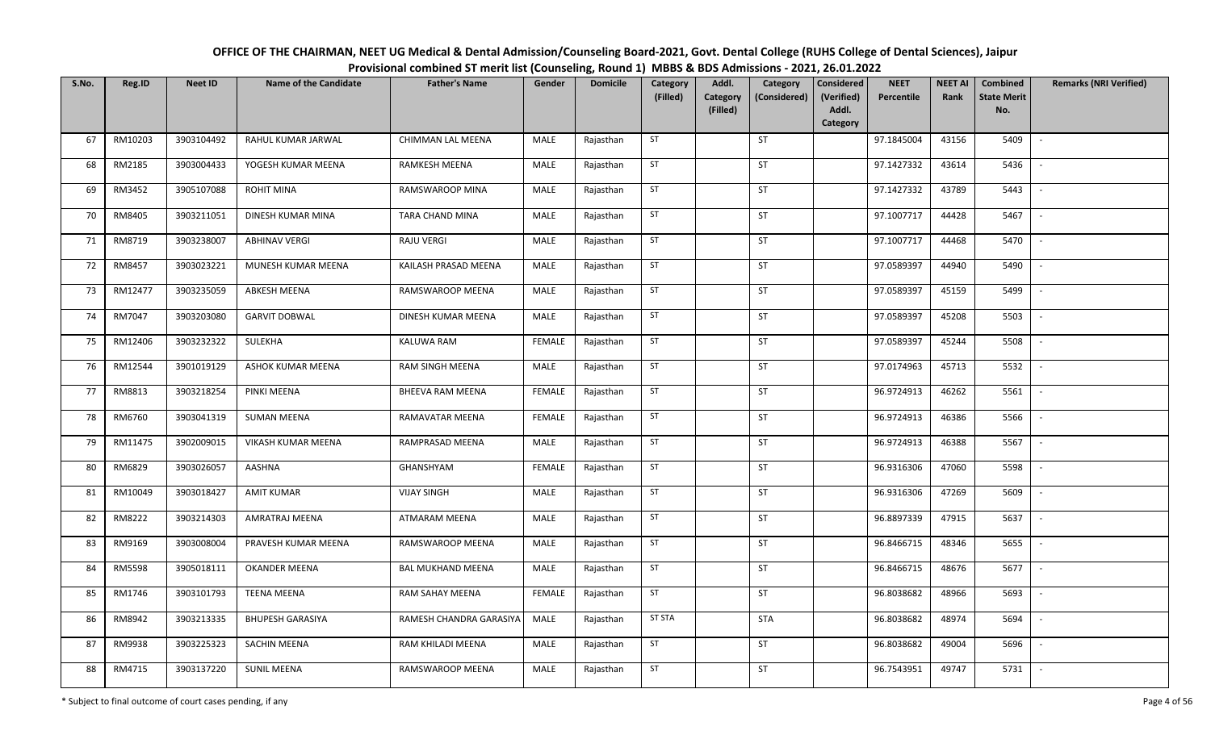# OFFICE OF THE CHAIRMAN, NEET UG Medical & Dental Admission/Counseling Board-2021, Govt. Dental College (RUHS College of Dental Sciences), Jaipur

## Provisional combined ST merit list (Counseling, Round 1) MBBS & BDS Admissions - 2021, 26.01.2022

| S.No. | Reg.ID | Neet ID | Name of the Candidate | Father's Name | Gender | Domicile | Category (Filled) | Addl. Category (Filled) | Category (Considered) | Considered (Verified) Addl. Category | NEET Percentile | NEET AI Rank | Combined State Merit No. | Remarks (NRI Verified) |
|---|---|---|---|---|---|---|---|---|---|---|---|---|---|---|
| 67 | RM10203 | 3903104492 | RAHUL KUMAR JARWAL | CHIMMAN LAL MEENA | MALE | Rajasthan | ST | | ST | | 97.1845004 | 43156 | 5409 | - |
| 68 | RM2185 | 3903004433 | YOGESH KUMAR MEENA | RAMKESH MEENA | MALE | Rajasthan | ST | | ST | | 97.1427332 | 43614 | 5436 | - |
| 69 | RM3452 | 3905107088 | ROHIT MINA | RAMSWAROOP MINA | MALE | Rajasthan | ST | | ST | | 97.1427332 | 43789 | 5443 | - |
| 70 | RM8405 | 3903211051 | DINESH KUMAR MINA | TARA CHAND MINA | MALE | Rajasthan | ST | | ST | | 97.1007717 | 44428 | 5467 | - |
| 71 | RM8719 | 3903238007 | ABHINAV VERGI | RAJU VERGI | MALE | Rajasthan | ST | | ST | | 97.1007717 | 44468 | 5470 | - |
| 72 | RM8457 | 3903023221 | MUNESH KUMAR MEENA | KAILASH PRASAD MEENA | MALE | Rajasthan | ST | | ST | | 97.0589397 | 44940 | 5490 | - |
| 73 | RM12477 | 3903235059 | ABKESH MEENA | RAMSWAROOP MEENA | MALE | Rajasthan | ST | | ST | | 97.0589397 | 45159 | 5499 | - |
| 74 | RM7047 | 3903203080 | GARVIT DOBWAL | DINESH KUMAR MEENA | MALE | Rajasthan | ST | | ST | | 97.0589397 | 45208 | 5503 | - |
| 75 | RM12406 | 3903232322 | SULEKHA | KALUWA RAM | FEMALE | Rajasthan | ST | | ST | | 97.0589397 | 45244 | 5508 | - |
| 76 | RM12544 | 3901019129 | ASHOK KUMAR MEENA | RAM SINGH MEENA | MALE | Rajasthan | ST | | ST | | 97.0174963 | 45713 | 5532 | - |
| 77 | RM8813 | 3903218254 | PINKI MEENA | BHEEVA RAM MEENA | FEMALE | Rajasthan | ST | | ST | | 96.9724913 | 46262 | 5561 | - |
| 78 | RM6760 | 3903041319 | SUMAN MEENA | RAMAVATAR MEENA | FEMALE | Rajasthan | ST | | ST | | 96.9724913 | 46386 | 5566 | - |
| 79 | RM11475 | 3902009015 | VIKASH KUMAR MEENA | RAMPRASAD MEENA | MALE | Rajasthan | ST | | ST | | 96.9724913 | 46388 | 5567 | - |
| 80 | RM6829 | 3903026057 | AASHNA | GHANSHYAM | FEMALE | Rajasthan | ST | | ST | | 96.9316306 | 47060 | 5598 | - |
| 81 | RM10049 | 3903018427 | AMIT KUMAR | VIJAY SINGH | MALE | Rajasthan | ST | | ST | | 96.9316306 | 47269 | 5609 | - |
| 82 | RM8222 | 3903214303 | AMRATRAJ MEENA | ATMARAM MEENA | MALE | Rajasthan | ST | | ST | | 96.8897339 | 47915 | 5637 | - |
| 83 | RM9169 | 3903008004 | PRAVESH KUMAR MEENA | RAMSWAROOP MEENA | MALE | Rajasthan | ST | | ST | | 96.8466715 | 48346 | 5655 | - |
| 84 | RM5598 | 3905018111 | OKANDER MEENA | BAL MUKHAND MEENA | MALE | Rajasthan | ST | | ST | | 96.8466715 | 48676 | 5677 | - |
| 85 | RM1746 | 3903101793 | TEENA MEENA | RAM SAHAY MEENA | FEMALE | Rajasthan | ST | | ST | | 96.8038682 | 48966 | 5693 | - |
| 86 | RM8942 | 3903213335 | BHUPESH GARASIYA | RAMESH CHANDRA GARASIYA | MALE | Rajasthan | ST STA | | STA | | 96.8038682 | 48974 | 5694 | - |
| 87 | RM9938 | 3903225323 | SACHIN MEENA | RAM KHILADI MEENA | MALE | Rajasthan | ST | | ST | | 96.8038682 | 49004 | 5696 | - |
| 88 | RM4715 | 3903137220 | SUNIL MEENA | RAMSWAROOP MEENA | MALE | Rajasthan | ST | | ST | | 96.7543951 | 49747 | 5731 | - |

\* Subject to final outcome of court cases pending, if any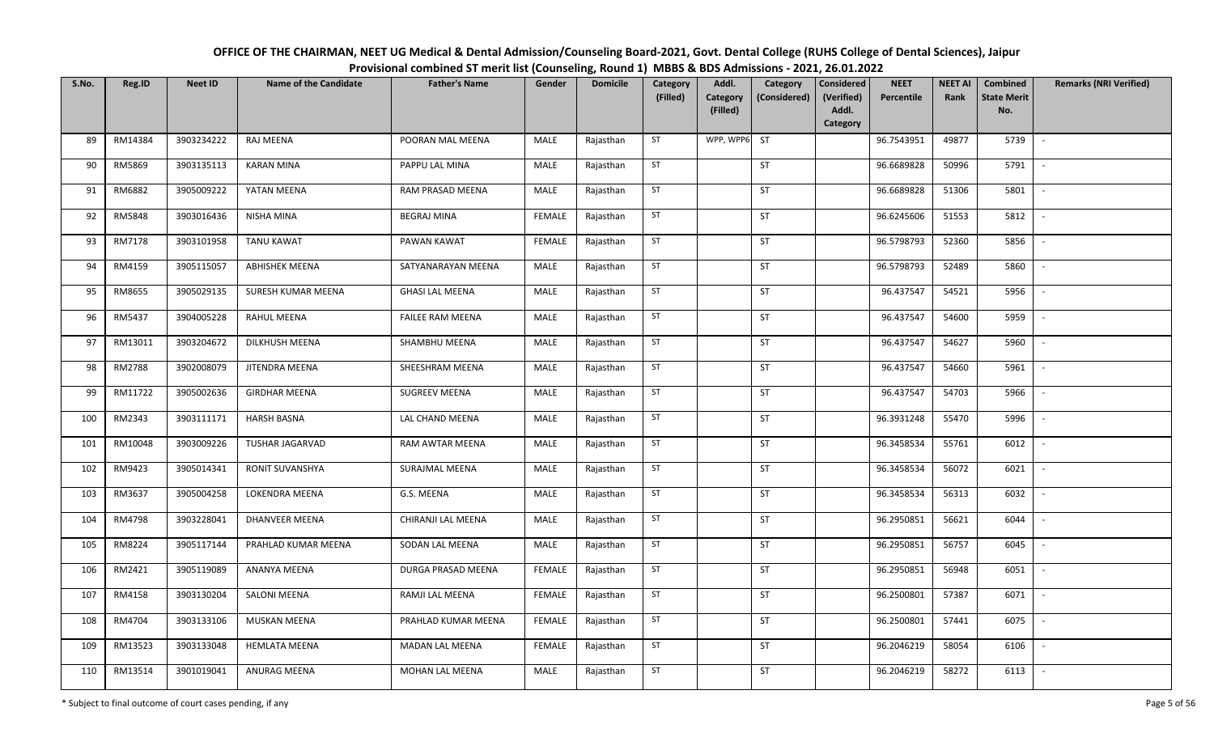OFFICE OF THE CHAIRMAN, NEET UG Medical & Dental Admission/Counseling Board-2021, Govt. Dental College (RUHS College of Dental Sciences), Jaipur
Provisional combined ST merit list (Counseling, Round 1) MBBS & BDS Admissions - 2021, 26.01.2022

| S.No. | Reg.ID | Neet ID | Name of the Candidate | Father's Name | Gender | Domicile | Category (Filled) | Addl. Category (Filled) | Category (Considered) | Considered (Verified) Addl. Category | NEET Percentile | NEET AI Rank | Combined State Merit No. | Remarks (NRI Verified) |
|---|---|---|---|---|---|---|---|---|---|---|---|---|---|---|
| 89 | RM14384 | 3903234222 | RAJ MEENA | POORAN MAL MEENA | MALE | Rajasthan | ST | WPP, WPP6 | ST | | 96.7543951 | 49877 | 5739 | - |
| 90 | RM5869 | 3903135113 | KARAN MINA | PAPPU LAL MINA | MALE | Rajasthan | ST | | ST | | 96.6689828 | 50996 | 5791 | - |
| 91 | RM6882 | 3905009222 | YATAN MEENA | RAM PRASAD MEENA | MALE | Rajasthan | ST | | ST | | 96.6689828 | 51306 | 5801 | - |
| 92 | RM5848 | 3903016436 | NISHA MINA | BEGRAJ MINA | FEMALE | Rajasthan | ST | | ST | | 96.6245606 | 51553 | 5812 | - |
| 93 | RM7178 | 3903101958 | TANU KAWAT | PAWAN KAWAT | FEMALE | Rajasthan | ST | | ST | | 96.5798793 | 52360 | 5856 | - |
| 94 | RM4159 | 3905115057 | ABHISHEK MEENA | SATYANARAYAN MEENA | MALE | Rajasthan | ST | | ST | | 96.5798793 | 52489 | 5860 | - |
| 95 | RM8655 | 3905029135 | SURESH KUMAR MEENA | GHASI LAL MEENA | MALE | Rajasthan | ST | | ST | | 96.437547 | 54521 | 5956 | - |
| 96 | RM5437 | 3904005228 | RAHUL MEENA | FAILEE RAM MEENA | MALE | Rajasthan | ST | | ST | | 96.437547 | 54600 | 5959 | - |
| 97 | RM13011 | 3903204672 | DILKHUSH MEENA | SHAMBHU MEENA | MALE | Rajasthan | ST | | ST | | 96.437547 | 54627 | 5960 | - |
| 98 | RM2788 | 3902008079 | JITENDRA MEENA | SHEESHRAM MEENA | MALE | Rajasthan | ST | | ST | | 96.437547 | 54660 | 5961 | - |
| 99 | RM11722 | 3905002636 | GIRDHAR MEENA | SUGREEV MEENA | MALE | Rajasthan | ST | | ST | | 96.437547 | 54703 | 5966 | - |
| 100 | RM2343 | 3903111171 | HARSH BASNA | LAL CHAND MEENA | MALE | Rajasthan | ST | | ST | | 96.3931248 | 55470 | 5996 | - |
| 101 | RM10048 | 3903009226 | TUSHAR JAGARVAD | RAM AWTAR MEENA | MALE | Rajasthan | ST | | ST | | 96.3458534 | 55761 | 6012 | - |
| 102 | RM9423 | 3905014341 | RONIT SUVANSHYA | SURAJMAL MEENA | MALE | Rajasthan | ST | | ST | | 96.3458534 | 56072 | 6021 | - |
| 103 | RM3637 | 3905004258 | LOKENDRA MEENA | G.S. MEENA | MALE | Rajasthan | ST | | ST | | 96.3458534 | 56313 | 6032 | - |
| 104 | RM4798 | 3903228041 | DHANVEER MEENA | CHIRANJI LAL MEENA | MALE | Rajasthan | ST | | ST | | 96.2950851 | 56621 | 6044 | - |
| 105 | RM8224 | 3905117144 | PRAHLAD KUMAR MEENA | SODAN LAL MEENA | MALE | Rajasthan | ST | | ST | | 96.2950851 | 56757 | 6045 | - |
| 106 | RM2421 | 3905119089 | ANANYA MEENA | DURGA PRASAD MEENA | FEMALE | Rajasthan | ST | | ST | | 96.2950851 | 56948 | 6051 | - |
| 107 | RM4158 | 3903130204 | SALONI MEENA | RAMJI LAL MEENA | FEMALE | Rajasthan | ST | | ST | | 96.2500801 | 57387 | 6071 | - |
| 108 | RM4704 | 3903133106 | MUSKAN MEENA | PRAHLAD KUMAR MEENA | FEMALE | Rajasthan | ST | | ST | | 96.2500801 | 57441 | 6075 | - |
| 109 | RM13523 | 3903133048 | HEMLATA MEENA | MADAN LAL MEENA | FEMALE | Rajasthan | ST | | ST | | 96.2046219 | 58054 | 6106 | - |
| 110 | RM13514 | 3901019041 | ANURAG MEENA | MOHAN LAL MEENA | MALE | Rajasthan | ST | | ST | | 96.2046219 | 58272 | 6113 | - |

\* Subject to final outcome of court cases pending, if any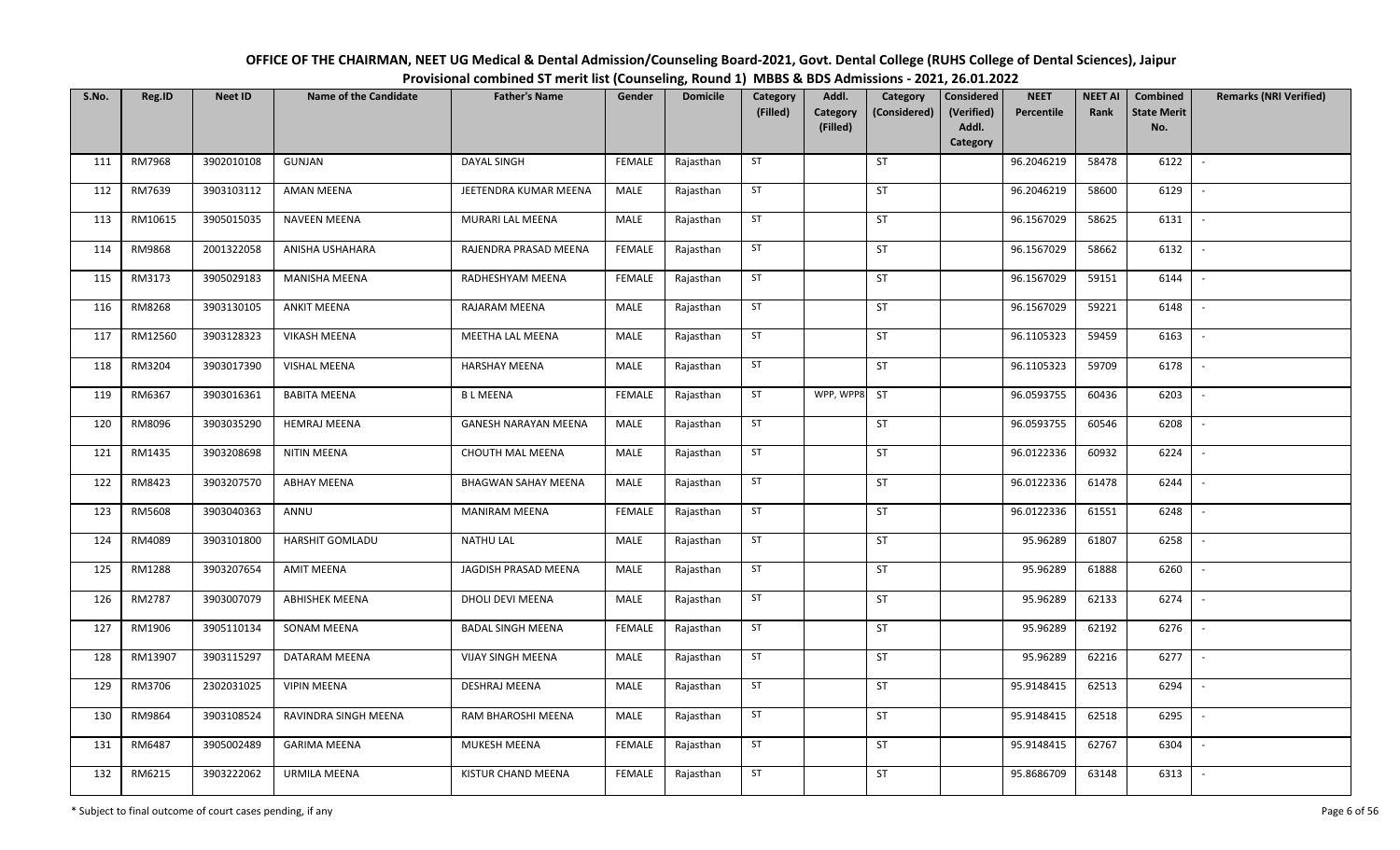# OFFICE OF THE CHAIRMAN, NEET UG Medical & Dental Admission/Counseling Board-2021, Govt. Dental College (RUHS College of Dental Sciences), Jaipur

## Provisional combined ST merit list (Counseling, Round 1) MBBS & BDS Admissions - 2021, 26.01.2022

| S.No. | Reg.ID | Neet ID | Name of the Candidate | Father's Name | Gender | Domicile | Category (Filled) | Addl. Category (Filled) | Category (Considered) | Considered (Verified) Addl. Category | NEET Percentile | NEET AI Rank | Combined State Merit No. | Remarks (NRI Verified) |
|---|---|---|---|---|---|---|---|---|---|---|---|---|---|---|
| 111 | RM7968 | 3902010108 | GUNJAN | DAYAL SINGH | FEMALE | Rajasthan | ST | | ST | | 96.2046219 | 58478 | 6122 | - |
| 112 | RM7639 | 3903103112 | AMAN MEENA | JEETENDRA KUMAR MEENA | MALE | Rajasthan | ST | | ST | | 96.2046219 | 58600 | 6129 | - |
| 113 | RM10615 | 3905015035 | NAVEEN MEENA | MURARI LAL MEENA | MALE | Rajasthan | ST | | ST | | 96.1567029 | 58625 | 6131 | - |
| 114 | RM9868 | 2001322058 | ANISHA USHAHARA | RAJENDRA PRASAD MEENA | FEMALE | Rajasthan | ST | | ST | | 96.1567029 | 58662 | 6132 | - |
| 115 | RM3173 | 3905029183 | MANISHA MEENA | RADHESHYAM MEENA | FEMALE | Rajasthan | ST | | ST | | 96.1567029 | 59151 | 6144 | - |
| 116 | RM8268 | 3903130105 | ANKIT MEENA | RAJARAM MEENA | MALE | Rajasthan | ST | | ST | | 96.1567029 | 59221 | 6148 | - |
| 117 | RM12560 | 3903128323 | VIKASH MEENA | MEETHA LAL MEENA | MALE | Rajasthan | ST | | ST | | 96.1105323 | 59459 | 6163 | - |
| 118 | RM3204 | 3903017390 | VISHAL MEENA | HARSHAY MEENA | MALE | Rajasthan | ST | | ST | | 96.1105323 | 59709 | 6178 | - |
| 119 | RM6367 | 3903016361 | BABITA MEENA | B L MEENA | FEMALE | Rajasthan | ST | WPP, WPP8 | ST | | 96.0593755 | 60436 | 6203 | - |
| 120 | RM8096 | 3903035290 | HEMRAJ MEENA | GANESH NARAYAN MEENA | MALE | Rajasthan | ST | | ST | | 96.0593755 | 60546 | 6208 | - |
| 121 | RM1435 | 3903208698 | NITIN MEENA | CHOUTH MAL MEENA | MALE | Rajasthan | ST | | ST | | 96.0122336 | 60932 | 6224 | - |
| 122 | RM8423 | 3903207570 | ABHAY MEENA | BHAGWAN SAHAY MEENA | MALE | Rajasthan | ST | | ST | | 96.0122336 | 61478 | 6244 | - |
| 123 | RM5608 | 3903040363 | ANNU | MANIRAM MEENA | FEMALE | Rajasthan | ST | | ST | | 96.0122336 | 61551 | 6248 | - |
| 124 | RM4089 | 3903101800 | HARSHIT GOMLADU | NATHU LAL | MALE | Rajasthan | ST | | ST | | 95.96289 | 61807 | 6258 | - |
| 125 | RM1288 | 3903207654 | AMIT MEENA | JAGDISH PRASAD MEENA | MALE | Rajasthan | ST | | ST | | 95.96289 | 61888 | 6260 | - |
| 126 | RM2787 | 3903007079 | ABHISHEK MEENA | DHOLI DEVI MEENA | MALE | Rajasthan | ST | | ST | | 95.96289 | 62133 | 6274 | - |
| 127 | RM1906 | 3905110134 | SONAM MEENA | BADAL SINGH MEENA | FEMALE | Rajasthan | ST | | ST | | 95.96289 | 62192 | 6276 | - |
| 128 | RM13907 | 3903115297 | DATARAM MEENA | VIJAY SINGH MEENA | MALE | Rajasthan | ST | | ST | | 95.96289 | 62216 | 6277 | - |
| 129 | RM3706 | 2302031025 | VIPIN MEENA | DESHRAJ MEENA | MALE | Rajasthan | ST | | ST | | 95.9148415 | 62513 | 6294 | - |
| 130 | RM9864 | 3903108524 | RAVINDRA SINGH MEENA | RAM BHAROSHI MEENA | MALE | Rajasthan | ST | | ST | | 95.9148415 | 62518 | 6295 | - |
| 131 | RM6487 | 3905002489 | GARIMA MEENA | MUKESH MEENA | FEMALE | Rajasthan | ST | | ST | | 95.9148415 | 62767 | 6304 | - |
| 132 | RM6215 | 3903222062 | URMILA MEENA | KISTUR CHAND MEENA | FEMALE | Rajasthan | ST | | ST | | 95.8686709 | 63148 | 6313 | - |

\* Subject to final outcome of court cases pending, if any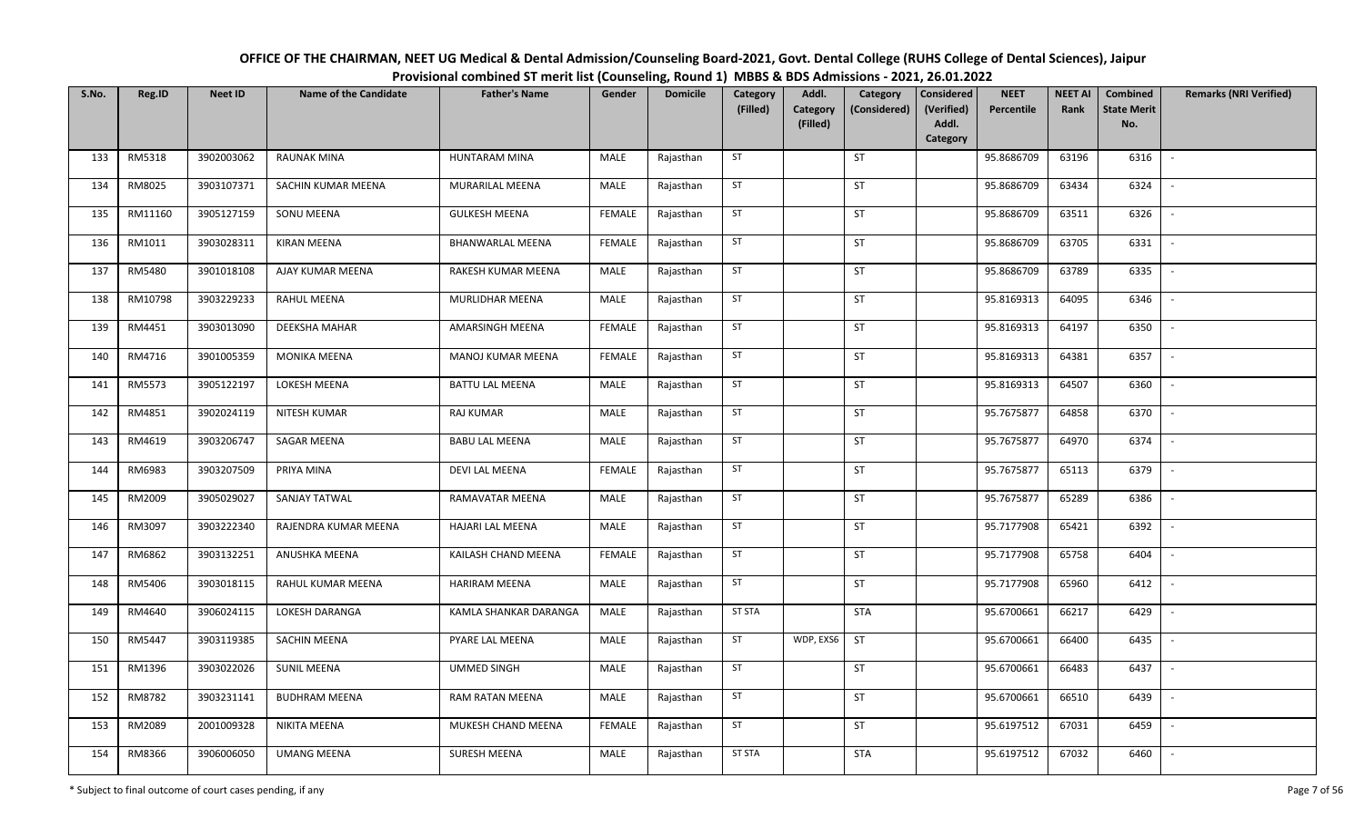# OFFICE OF THE CHAIRMAN, NEET UG Medical & Dental Admission/Counseling Board-2021, Govt. Dental College (RUHS College of Dental Sciences), Jaipur

## Provisional combined ST merit list (Counseling, Round 1) MBBS & BDS Admissions - 2021, 26.01.2022

| S.No. | Reg.ID | Neet ID | Name of the Candidate | Father's Name | Gender | Domicile | Category (Filled) | Addl. Category (Filled) | Category (Considered) | Considered (Verified) Addl. Category | NEET Percentile | NEET AI Rank | Combined State Merit No. | Remarks (NRI Verified) |
|---|---|---|---|---|---|---|---|---|---|---|---|---|---|---|
| 133 | RM5318 | 3902003062 | RAUNAK MINA | HUNTARAM MINA | MALE | Rajasthan | ST | | ST | | 95.8686709 | 63196 | 6316 | - |
| 134 | RM8025 | 3903107371 | SACHIN KUMAR MEENA | MURARILAL MEENA | MALE | Rajasthan | ST | | ST | | 95.8686709 | 63434 | 6324 | - |
| 135 | RM11160 | 3905127159 | SONU MEENA | GULKESH MEENA | FEMALE | Rajasthan | ST | | ST | | 95.8686709 | 63511 | 6326 | - |
| 136 | RM1011 | 3903028311 | KIRAN MEENA | BHANWARLAL MEENA | FEMALE | Rajasthan | ST | | ST | | 95.8686709 | 63705 | 6331 | - |
| 137 | RM5480 | 3901018108 | AJAY KUMAR MEENA | RAKESH KUMAR MEENA | MALE | Rajasthan | ST | | ST | | 95.8686709 | 63789 | 6335 | - |
| 138 | RM10798 | 3903229233 | RAHUL MEENA | MURLIDHAR MEENA | MALE | Rajasthan | ST | | ST | | 95.8169313 | 64095 | 6346 | - |
| 139 | RM4451 | 3903013090 | DEEKSHA MAHAR | AMARSINGH MEENA | FEMALE | Rajasthan | ST | | ST | | 95.8169313 | 64197 | 6350 | - |
| 140 | RM4716 | 3901005359 | MONIKA MEENA | MANOJ KUMAR MEENA | FEMALE | Rajasthan | ST | | ST | | 95.8169313 | 64381 | 6357 | - |
| 141 | RM5573 | 3905122197 | LOKESH MEENA | BATTU LAL MEENA | MALE | Rajasthan | ST | | ST | | 95.8169313 | 64507 | 6360 | - |
| 142 | RM4851 | 3902024119 | NITESH KUMAR | RAJ KUMAR | MALE | Rajasthan | ST | | ST | | 95.7675877 | 64858 | 6370 | - |
| 143 | RM4619 | 3903206747 | SAGAR MEENA | BABU LAL MEENA | MALE | Rajasthan | ST | | ST | | 95.7675877 | 64970 | 6374 | - |
| 144 | RM6983 | 3903207509 | PRIYA MINA | DEVI LAL MEENA | FEMALE | Rajasthan | ST | | ST | | 95.7675877 | 65113 | 6379 | - |
| 145 | RM2009 | 3905029027 | SANJAY TATWAL | RAMAVATAR MEENA | MALE | Rajasthan | ST | | ST | | 95.7675877 | 65289 | 6386 | - |
| 146 | RM3097 | 3903222340 | RAJENDRA KUMAR MEENA | HAJARI LAL MEENA | MALE | Rajasthan | ST | | ST | | 95.7177908 | 65421 | 6392 | - |
| 147 | RM6862 | 3903132251 | ANUSHKA MEENA | KAILASH CHAND MEENA | FEMALE | Rajasthan | ST | | ST | | 95.7177908 | 65758 | 6404 | - |
| 148 | RM5406 | 3903018115 | RAHUL KUMAR MEENA | HARIRAM MEENA | MALE | Rajasthan | ST | | ST | | 95.7177908 | 65960 | 6412 | - |
| 149 | RM4640 | 3906024115 | LOKESH DARANGA | KAMLA SHANKAR DARANGA | MALE | Rajasthan | ST STA | | STA | | 95.6700661 | 66217 | 6429 | - |
| 150 | RM5447 | 3903119385 | SACHIN MEENA | PYARE LAL MEENA | MALE | Rajasthan | ST | WDP, EXS6 | ST | | 95.6700661 | 66400 | 6435 | - |
| 151 | RM1396 | 3903022026 | SUNIL MEENA | UMMED SINGH | MALE | Rajasthan | ST | | ST | | 95.6700661 | 66483 | 6437 | - |
| 152 | RM8782 | 3903231141 | BUDHRAM MEENA | RAM RATAN MEENA | MALE | Rajasthan | ST | | ST | | 95.6700661 | 66510 | 6439 | - |
| 153 | RM2089 | 2001009328 | NIKITA MEENA | MUKESH CHAND MEENA | FEMALE | Rajasthan | ST | | ST | | 95.6197512 | 67031 | 6459 | - |
| 154 | RM8366 | 3906006050 | UMANG MEENA | SURESH MEENA | MALE | Rajasthan | ST STA | | STA | | 95.6197512 | 67032 | 6460 | - |

\* Subject to final outcome of court cases pending, if any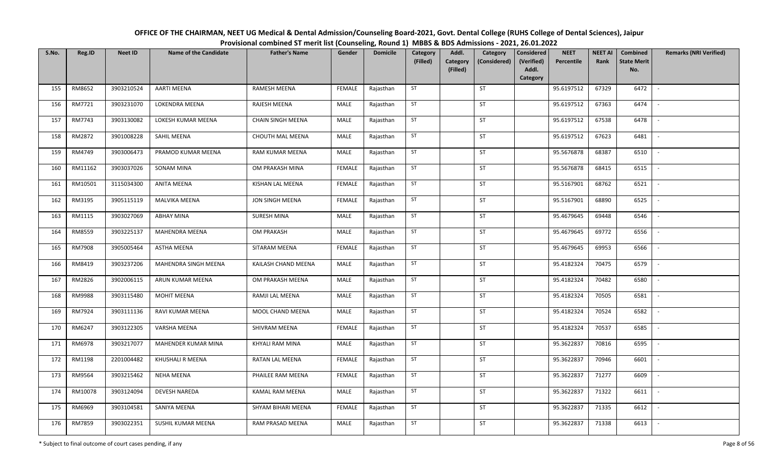# OFFICE OF THE CHAIRMAN, NEET UG Medical & Dental Admission/Counseling Board-2021, Govt. Dental College (RUHS College of Dental Sciences), Jaipur

## Provisional combined ST merit list (Counseling, Round 1) MBBS & BDS Admissions - 2021, 26.01.2022

| S.No. | Reg.ID | Neet ID | Name of the Candidate | Father's Name | Gender | Domicile | Category (Filled) | Addl. Category (Filled) | Category (Considered) | Considered (Verified) Addl. Category | NEET Percentile | NEET AI Rank | Combined State Merit No. | Remarks (NRI Verified) |
|---|---|---|---|---|---|---|---|---|---|---|---|---|---|---|
| 155 | RM8652 | 3903210524 | AARTI MEENA | RAMESH MEENA | FEMALE | Rajasthan | ST | | ST | | 95.6197512 | 67329 | 6472 | - |
| 156 | RM7721 | 3903231070 | LOKENDRA MEENA | RAJESH MEENA | MALE | Rajasthan | ST | | ST | | 95.6197512 | 67363 | 6474 | - |
| 157 | RM7743 | 3903130082 | LOKESH KUMAR MEENA | CHAIN SINGH MEENA | MALE | Rajasthan | ST | | ST | | 95.6197512 | 67538 | 6478 | - |
| 158 | RM2872 | 3901008228 | SAHIL MEENA | CHOUTH MAL MEENA | MALE | Rajasthan | ST | | ST | | 95.6197512 | 67623 | 6481 | - |
| 159 | RM4749 | 3903006473 | PRAMOD KUMAR MEENA | RAM KUMAR MEENA | MALE | Rajasthan | ST | | ST | | 95.5676878 | 68387 | 6510 | - |
| 160 | RM11162 | 3903037026 | SONAM MINA | OM PRAKASH MINA | FEMALE | Rajasthan | ST | | ST | | 95.5676878 | 68415 | 6515 | - |
| 161 | RM10501 | 3115034300 | ANITA MEENA | KISHAN LAL MEENA | FEMALE | Rajasthan | ST | | ST | | 95.5167901 | 68762 | 6521 | - |
| 162 | RM3195 | 3905115119 | MALVIKA MEENA | JON SINGH MEENA | FEMALE | Rajasthan | ST | | ST | | 95.5167901 | 68890 | 6525 | - |
| 163 | RM1115 | 3903027069 | ABHAY MINA | SURESH MINA | MALE | Rajasthan | ST | | ST | | 95.4679645 | 69448 | 6546 | - |
| 164 | RM8559 | 3903225137 | MAHENDRA MEENA | OM PRAKASH | MALE | Rajasthan | ST | | ST | | 95.4679645 | 69772 | 6556 | - |
| 165 | RM7908 | 3905005464 | ASTHA MEENA | SITARAM MEENA | FEMALE | Rajasthan | ST | | ST | | 95.4679645 | 69953 | 6566 | - |
| 166 | RM8419 | 3903237206 | MAHENDRA SINGH MEENA | KAILASH CHAND MEENA | MALE | Rajasthan | ST | | ST | | 95.4182324 | 70475 | 6579 | - |
| 167 | RM2826 | 3902006115 | ARUN KUMAR MEENA | OM PRAKASH MEENA | MALE | Rajasthan | ST | | ST | | 95.4182324 | 70482 | 6580 | - |
| 168 | RM9988 | 3903115480 | MOHIT MEENA | RAMJI LAL MEENA | MALE | Rajasthan | ST | | ST | | 95.4182324 | 70505 | 6581 | - |
| 169 | RM7924 | 3903111136 | RAVI KUMAR MEENA | MOOL CHAND MEENA | MALE | Rajasthan | ST | | ST | | 95.4182324 | 70524 | 6582 | - |
| 170 | RM6247 | 3903122305 | VARSHA MEENA | SHIVRAM MEENA | FEMALE | Rajasthan | ST | | ST | | 95.4182324 | 70537 | 6585 | - |
| 171 | RM6978 | 3903217077 | MAHENDER KUMAR MINA | KHYALI RAM MINA | MALE | Rajasthan | ST | | ST | | 95.3622837 | 70816 | 6595 | - |
| 172 | RM1198 | 2201004482 | KHUSHALI R MEENA | RATAN LAL MEENA | FEMALE | Rajasthan | ST | | ST | | 95.3622837 | 70946 | 6601 | - |
| 173 | RM9564 | 3903215462 | NEHA MEENA | PHAILEE RAM MEENA | FEMALE | Rajasthan | ST | | ST | | 95.3622837 | 71277 | 6609 | - |
| 174 | RM10078 | 3903124094 | DEVESH NAREDA | KAMAL RAM MEENA | MALE | Rajasthan | ST | | ST | | 95.3622837 | 71322 | 6611 | - |
| 175 | RM6969 | 3903104581 | SANIYA MEENA | SHYAM BIHARI MEENA | FEMALE | Rajasthan | ST | | ST | | 95.3622837 | 71335 | 6612 | - |
| 176 | RM7859 | 3903022351 | SUSHIL KUMAR MEENA | RAM PRASAD MEENA | MALE | Rajasthan | ST | | ST | | 95.3622837 | 71338 | 6613 | - |

* Subject to final outcome of court cases pending, if any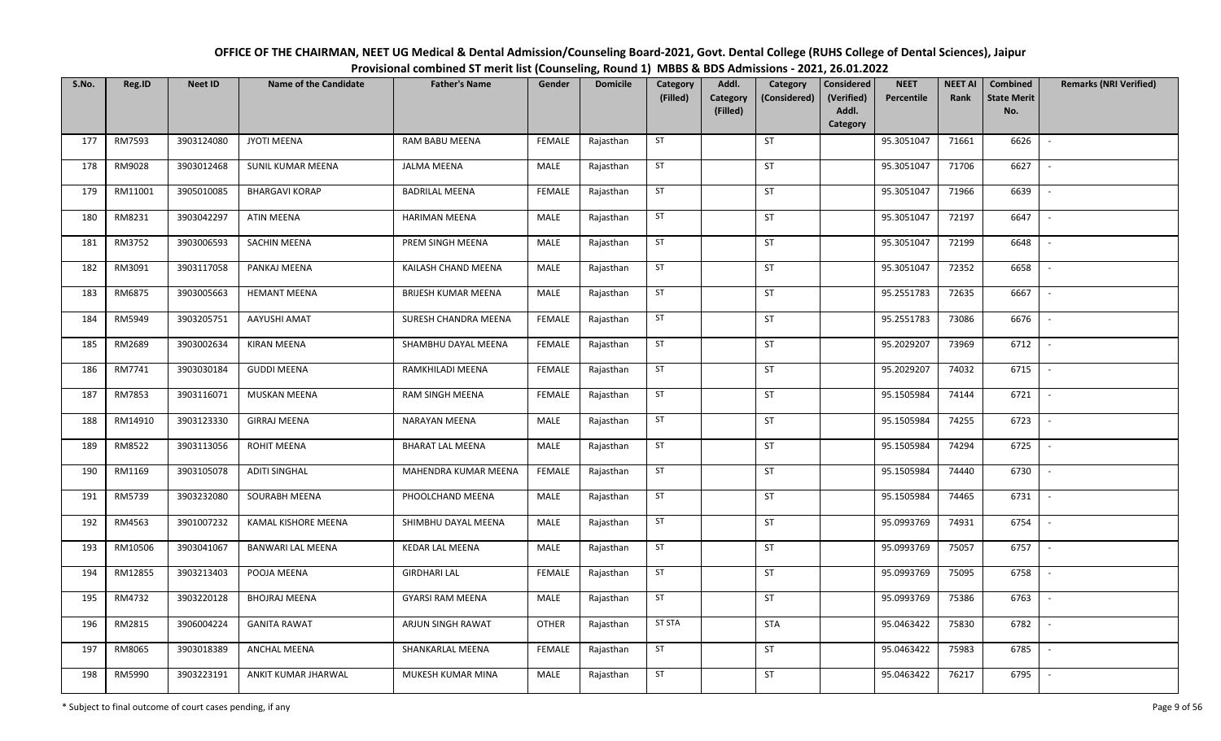# OFFICE OF THE CHAIRMAN, NEET UG Medical & Dental Admission/Counseling Board-2021, Govt. Dental College (RUHS College of Dental Sciences), Jaipur

## Provisional combined ST merit list (Counseling, Round 1) MBBS & BDS Admissions - 2021, 26.01.2022

| S.No. | Reg.ID | Neet ID | Name of the Candidate | Father's Name | Gender | Domicile | Category (Filled) | Addl. Category (Filled) | Category (Considered) | Considered (Verified) Addl. Category | NEET Percentile | NEET AI Rank | Combined State Merit No. | Remarks (NRI Verified) |
|---|---|---|---|---|---|---|---|---|---|---|---|---|---|---|
| 177 | RM7593 | 3903124080 | JYOTI MEENA | RAM BABU MEENA | FEMALE | Rajasthan | ST | | ST | | 95.3051047 | 71661 | 6626 | - |
| 178 | RM9028 | 3903012468 | SUNIL KUMAR MEENA | JALMA MEENA | MALE | Rajasthan | ST | | ST | | 95.3051047 | 71706 | 6627 | - |
| 179 | RM11001 | 3905010085 | BHARGAVI KORAP | BADRILAL MEENA | FEMALE | Rajasthan | ST | | ST | | 95.3051047 | 71966 | 6639 | - |
| 180 | RM8231 | 3903042297 | ATIN MEENA | HARIMAN MEENA | MALE | Rajasthan | ST | | ST | | 95.3051047 | 72197 | 6647 | - |
| 181 | RM3752 | 3903006593 | SACHIN MEENA | PREM SINGH MEENA | MALE | Rajasthan | ST | | ST | | 95.3051047 | 72199 | 6648 | - |
| 182 | RM3091 | 3903117058 | PANKAJ MEENA | KAILASH CHAND MEENA | MALE | Rajasthan | ST | | ST | | 95.3051047 | 72352 | 6658 | - |
| 183 | RM6875 | 3903005663 | HEMANT MEENA | BRIJESH KUMAR MEENA | MALE | Rajasthan | ST | | ST | | 95.2551783 | 72635 | 6667 | - |
| 184 | RM5949 | 3903205751 | AAYUSHI AMAT | SURESH CHANDRA MEENA | FEMALE | Rajasthan | ST | | ST | | 95.2551783 | 73086 | 6676 | - |
| 185 | RM2689 | 3903002634 | KIRAN MEENA | SHAMBHU DAYAL MEENA | FEMALE | Rajasthan | ST | | ST | | 95.2029207 | 73969 | 6712 | - |
| 186 | RM7741 | 3903030184 | GUDDI MEENA | RAMKHILADI MEENA | FEMALE | Rajasthan | ST | | ST | | 95.2029207 | 74032 | 6715 | - |
| 187 | RM7853 | 3903116071 | MUSKAN MEENA | RAM SINGH MEENA | FEMALE | Rajasthan | ST | | ST | | 95.1505984 | 74144 | 6721 | - |
| 188 | RM14910 | 3903123330 | GIRRAJ MEENA | NARAYAN MEENA | MALE | Rajasthan | ST | | ST | | 95.1505984 | 74255 | 6723 | - |
| 189 | RM8522 | 3903113056 | ROHIT MEENA | BHARAT LAL MEENA | MALE | Rajasthan | ST | | ST | | 95.1505984 | 74294 | 6725 | - |
| 190 | RM1169 | 3903105078 | ADITI SINGHAL | MAHENDRA KUMAR MEENA | FEMALE | Rajasthan | ST | | ST | | 95.1505984 | 74440 | 6730 | - |
| 191 | RM5739 | 3903232080 | SOURABH MEENA | PHOOLCHAND MEENA | MALE | Rajasthan | ST | | ST | | 95.1505984 | 74465 | 6731 | - |
| 192 | RM4563 | 3901007232 | KAMAL KISHORE MEENA | SHIMBHU DAYAL MEENA | MALE | Rajasthan | ST | | ST | | 95.0993769 | 74931 | 6754 | - |
| 193 | RM10506 | 3903041067 | BANWARI LAL MEENA | KEDAR LAL MEENA | MALE | Rajasthan | ST | | ST | | 95.0993769 | 75057 | 6757 | - |
| 194 | RM12855 | 3903213403 | POOJA MEENA | GIRDHARI LAL | FEMALE | Rajasthan | ST | | ST | | 95.0993769 | 75095 | 6758 | - |
| 195 | RM4732 | 3903220128 | BHOJRAJ MEENA | GYARSI RAM MEENA | MALE | Rajasthan | ST | | ST | | 95.0993769 | 75386 | 6763 | - |
| 196 | RM2815 | 3906004224 | GANITA RAWAT | ARJUN SINGH RAWAT | OTHER | Rajasthan | ST STA | | STA | | 95.0463422 | 75830 | 6782 | - |
| 197 | RM8065 | 3903018389 | ANCHAL MEENA | SHANKARLAL MEENA | FEMALE | Rajasthan | ST | | ST | | 95.0463422 | 75983 | 6785 | - |
| 198 | RM5990 | 3903223191 | ANKIT KUMAR JHARWAL | MUKESH KUMAR MINA | MALE | Rajasthan | ST | | ST | | 95.0463422 | 76217 | 6795 | - |

\* Subject to final outcome of court cases pending, if any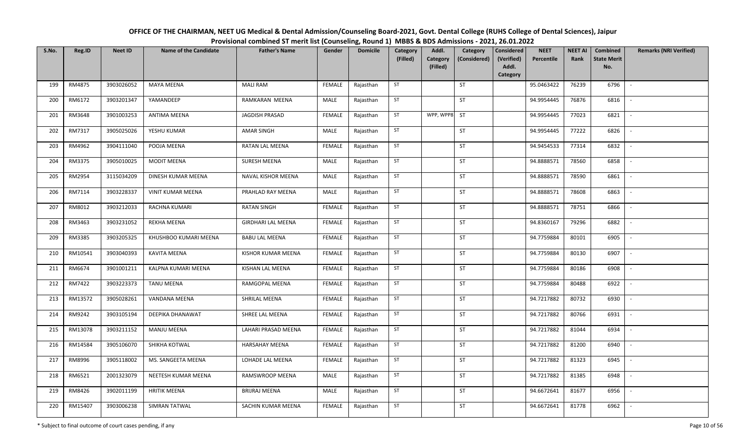# OFFICE OF THE CHAIRMAN, NEET UG Medical & Dental Admission/Counseling Board-2021, Govt. Dental College (RUHS College of Dental Sciences), Jaipur

## Provisional combined ST merit list (Counseling, Round 1) MBBS & BDS Admissions - 2021, 26.01.2022

| S.No. | Reg.ID | Neet ID | Name of the Candidate | Father's Name | Gender | Domicile | Category (Filled) | Addl. Category (Filled) | Category (Considered) | Considered (Verified) Addl. Category | NEET Percentile | NEET AI Rank | Combined State Merit No. | Remarks (NRI Verified) |
|---|---|---|---|---|---|---|---|---|---|---|---|---|---|---|
| 199 | RM4875 | 3903026052 | MAYA MEENA | MALI RAM | FEMALE | Rajasthan | ST | | ST | | 95.0463422 | 76239 | 6796 | - |
| 200 | RM6172 | 3903201347 | YAMANDEEP | RAMKARAN MEENA | MALE | Rajasthan | ST | | ST | | 94.9954445 | 76876 | 6816 | - |
| 201 | RM3648 | 3901003253 | ANTIMA MEENA | JAGDISH PRASAD | FEMALE | Rajasthan | ST | WPP, WPP8 | ST | | 94.9954445 | 77023 | 6821 | - |
| 202 | RM7317 | 3905025026 | YESHU KUMAR | AMAR SINGH | MALE | Rajasthan | ST | | ST | | 94.9954445 | 77222 | 6826 | - |
| 203 | RM4962 | 3904111040 | POOJA MEENA | RATAN LAL MEENA | FEMALE | Rajasthan | ST | | ST | | 94.9454533 | 77314 | 6832 | - |
| 204 | RM3375 | 3905010025 | MODIT MEENA | SURESH MEENA | MALE | Rajasthan | ST | | ST | | 94.8888571 | 78560 | 6858 | - |
| 205 | RM2954 | 3115034209 | DINESH KUMAR MEENA | NAVAL KISHOR MEENA | MALE | Rajasthan | ST | | ST | | 94.8888571 | 78590 | 6861 | - |
| 206 | RM7114 | 3903228337 | VINIT KUMAR MEENA | PRAHLAD RAY MEENA | MALE | Rajasthan | ST | | ST | | 94.8888571 | 78608 | 6863 | - |
| 207 | RM8012 | 3903212033 | RACHNA KUMARI | RATAN SINGH | FEMALE | Rajasthan | ST | | ST | | 94.8888571 | 78751 | 6866 | - |
| 208 | RM3463 | 3903231052 | REKHA MEENA | GIRDHARI LAL MEENA | FEMALE | Rajasthan | ST | | ST | | 94.8360167 | 79296 | 6882 | - |
| 209 | RM3385 | 3903205325 | KHUSHBOO KUMARI MEENA | BABU LAL MEENA | FEMALE | Rajasthan | ST | | ST | | 94.7759884 | 80101 | 6905 | - |
| 210 | RM10541 | 3903040393 | KAVITA MEENA | KISHOR KUMAR MEENA | FEMALE | Rajasthan | ST | | ST | | 94.7759884 | 80130 | 6907 | - |
| 211 | RM6674 | 3901001211 | KALPNA KUMARI MEENA | KISHAN LAL MEENA | FEMALE | Rajasthan | ST | | ST | | 94.7759884 | 80186 | 6908 | - |
| 212 | RM7422 | 3903223373 | TANU MEENA | RAMGOPAL MEENA | FEMALE | Rajasthan | ST | | ST | | 94.7759884 | 80488 | 6922 | - |
| 213 | RM13572 | 3905028261 | VANDANA MEENA | SHRILAL MEENA | FEMALE | Rajasthan | ST | | ST | | 94.7217882 | 80732 | 6930 | - |
| 214 | RM9242 | 3903105194 | DEEPIKA DHANAWAT | SHREE LAL MEENA | FEMALE | Rajasthan | ST | | ST | | 94.7217882 | 80766 | 6931 | - |
| 215 | RM13078 | 3903211152 | MANJU MEENA | LAHARI PRASAD MEENA | FEMALE | Rajasthan | ST | | ST | | 94.7217882 | 81044 | 6934 | - |
| 216 | RM14584 | 3905106070 | SHIKHA KOTWAL | HARSAHAY MEENA | FEMALE | Rajasthan | ST | | ST | | 94.7217882 | 81200 | 6940 | - |
| 217 | RM8996 | 3905118002 | MS. SANGEETA MEENA | LOHADE LAL MEENA | FEMALE | Rajasthan | ST | | ST | | 94.7217882 | 81323 | 6945 | - |
| 218 | RM6521 | 2001323079 | NEETESH KUMAR MEENA | RAMSWROOP MEENA | MALE | Rajasthan | ST | | ST | | 94.7217882 | 81385 | 6948 | - |
| 219 | RM8426 | 3902011199 | HRITIK MEENA | BRIJRAJ MEENA | MALE | Rajasthan | ST | | ST | | 94.6672641 | 81677 | 6956 | - |
| 220 | RM15407 | 3903006238 | SIMRAN TATWAL | SACHIN KUMAR MEENA | FEMALE | Rajasthan | ST | | ST | | 94.6672641 | 81778 | 6962 | - |

\* Subject to final outcome of court cases pending, if any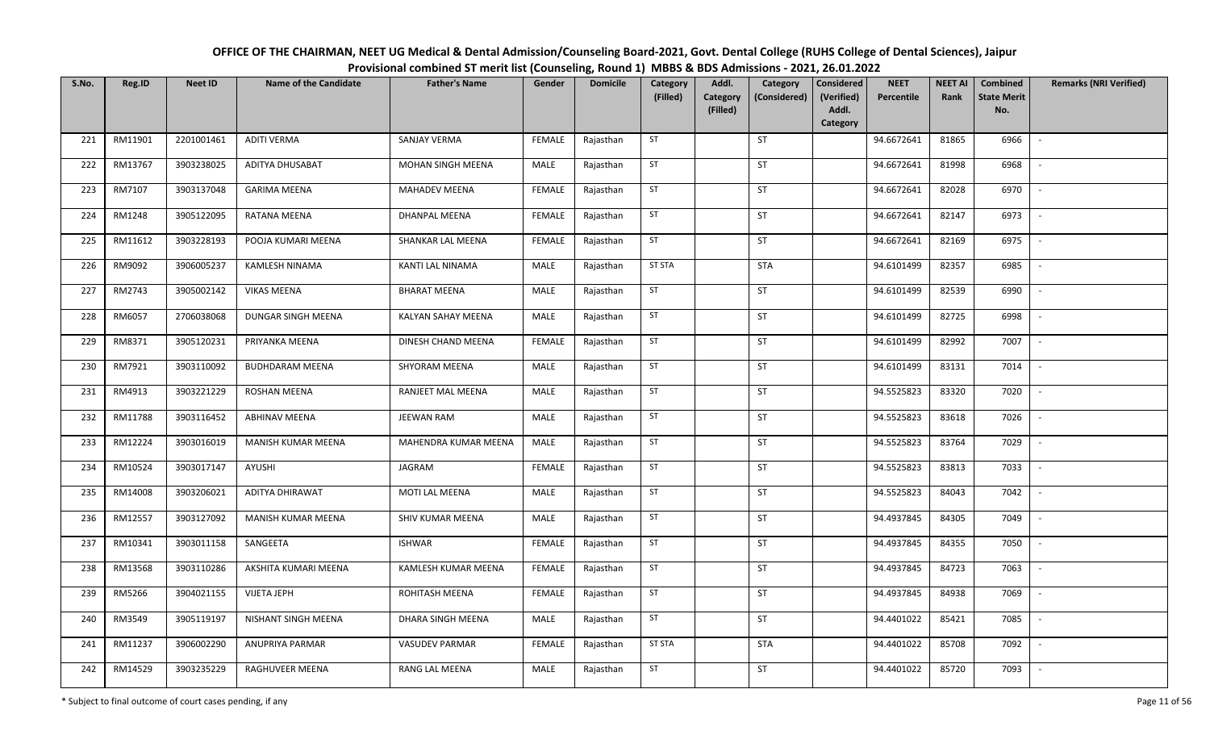# OFFICE OF THE CHAIRMAN, NEET UG Medical & Dental Admission/Counseling Board-2021, Govt. Dental College (RUHS College of Dental Sciences), Jaipur

## Provisional combined ST merit list (Counseling, Round 1) MBBS & BDS Admissions - 2021, 26.01.2022

| S.No. | Reg.ID | Neet ID | Name of the Candidate | Father's Name | Gender | Domicile | Category (Filled) | Addl. Category (Filled) | Category (Considered) | Considered (Verified) Addl. Category | NEET Percentile | NEET AI Rank | Combined State Merit No. | Remarks (NRI Verified) |
|---|---|---|---|---|---|---|---|---|---|---|---|---|---|---|
| 221 | RM11901 | 2201001461 | ADITI VERMA | SANJAY VERMA | FEMALE | Rajasthan | ST | | ST | | 94.6672641 | 81865 | 6966 | - |
| 222 | RM13767 | 3903238025 | ADITYA DHUSABAT | MOHAN SINGH MEENA | MALE | Rajasthan | ST | | ST | | 94.6672641 | 81998 | 6968 | - |
| 223 | RM7107 | 3903137048 | GARIMA MEENA | MAHADEV MEENA | FEMALE | Rajasthan | ST | | ST | | 94.6672641 | 82028 | 6970 | - |
| 224 | RM1248 | 3905122095 | RATANA MEENA | DHANPAL MEENA | FEMALE | Rajasthan | ST | | ST | | 94.6672641 | 82147 | 6973 | - |
| 225 | RM11612 | 3903228193 | POOJA KUMARI MEENA | SHANKAR LAL MEENA | FEMALE | Rajasthan | ST | | ST | | 94.6672641 | 82169 | 6975 | - |
| 226 | RM9092 | 3906005237 | KAMLESH NINAMA | KANTI LAL NINAMA | MALE | Rajasthan | ST STA | | STA | | 94.6101499 | 82357 | 6985 | - |
| 227 | RM2743 | 3905002142 | VIKAS MEENA | BHARAT MEENA | MALE | Rajasthan | ST | | ST | | 94.6101499 | 82539 | 6990 | - |
| 228 | RM6057 | 2706038068 | DUNGAR SINGH MEENA | KALYAN SAHAY MEENA | MALE | Rajasthan | ST | | ST | | 94.6101499 | 82725 | 6998 | - |
| 229 | RM8371 | 3905120231 | PRIYANKA MEENA | DINESH CHAND MEENA | FEMALE | Rajasthan | ST | | ST | | 94.6101499 | 82992 | 7007 | - |
| 230 | RM7921 | 3903110092 | BUDHDARAM MEENA | SHYORAM MEENA | MALE | Rajasthan | ST | | ST | | 94.6101499 | 83131 | 7014 | - |
| 231 | RM4913 | 3903221229 | ROSHAN MEENA | RANJEET MAL MEENA | MALE | Rajasthan | ST | | ST | | 94.5525823 | 83320 | 7020 | - |
| 232 | RM11788 | 3903116452 | ABHINAV MEENA | JEEWAN RAM | MALE | Rajasthan | ST | | ST | | 94.5525823 | 83618 | 7026 | - |
| 233 | RM12224 | 3903016019 | MANISH KUMAR MEENA | MAHENDRA KUMAR MEENA | MALE | Rajasthan | ST | | ST | | 94.5525823 | 83764 | 7029 | - |
| 234 | RM10524 | 3903017147 | AYUSHI | JAGRAM | FEMALE | Rajasthan | ST | | ST | | 94.5525823 | 83813 | 7033 | - |
| 235 | RM14008 | 3903206021 | ADITYA DHIRAWAT | MOTI LAL MEENA | MALE | Rajasthan | ST | | ST | | 94.5525823 | 84043 | 7042 | - |
| 236 | RM12557 | 3903127092 | MANISH KUMAR MEENA | SHIV KUMAR MEENA | MALE | Rajasthan | ST | | ST | | 94.4937845 | 84305 | 7049 | - |
| 237 | RM10341 | 3903011158 | SANGEETA | ISHWAR | FEMALE | Rajasthan | ST | | ST | | 94.4937845 | 84355 | 7050 | - |
| 238 | RM13568 | 3903110286 | AKSHITA KUMARI MEENA | KAMLESH KUMAR MEENA | FEMALE | Rajasthan | ST | | ST | | 94.4937845 | 84723 | 7063 | - |
| 239 | RM5266 | 3904021155 | VIJETA JEPH | ROHITASH MEENA | FEMALE | Rajasthan | ST | | ST | | 94.4937845 | 84938 | 7069 | - |
| 240 | RM3549 | 3905119197 | NISHANT SINGH MEENA | DHARA SINGH MEENA | MALE | Rajasthan | ST | | ST | | 94.4401022 | 85421 | 7085 | - |
| 241 | RM11237 | 3906002290 | ANUPRIYA PARMAR | VASUDEV PARMAR | FEMALE | Rajasthan | ST STA | | STA | | 94.4401022 | 85708 | 7092 | - |
| 242 | RM14529 | 3903235229 | RAGHUVEER MEENA | RANG LAL MEENA | MALE | Rajasthan | ST | | ST | | 94.4401022 | 85720 | 7093 | - |

\* Subject to final outcome of court cases pending, if any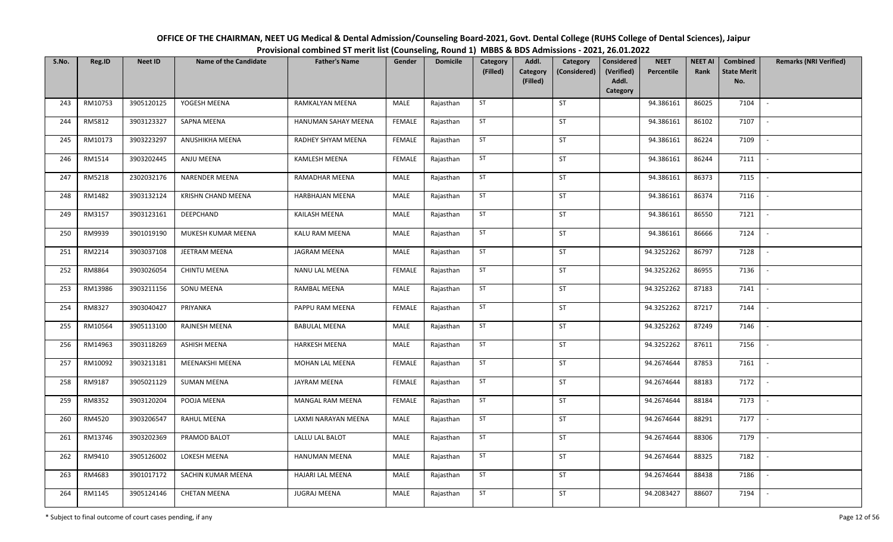# OFFICE OF THE CHAIRMAN, NEET UG Medical & Dental Admission/Counseling Board-2021, Govt. Dental College (RUHS College of Dental Sciences), Jaipur

## Provisional combined ST merit list (Counseling, Round 1) MBBS & BDS Admissions - 2021, 26.01.2022

| S.No. | Reg.ID | Neet ID | Name of the Candidate | Father's Name | Gender | Domicile | Category (Filled) | Addl. Category (Filled) | Category (Considered) | Considered (Verified) Addl. Category | NEET Percentile | NEET AI Rank | Combined State Merit No. | Remarks (NRI Verified) |
|---|---|---|---|---|---|---|---|---|---|---|---|---|---|---|
| 243 | RM10753 | 3905120125 | YOGESH MEENA | RAMKALYAN MEENA | MALE | Rajasthan | ST | | ST | | 94.386161 | 86025 | 7104 | - |
| 244 | RM5812 | 3903123327 | SAPNA MEENA | HANUMAN SAHAY MEENA | FEMALE | Rajasthan | ST | | ST | | 94.386161 | 86102 | 7107 | - |
| 245 | RM10173 | 3903223297 | ANUSHIKHA MEENA | RADHEY SHYAM MEENA | FEMALE | Rajasthan | ST | | ST | | 94.386161 | 86224 | 7109 | - |
| 246 | RM1514 | 3903202445 | ANJU MEENA | KAMLESH MEENA | FEMALE | Rajasthan | ST | | ST | | 94.386161 | 86244 | 7111 | - |
| 247 | RM5218 | 2302032176 | NARENDER MEENA | RAMADHAR MEENA | MALE | Rajasthan | ST | | ST | | 94.386161 | 86373 | 7115 | - |
| 248 | RM1482 | 3903132124 | KRISHN CHAND MEENA | HARBHAJAN MEENA | MALE | Rajasthan | ST | | ST | | 94.386161 | 86374 | 7116 | - |
| 249 | RM3157 | 3903123161 | DEEPCHAND | KAILASH MEENA | MALE | Rajasthan | ST | | ST | | 94.386161 | 86550 | 7121 | - |
| 250 | RM9939 | 3901019190 | MUKESH KUMAR MEENA | KALU RAM MEENA | MALE | Rajasthan | ST | | ST | | 94.386161 | 86666 | 7124 | - |
| 251 | RM2214 | 3903037108 | JEETRAM MEENA | JAGRAM MEENA | MALE | Rajasthan | ST | | ST | | 94.3252262 | 86797 | 7128 | - |
| 252 | RM8864 | 3903026054 | CHINTU MEENA | NANU LAL MEENA | FEMALE | Rajasthan | ST | | ST | | 94.3252262 | 86955 | 7136 | - |
| 253 | RM13986 | 3903211156 | SONU MEENA | RAMBAL MEENA | MALE | Rajasthan | ST | | ST | | 94.3252262 | 87183 | 7141 | - |
| 254 | RM8327 | 3903040427 | PRIYANKA | PAPPU RAM MEENA | FEMALE | Rajasthan | ST | | ST | | 94.3252262 | 87217 | 7144 | - |
| 255 | RM10564 | 3905113100 | RAJNESH MEENA | BABULAL MEENA | MALE | Rajasthan | ST | | ST | | 94.3252262 | 87249 | 7146 | - |
| 256 | RM14963 | 3903118269 | ASHISH MEENA | HARKESH MEENA | MALE | Rajasthan | ST | | ST | | 94.3252262 | 87611 | 7156 | - |
| 257 | RM10092 | 3903213181 | MEENAKSHI MEENA | MOHAN LAL MEENA | FEMALE | Rajasthan | ST | | ST | | 94.2674644 | 87853 | 7161 | - |
| 258 | RM9187 | 3905021129 | SUMAN MEENA | JAYRAM MEENA | FEMALE | Rajasthan | ST | | ST | | 94.2674644 | 88183 | 7172 | - |
| 259 | RM8352 | 3903120204 | POOJA MEENA | MANGAL RAM MEENA | FEMALE | Rajasthan | ST | | ST | | 94.2674644 | 88184 | 7173 | - |
| 260 | RM4520 | 3903206547 | RAHUL MEENA | LAXMI NARAYAN MEENA | MALE | Rajasthan | ST | | ST | | 94.2674644 | 88291 | 7177 | - |
| 261 | RM13746 | 3903202369 | PRAMOD BALOT | LALLU LAL BALOT | MALE | Rajasthan | ST | | ST | | 94.2674644 | 88306 | 7179 | - |
| 262 | RM9410 | 3905126002 | LOKESH MEENA | HANUMAN MEENA | MALE | Rajasthan | ST | | ST | | 94.2674644 | 88325 | 7182 | - |
| 263 | RM4683 | 3901017172 | SACHIN KUMAR MEENA | HAJARI LAL MEENA | MALE | Rajasthan | ST | | ST | | 94.2674644 | 88438 | 7186 | - |
| 264 | RM1145 | 3905124146 | CHETAN MEENA | JUGRAJ MEENA | MALE | Rajasthan | ST | | ST | | 94.2083427 | 88607 | 7194 | - |

\* Subject to final outcome of court cases pending, if any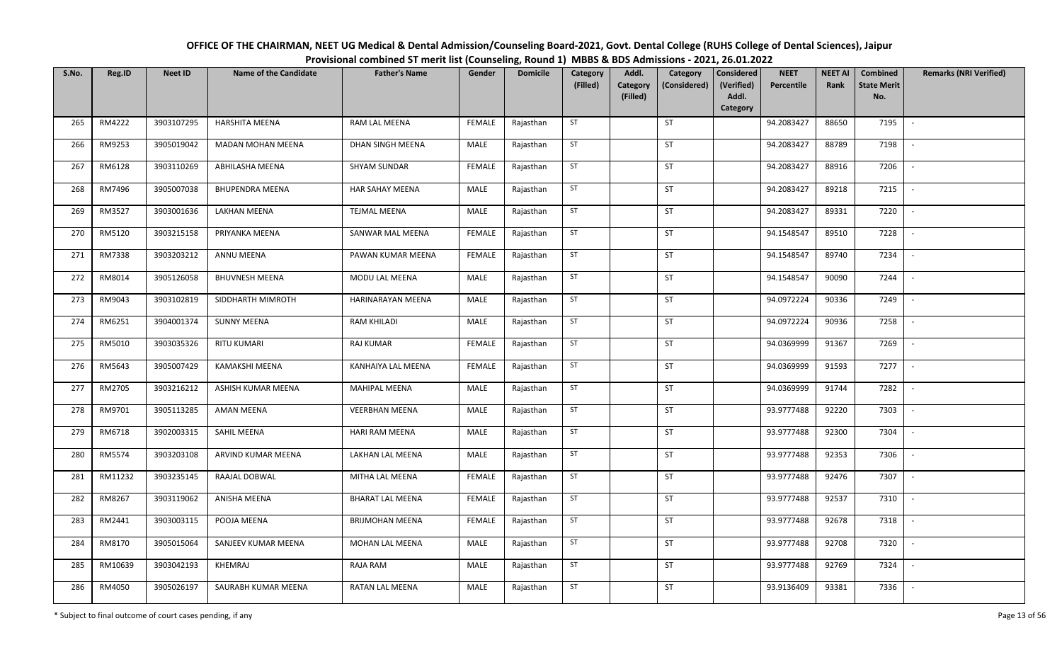# OFFICE OF THE CHAIRMAN, NEET UG Medical & Dental Admission/Counseling Board-2021, Govt. Dental College (RUHS College of Dental Sciences), Jaipur

## Provisional combined ST merit list (Counseling, Round 1) MBBS & BDS Admissions - 2021, 26.01.2022

| S.No. | Reg.ID | Neet ID | Name of the Candidate | Father's Name | Gender | Domicile | Category (Filled) | Addl. Category (Filled) | Category (Considered) | Considered (Verified) Addl. Category | NEET Percentile | NEET AI Rank | Combined State Merit No. | Remarks (NRI Verified) |
|---|---|---|---|---|---|---|---|---|---|---|---|---|---|---|
| 265 | RM4222 | 3903107295 | HARSHITA MEENA | RAM LAL MEENA | FEMALE | Rajasthan | ST | | ST | | 94.2083427 | 88650 | 7195 | - |
| 266 | RM9253 | 3905019042 | MADAN MOHAN MEENA | DHAN SINGH MEENA | MALE | Rajasthan | ST | | ST | | 94.2083427 | 88789 | 7198 | - |
| 267 | RM6128 | 3903110269 | ABHILASHA MEENA | SHYAM SUNDAR | FEMALE | Rajasthan | ST | | ST | | 94.2083427 | 88916 | 7206 | - |
| 268 | RM7496 | 3905007038 | BHUPENDRA MEENA | HAR SAHAY MEENA | MALE | Rajasthan | ST | | ST | | 94.2083427 | 89218 | 7215 | - |
| 269 | RM3527 | 3903001636 | LAKHAN MEENA | TEJMAL MEENA | MALE | Rajasthan | ST | | ST | | 94.2083427 | 89331 | 7220 | - |
| 270 | RM5120 | 3903215158 | PRIYANKA MEENA | SANWAR MAL MEENA | FEMALE | Rajasthan | ST | | ST | | 94.1548547 | 89510 | 7228 | - |
| 271 | RM7338 | 3903203212 | ANNU MEENA | PAWAN KUMAR MEENA | FEMALE | Rajasthan | ST | | ST | | 94.1548547 | 89740 | 7234 | - |
| 272 | RM8014 | 3905126058 | BHUVNESH MEENA | MODU LAL MEENA | MALE | Rajasthan | ST | | ST | | 94.1548547 | 90090 | 7244 | - |
| 273 | RM9043 | 3903102819 | SIDDHARTH MIMROTH | HARINARAYAN MEENA | MALE | Rajasthan | ST | | ST | | 94.0972224 | 90336 | 7249 | - |
| 274 | RM6251 | 3904001374 | SUNNY MEENA | RAM KHILADI | MALE | Rajasthan | ST | | ST | | 94.0972224 | 90936 | 7258 | - |
| 275 | RM5010 | 3903035326 | RITU KUMARI | RAJ KUMAR | FEMALE | Rajasthan | ST | | ST | | 94.0369999 | 91367 | 7269 | - |
| 276 | RM5643 | 3905007429 | KAMAKSHI MEENA | KANHAIYA LAL MEENA | FEMALE | Rajasthan | ST | | ST | | 94.0369999 | 91593 | 7277 | - |
| 277 | RM2705 | 3903216212 | ASHISH KUMAR MEENA | MAHIPAL MEENA | MALE | Rajasthan | ST | | ST | | 94.0369999 | 91744 | 7282 | - |
| 278 | RM9701 | 3905113285 | AMAN MEENA | VEERBHAN MEENA | MALE | Rajasthan | ST | | ST | | 93.9777488 | 92220 | 7303 | - |
| 279 | RM6718 | 3902003315 | SAHIL MEENA | HARI RAM MEENA | MALE | Rajasthan | ST | | ST | | 93.9777488 | 92300 | 7304 | - |
| 280 | RM5574 | 3903203108 | ARVIND KUMAR MEENA | LAKHAN LAL MEENA | MALE | Rajasthan | ST | | ST | | 93.9777488 | 92353 | 7306 | - |
| 281 | RM11232 | 3903235145 | RAAJAL DOBWAL | MITHA LAL MEENA | FEMALE | Rajasthan | ST | | ST | | 93.9777488 | 92476 | 7307 | - |
| 282 | RM8267 | 3903119062 | ANISHA MEENA | BHARAT LAL MEENA | FEMALE | Rajasthan | ST | | ST | | 93.9777488 | 92537 | 7310 | - |
| 283 | RM2441 | 3903003115 | POOJA MEENA | BRIJMOHAN MEENA | FEMALE | Rajasthan | ST | | ST | | 93.9777488 | 92678 | 7318 | - |
| 284 | RM8170 | 3905015064 | SANJEEV KUMAR MEENA | MOHAN LAL MEENA | MALE | Rajasthan | ST | | ST | | 93.9777488 | 92708 | 7320 | - |
| 285 | RM10639 | 3903042193 | KHEMRAJ | RAJA RAM | MALE | Rajasthan | ST | | ST | | 93.9777488 | 92769 | 7324 | - |
| 286 | RM4050 | 3905026197 | SAURABH KUMAR MEENA | RATAN LAL MEENA | MALE | Rajasthan | ST | | ST | | 93.9136409 | 93381 | 7336 | - |

\* Subject to final outcome of court cases pending, if any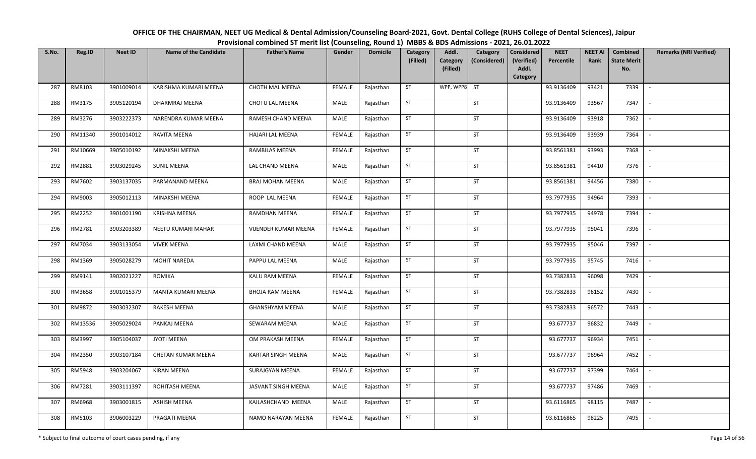# OFFICE OF THE CHAIRMAN, NEET UG Medical & Dental Admission/Counseling Board-2021, Govt. Dental College (RUHS College of Dental Sciences), Jaipur

## Provisional combined ST merit list (Counseling, Round 1) MBBS & BDS Admissions - 2021, 26.01.2022

| S.No. | Reg.ID | Neet ID | Name of the Candidate | Father's Name | Gender | Domicile | Category (Filled) | Addl. Category (Filled) | Category (Considered) | Considered (Verified) Addl. Category | NEET Percentile | NEET AI Rank | Combined State Merit No. | Remarks (NRI Verified) |
|---|---|---|---|---|---|---|---|---|---|---|---|---|---|---|
| 287 | RM8103 | 3901009014 | KARISHMA KUMARI MEENA | CHOTH MAL MEENA | FEMALE | Rajasthan | ST | WPP, WPP8 | ST | | 93.9136409 | 93421 | 7339 | - |
| 288 | RM3175 | 3905120194 | DHARMRAJ MEENA | CHOTU LAL MEENA | MALE | Rajasthan | ST | | ST | | 93.9136409 | 93567 | 7347 | - |
| 289 | RM3276 | 3903222373 | NARENDRA KUMAR MEENA | RAMESH CHAND MEENA | MALE | Rajasthan | ST | | ST | | 93.9136409 | 93918 | 7362 | - |
| 290 | RM11340 | 3901014012 | RAVITA MEENA | HAJARI LAL MEENA | FEMALE | Rajasthan | ST | | ST | | 93.9136409 | 93939 | 7364 | - |
| 291 | RM10669 | 3905010192 | MINAKSHI MEENA | RAMBILAS MEENA | FEMALE | Rajasthan | ST | | ST | | 93.8561381 | 93993 | 7368 | - |
| 292 | RM2881 | 3903029245 | SUNIL MEENA | LAL CHAND MEENA | MALE | Rajasthan | ST | | ST | | 93.8561381 | 94410 | 7376 | - |
| 293 | RM7602 | 3903137035 | PARMANAND MEENA | BRAJ MOHAN MEENA | MALE | Rajasthan | ST | | ST | | 93.8561381 | 94456 | 7380 | - |
| 294 | RM9003 | 3905012113 | MINAKSHI MEENA | ROOP LAL MEENA | FEMALE | Rajasthan | ST | | ST | | 93.7977935 | 94964 | 7393 | - |
| 295 | RM2252 | 3901001190 | KRISHNA MEENA | RAMDHAN MEENA | FEMALE | Rajasthan | ST | | ST | | 93.7977935 | 94978 | 7394 | - |
| 296 | RM2781 | 3903203389 | NEETU KUMARI MAHAR | VIJENDER KUMAR MEENA | FEMALE | Rajasthan | ST | | ST | | 93.7977935 | 95041 | 7396 | - |
| 297 | RM7034 | 3903133054 | VIVEK MEENA | LAXMI CHAND MEENA | MALE | Rajasthan | ST | | ST | | 93.7977935 | 95046 | 7397 | - |
| 298 | RM1369 | 3905028279 | MOHIT NAREDA | PAPPU LAL MEENA | MALE | Rajasthan | ST | | ST | | 93.7977935 | 95745 | 7416 | - |
| 299 | RM9141 | 3902021227 | ROMIKA | KALU RAM MEENA | FEMALE | Rajasthan | ST | | ST | | 93.7382833 | 96098 | 7429 | - |
| 300 | RM3658 | 3901015379 | MANTA KUMARI MEENA | BHOJA RAM MEENA | FEMALE | Rajasthan | ST | | ST | | 93.7382833 | 96152 | 7430 | - |
| 301 | RM9872 | 3903032307 | RAKESH MEENA | GHANSHYAM MEENA | MALE | Rajasthan | ST | | ST | | 93.7382833 | 96572 | 7443 | - |
| 302 | RM13536 | 3905029024 | PANKAJ MEENA | SEWARAM MEENA | MALE | Rajasthan | ST | | ST | | 93.677737 | 96832 | 7449 | - |
| 303 | RM3997 | 3905104037 | JYOTI MEENA | OM PRAKASH MEENA | FEMALE | Rajasthan | ST | | ST | | 93.677737 | 96934 | 7451 | - |
| 304 | RM2350 | 3903107184 | CHETAN KUMAR MEENA | KARTAR SINGH MEENA | MALE | Rajasthan | ST | | ST | | 93.677737 | 96964 | 7452 | - |
| 305 | RM5948 | 3903204067 | KIRAN MEENA | SURAJGYAN MEENA | FEMALE | Rajasthan | ST | | ST | | 93.677737 | 97399 | 7464 | - |
| 306 | RM7281 | 3903111397 | ROHITASH MEENA | JASVANT SINGH MEENA | MALE | Rajasthan | ST | | ST | | 93.677737 | 97486 | 7469 | - |
| 307 | RM6968 | 3903001815 | ASHISH MEENA | KAILASHCHAND MEENA | MALE | Rajasthan | ST | | ST | | 93.6116865 | 98115 | 7487 | - |
| 308 | RM5103 | 3906003229 | PRAGATI MEENA | NAMO NARAYAN MEENA | FEMALE | Rajasthan | ST | | ST | | 93.6116865 | 98225 | 7495 | - |

\* Subject to final outcome of court cases pending, if any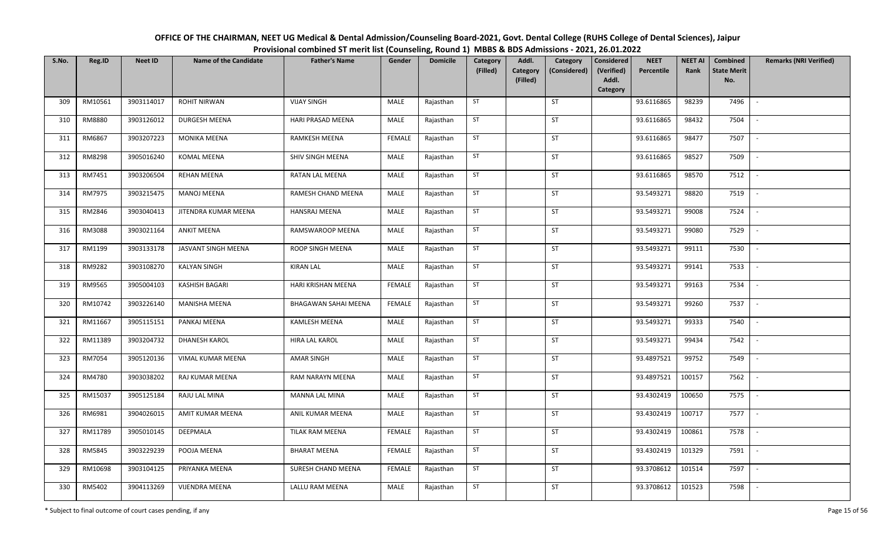OFFICE OF THE CHAIRMAN, NEET UG Medical & Dental Admission/Counseling Board-2021, Govt. Dental College (RUHS College of Dental Sciences), Jaipur

Provisional combined ST merit list (Counseling, Round 1) MBBS & BDS Admissions - 2021, 26.01.2022

| S.No. | Reg.ID | Neet ID | Name of the Candidate | Father's Name | Gender | Domicile | Category (Filled) | Addl. Category (Filled) | Category (Considered) | Considered (Verified) Addl. Category | NEET Percentile | NEET AI Rank | Combined State Merit No. | Remarks (NRI Verified) |
|---|---|---|---|---|---|---|---|---|---|---|---|---|---|---|
| 309 | RM10561 | 3903114017 | ROHIT NIRWAN | VIJAY SINGH | MALE | Rajasthan | ST | | ST | | 93.6116865 | 98239 | 7496 | - |
| 310 | RM8880 | 3903126012 | DURGESH MEENA | HARI PRASAD MEENA | MALE | Rajasthan | ST | | ST | | 93.6116865 | 98432 | 7504 | - |
| 311 | RM6867 | 3903207223 | MONIKA MEENA | RAMKESH MEENA | FEMALE | Rajasthan | ST | | ST | | 93.6116865 | 98477 | 7507 | - |
| 312 | RM8298 | 3905016240 | KOMAL MEENA | SHIV SINGH MEENA | MALE | Rajasthan | ST | | ST | | 93.6116865 | 98527 | 7509 | - |
| 313 | RM7451 | 3903206504 | REHAN MEENA | RATAN LAL MEENA | MALE | Rajasthan | ST | | ST | | 93.6116865 | 98570 | 7512 | - |
| 314 | RM7975 | 3903215475 | MANOJ MEENA | RAMESH CHAND MEENA | MALE | Rajasthan | ST | | ST | | 93.5493271 | 98820 | 7519 | - |
| 315 | RM2846 | 3903040413 | JITENDRA KUMAR MEENA | HANSRAJ MEENA | MALE | Rajasthan | ST | | ST | | 93.5493271 | 99008 | 7524 | - |
| 316 | RM3088 | 3903021164 | ANKIT MEENA | RAMSWAROOP MEENA | MALE | Rajasthan | ST | | ST | | 93.5493271 | 99080 | 7529 | - |
| 317 | RM1199 | 3903133178 | JASVANT SINGH MEENA | ROOP SINGH MEENA | MALE | Rajasthan | ST | | ST | | 93.5493271 | 99111 | 7530 | - |
| 318 | RM9282 | 3903108270 | KALYAN SINGH | KIRAN LAL | MALE | Rajasthan | ST | | ST | | 93.5493271 | 99141 | 7533 | - |
| 319 | RM9565 | 3905004103 | KASHISH BAGARI | HARI KRISHAN MEENA | FEMALE | Rajasthan | ST | | ST | | 93.5493271 | 99163 | 7534 | - |
| 320 | RM10742 | 3903226140 | MANISHA MEENA | BHAGAWAN SAHAI MEENA | FEMALE | Rajasthan | ST | | ST | | 93.5493271 | 99260 | 7537 | - |
| 321 | RM11667 | 3905115151 | PANKAJ MEENA | KAMLESH MEENA | MALE | Rajasthan | ST | | ST | | 93.5493271 | 99333 | 7540 | - |
| 322 | RM11389 | 3903204732 | DHANESH KAROL | HIRA LAL KAROL | MALE | Rajasthan | ST | | ST | | 93.5493271 | 99434 | 7542 | - |
| 323 | RM7054 | 3905120136 | VIMAL KUMAR MEENA | AMAR SINGH | MALE | Rajasthan | ST | | ST | | 93.4897521 | 99752 | 7549 | - |
| 324 | RM4780 | 3903038202 | RAJ KUMAR MEENA | RAM NARAYN MEENA | MALE | Rajasthan | ST | | ST | | 93.4897521 | 100157 | 7562 | - |
| 325 | RM15037 | 3905125184 | RAJU LAL MINA | MANNA LAL MINA | MALE | Rajasthan | ST | | ST | | 93.4302419 | 100650 | 7575 | - |
| 326 | RM6981 | 3904026015 | AMIT KUMAR MEENA | ANIL KUMAR MEENA | MALE | Rajasthan | ST | | ST | | 93.4302419 | 100717 | 7577 | - |
| 327 | RM11789 | 3905010145 | DEEPMALA | TILAK RAM MEENA | FEMALE | Rajasthan | ST | | ST | | 93.4302419 | 100861 | 7578 | - |
| 328 | RM5845 | 3903229239 | POOJA MEENA | BHARAT MEENA | FEMALE | Rajasthan | ST | | ST | | 93.4302419 | 101329 | 7591 | - |
| 329 | RM10698 | 3903104125 | PRIYANKA MEENA | SURESH CHAND MEENA | FEMALE | Rajasthan | ST | | ST | | 93.3708612 | 101514 | 7597 | - |
| 330 | RM5402 | 3904113269 | VIJENDRA MEENA | LALLU RAM MEENA | MALE | Rajasthan | ST | | ST | | 93.3708612 | 101523 | 7598 | - |

\* Subject to final outcome of court cases pending, if any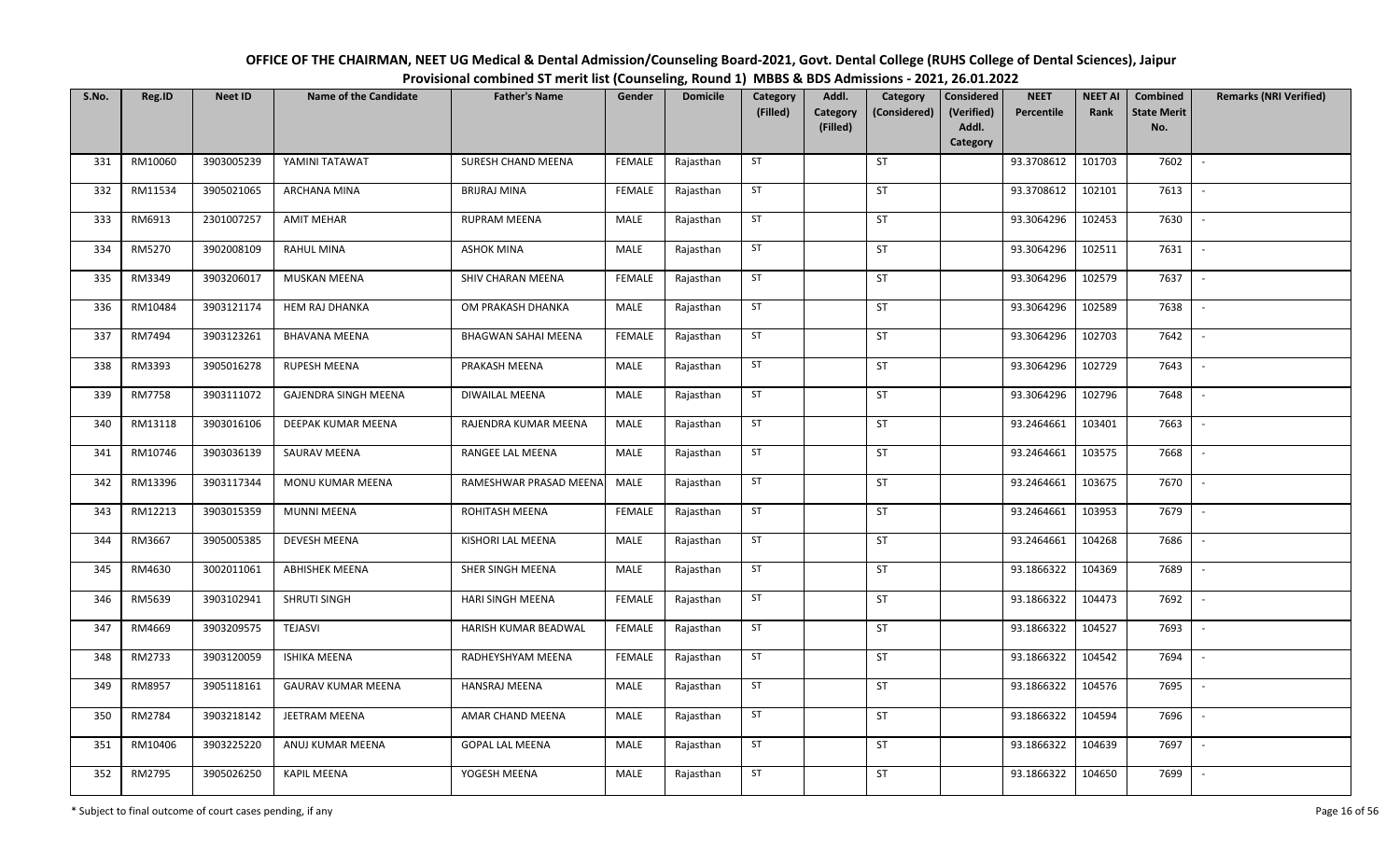# OFFICE OF THE CHAIRMAN, NEET UG Medical & Dental Admission/Counseling Board-2021, Govt. Dental College (RUHS College of Dental Sciences), Jaipur

## Provisional combined ST merit list (Counseling, Round 1) MBBS & BDS Admissions - 2021, 26.01.2022

| S.No. | Reg.ID | Neet ID | Name of the Candidate | Father's Name | Gender | Domicile | Category (Filled) | Addl. Category (Filled) | Category (Considered) | Considered (Verified) Addl. Category | NEET Percentile | NEET AI Rank | Combined State Merit No. | Remarks (NRI Verified) |
|---|---|---|---|---|---|---|---|---|---|---|---|---|---|---|
| 331 | RM10060 | 3903005239 | YAMINI TATAWAT | SURESH CHAND MEENA | FEMALE | Rajasthan | ST | | ST | | 93.3708612 | 101703 | 7602 | - |
| 332 | RM11534 | 3905021065 | ARCHANA MINA | BRIJRAJ MINA | FEMALE | Rajasthan | ST | | ST | | 93.3708612 | 102101 | 7613 | - |
| 333 | RM6913 | 2301007257 | AMIT MEHAR | RUPRAM MEENA | MALE | Rajasthan | ST | | ST | | 93.3064296 | 102453 | 7630 | - |
| 334 | RM5270 | 3902008109 | RAHUL MINA | ASHOK MINA | MALE | Rajasthan | ST | | ST | | 93.3064296 | 102511 | 7631 | - |
| 335 | RM3349 | 3903206017 | MUSKAN MEENA | SHIV CHARAN MEENA | FEMALE | Rajasthan | ST | | ST | | 93.3064296 | 102579 | 7637 | - |
| 336 | RM10484 | 3903121174 | HEM RAJ DHANKA | OM PRAKASH DHANKA | MALE | Rajasthan | ST | | ST | | 93.3064296 | 102589 | 7638 | - |
| 337 | RM7494 | 3903123261 | BHAVANA MEENA | BHAGWAN SAHAI MEENA | FEMALE | Rajasthan | ST | | ST | | 93.3064296 | 102703 | 7642 | - |
| 338 | RM3393 | 3905016278 | RUPESH MEENA | PRAKASH MEENA | MALE | Rajasthan | ST | | ST | | 93.3064296 | 102729 | 7643 | - |
| 339 | RM7758 | 3903111072 | GAJENDRA SINGH MEENA | DIWAILAL MEENA | MALE | Rajasthan | ST | | ST | | 93.3064296 | 102796 | 7648 | - |
| 340 | RM13118 | 3903016106 | DEEPAK KUMAR MEENA | RAJENDRA KUMAR MEENA | MALE | Rajasthan | ST | | ST | | 93.2464661 | 103401 | 7663 | - |
| 341 | RM10746 | 3903036139 | SAURAV MEENA | RANGEE LAL MEENA | MALE | Rajasthan | ST | | ST | | 93.2464661 | 103575 | 7668 | - |
| 342 | RM13396 | 3903117344 | MONU KUMAR MEENA | RAMESHWAR PRASAD MEENA | MALE | Rajasthan | ST | | ST | | 93.2464661 | 103675 | 7670 | - |
| 343 | RM12213 | 3903015359 | MUNNI MEENA | ROHITASH MEENA | FEMALE | Rajasthan | ST | | ST | | 93.2464661 | 103953 | 7679 | - |
| 344 | RM3667 | 3905005385 | DEVESH MEENA | KISHORI LAL MEENA | MALE | Rajasthan | ST | | ST | | 93.2464661 | 104268 | 7686 | - |
| 345 | RM4630 | 3002011061 | ABHISHEK MEENA | SHER SINGH MEENA | MALE | Rajasthan | ST | | ST | | 93.1866322 | 104369 | 7689 | - |
| 346 | RM5639 | 3903102941 | SHRUTI SINGH | HARI SINGH MEENA | FEMALE | Rajasthan | ST | | ST | | 93.1866322 | 104473 | 7692 | - |
| 347 | RM4669 | 3903209575 | TEJASVI | HARISH KUMAR BEADWAL | FEMALE | Rajasthan | ST | | ST | | 93.1866322 | 104527 | 7693 | - |
| 348 | RM2733 | 3903120059 | ISHIKA MEENA | RADHEYSHYAM MEENA | FEMALE | Rajasthan | ST | | ST | | 93.1866322 | 104542 | 7694 | - |
| 349 | RM8957 | 3905118161 | GAURAV KUMAR MEENA | HANSRAJ MEENA | MALE | Rajasthan | ST | | ST | | 93.1866322 | 104576 | 7695 | - |
| 350 | RM2784 | 3903218142 | JEETRAM MEENA | AMAR CHAND MEENA | MALE | Rajasthan | ST | | ST | | 93.1866322 | 104594 | 7696 | - |
| 351 | RM10406 | 3903225220 | ANUJ KUMAR MEENA | GOPAL LAL MEENA | MALE | Rajasthan | ST | | ST | | 93.1866322 | 104639 | 7697 | - |
| 352 | RM2795 | 3905026250 | KAPIL MEENA | YOGESH MEENA | MALE | Rajasthan | ST | | ST | | 93.1866322 | 104650 | 7699 | - |

\* Subject to final outcome of court cases pending, if any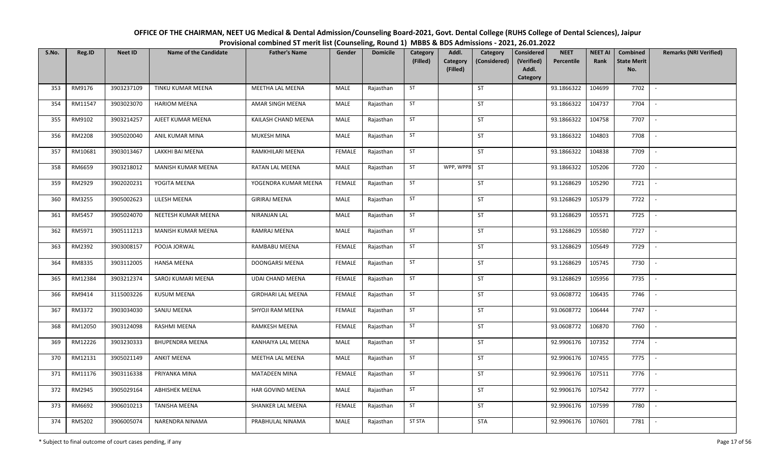# OFFICE OF THE CHAIRMAN, NEET UG Medical & Dental Admission/Counseling Board-2021, Govt. Dental College (RUHS College of Dental Sciences), Jaipur

## Provisional combined ST merit list (Counseling, Round 1) MBBS & BDS Admissions - 2021, 26.01.2022

| S.No. | Reg.ID | Neet ID | Name of the Candidate | Father's Name | Gender | Domicile | Category (Filled) | Addl. Category (Filled) | Category (Considered) | Considered (Verified) Addl. Category | NEET Percentile | NEET AI Rank | Combined State Merit No. | Remarks (NRI Verified) |
|---|---|---|---|---|---|---|---|---|---|---|---|---|---|---|
| 353 | RM9176 | 3903237109 | TINKU KUMAR MEENA | MEETHA LAL MEENA | MALE | Rajasthan | ST | | ST | | 93.1866322 | 104699 | 7702 | - |
| 354 | RM11547 | 3903023070 | HARIOM MEENA | AMAR SINGH MEENA | MALE | Rajasthan | ST | | ST | | 93.1866322 | 104737 | 7704 | - |
| 355 | RM9102 | 3903214257 | AJEET KUMAR MEENA | KAILASH CHAND MEENA | MALE | Rajasthan | ST | | ST | | 93.1866322 | 104758 | 7707 | - |
| 356 | RM2208 | 3905020040 | ANIL KUMAR MINA | MUKESH MINA | MALE | Rajasthan | ST | | ST | | 93.1866322 | 104803 | 7708 | - |
| 357 | RM10681 | 3903013467 | LAKKHI BAI MEENA | RAMKHILARI MEENA | FEMALE | Rajasthan | ST | | ST | | 93.1866322 | 104838 | 7709 | - |
| 358 | RM6659 | 3903218012 | MANISH KUMAR MEENA | RATAN LAL MEENA | MALE | Rajasthan | ST | WPP, WPP8 | ST | | 93.1866322 | 105206 | 7720 | - |
| 359 | RM2929 | 3902020231 | YOGITA MEENA | YOGENDRA KUMAR MEENA | FEMALE | Rajasthan | ST | | ST | | 93.1268629 | 105290 | 7721 | - |
| 360 | RM3255 | 3905002623 | LILESH MEENA | GIRIRAJ MEENA | MALE | Rajasthan | ST | | ST | | 93.1268629 | 105379 | 7722 | - |
| 361 | RM5457 | 3905024070 | NEETESH KUMAR MEENA | NIRANJAN LAL | MALE | Rajasthan | ST | | ST | | 93.1268629 | 105571 | 7725 | - |
| 362 | RM5971 | 3905111213 | MANISH KUMAR MEENA | RAMRAJ MEENA | MALE | Rajasthan | ST | | ST | | 93.1268629 | 105580 | 7727 | - |
| 363 | RM2392 | 3903008157 | POOJA JORWAL | RAMBABU MEENA | FEMALE | Rajasthan | ST | | ST | | 93.1268629 | 105649 | 7729 | - |
| 364 | RM8335 | 3903112005 | HANSA MEENA | DOONGARSI MEENA | FEMALE | Rajasthan | ST | | ST | | 93.1268629 | 105745 | 7730 | - |
| 365 | RM12384 | 3903212374 | SAROJ KUMARI MEENA | UDAI CHAND MEENA | FEMALE | Rajasthan | ST | | ST | | 93.1268629 | 105956 | 7735 | - |
| 366 | RM9414 | 3115003226 | KUSUM MEENA | GIRDHARI LAL MEENA | FEMALE | Rajasthan | ST | | ST | | 93.0608772 | 106435 | 7746 | - |
| 367 | RM3372 | 3903034030 | SANJU MEENA | SHYOJI RAM MEENA | FEMALE | Rajasthan | ST | | ST | | 93.0608772 | 106444 | 7747 | - |
| 368 | RM12050 | 3903124098 | RASHMI MEENA | RAMKESH MEENA | FEMALE | Rajasthan | ST | | ST | | 93.0608772 | 106870 | 7760 | - |
| 369 | RM12226 | 3903230333 | BHUPENDRA MEENA | KANHAIYA LAL MEENA | MALE | Rajasthan | ST | | ST | | 92.9906176 | 107352 | 7774 | - |
| 370 | RM12131 | 3905021149 | ANKIT MEENA | MEETHA LAL MEENA | MALE | Rajasthan | ST | | ST | | 92.9906176 | 107455 | 7775 | - |
| 371 | RM11176 | 3903116338 | PRIYANKA MINA | MATADEEN MINA | FEMALE | Rajasthan | ST | | ST | | 92.9906176 | 107511 | 7776 | - |
| 372 | RM2945 | 3905029164 | ABHISHEK MEENA | HAR GOVIND MEENA | MALE | Rajasthan | ST | | ST | | 92.9906176 | 107542 | 7777 | - |
| 373 | RM6692 | 3906010213 | TANISHA MEENA | SHANKER LAL MEENA | FEMALE | Rajasthan | ST | | ST | | 92.9906176 | 107599 | 7780 | - |
| 374 | RM5202 | 3906005074 | NARENDRA NINAMA | PRABHULAL NINAMA | MALE | Rajasthan | ST STA | | STA | | 92.9906176 | 107601 | 7781 | - |

\* Subject to final outcome of court cases pending, if any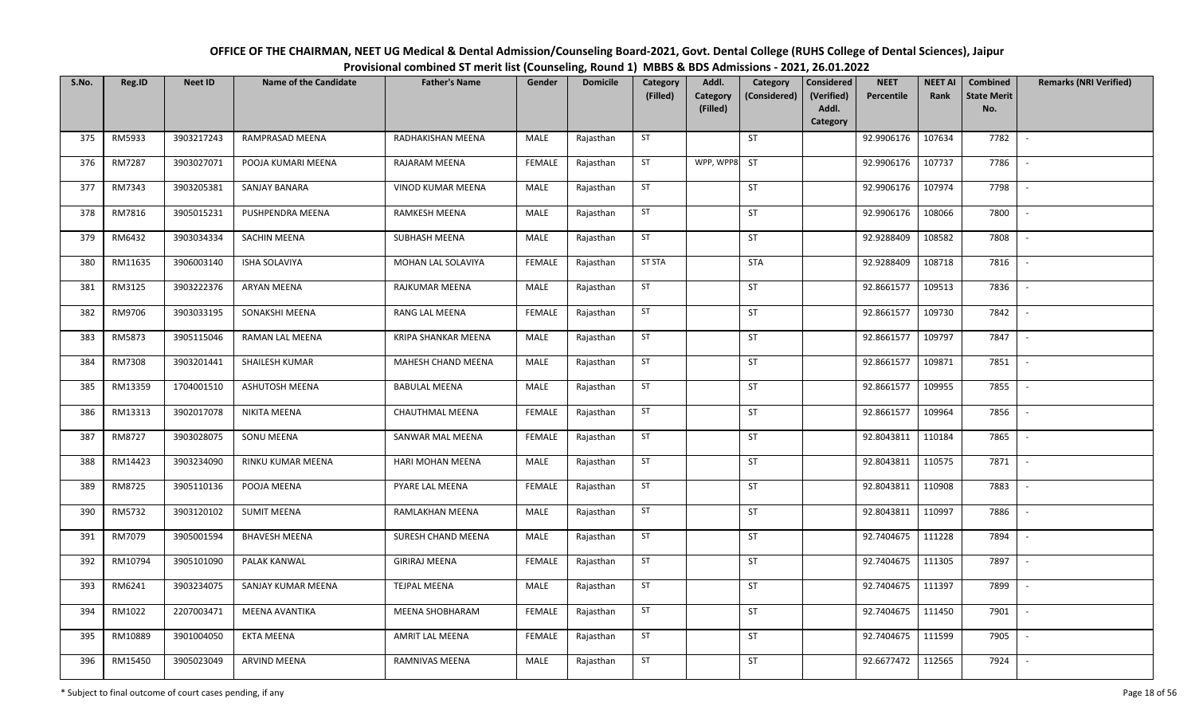# OFFICE OF THE CHAIRMAN, NEET UG Medical & Dental Admission/Counseling Board-2021, Govt. Dental College (RUHS College of Dental Sciences), Jaipur

## Provisional combined ST merit list (Counseling, Round 1) MBBS & BDS Admissions - 2021, 26.01.2022

| S.No. | Reg.ID | Neet ID | Name of the Candidate | Father's Name | Gender | Domicile | Category (Filled) | Addl. Category (Filled) | Category (Considered) | Considered (Verified) Addl. Category | NEET Percentile | NEET AI Rank | Combined State Merit No. | Remarks (NRI Verified) |
|---|---|---|---|---|---|---|---|---|---|---|---|---|---|---|
| 375 | RM5933 | 3903217243 | RAMPRASAD MEENA | RADHAKISHAN MEENA | MALE | Rajasthan | ST | | ST | | 92.9906176 | 107634 | 7782 | - |
| 376 | RM7287 | 3903027071 | POOJA KUMARI MEENA | RAJARAM MEENA | FEMALE | Rajasthan | ST | WPP, WPP8 | ST | | 92.9906176 | 107737 | 7786 | - |
| 377 | RM7343 | 3903205381 | SANJAY BANARA | VINOD KUMAR MEENA | MALE | Rajasthan | ST | | ST | | 92.9906176 | 107974 | 7798 | - |
| 378 | RM7816 | 3905015231 | PUSHPENDRA MEENA | RAMKESH MEENA | MALE | Rajasthan | ST | | ST | | 92.9906176 | 108066 | 7800 | - |
| 379 | RM6432 | 3903034334 | SACHIN MEENA | SUBHASH MEENA | MALE | Rajasthan | ST | | ST | | 92.9288409 | 108582 | 7808 | - |
| 380 | RM11635 | 3906003140 | ISHA SOLAVIYA | MOHAN LAL SOLAVIYA | FEMALE | Rajasthan | ST STA | | STA | | 92.9288409 | 108718 | 7816 | - |
| 381 | RM3125 | 3903222376 | ARYAN MEENA | RAJKUMAR MEENA | MALE | Rajasthan | ST | | ST | | 92.8661577 | 109513 | 7836 | - |
| 382 | RM9706 | 3903033195 | SONAKSHI MEENA | RANG LAL MEENA | FEMALE | Rajasthan | ST | | ST | | 92.8661577 | 109730 | 7842 | - |
| 383 | RM5873 | 3905115046 | RAMAN LAL MEENA | KRIPA SHANKAR MEENA | MALE | Rajasthan | ST | | ST | | 92.8661577 | 109797 | 7847 | - |
| 384 | RM7308 | 3903201441 | SHAILESH KUMAR | MAHESH CHAND MEENA | MALE | Rajasthan | ST | | ST | | 92.8661577 | 109871 | 7851 | - |
| 385 | RM13359 | 1704001510 | ASHUTOSH MEENA | BABULAL MEENA | MALE | Rajasthan | ST | | ST | | 92.8661577 | 109955 | 7855 | - |
| 386 | RM13313 | 3902017078 | NIKITA MEENA | CHAUTHMAL MEENA | FEMALE | Rajasthan | ST | | ST | | 92.8661577 | 109964 | 7856 | - |
| 387 | RM8727 | 3903028075 | SONU MEENA | SANWAR MAL MEENA | FEMALE | Rajasthan | ST | | ST | | 92.8043811 | 110184 | 7865 | - |
| 388 | RM14423 | 3903234090 | RINKU KUMAR MEENA | HARI MOHAN MEENA | MALE | Rajasthan | ST | | ST | | 92.8043811 | 110575 | 7871 | - |
| 389 | RM8725 | 3905110136 | POOJA MEENA | PYARE LAL MEENA | FEMALE | Rajasthan | ST | | ST | | 92.8043811 | 110908 | 7883 | - |
| 390 | RM5732 | 3903120102 | SUMIT MEENA | RAMLAKHAN MEENA | MALE | Rajasthan | ST | | ST | | 92.8043811 | 110997 | 7886 | - |
| 391 | RM7079 | 3905001594 | BHAVESH MEENA | SURESH CHAND MEENA | MALE | Rajasthan | ST | | ST | | 92.7404675 | 111228 | 7894 | - |
| 392 | RM10794 | 3905101090 | PALAK KANWAL | GIRIRAJ MEENA | FEMALE | Rajasthan | ST | | ST | | 92.7404675 | 111305 | 7897 | - |
| 393 | RM6241 | 3903234075 | SANJAY KUMAR MEENA | TEJPAL MEENA | MALE | Rajasthan | ST | | ST | | 92.7404675 | 111397 | 7899 | - |
| 394 | RM1022 | 2207003471 | MEENA AVANTIKA | MEENA SHOBHARAM | FEMALE | Rajasthan | ST | | ST | | 92.7404675 | 111450 | 7901 | - |
| 395 | RM10889 | 3901004050 | EKTA MEENA | AMRIT LAL MEENA | FEMALE | Rajasthan | ST | | ST | | 92.7404675 | 111599 | 7905 | - |
| 396 | RM15450 | 3905023049 | ARVIND MEENA | RAMNIVAS MEENA | MALE | Rajasthan | ST | | ST | | 92.6677472 | 112565 | 7924 | - |

\* Subject to final outcome of court cases pending, if any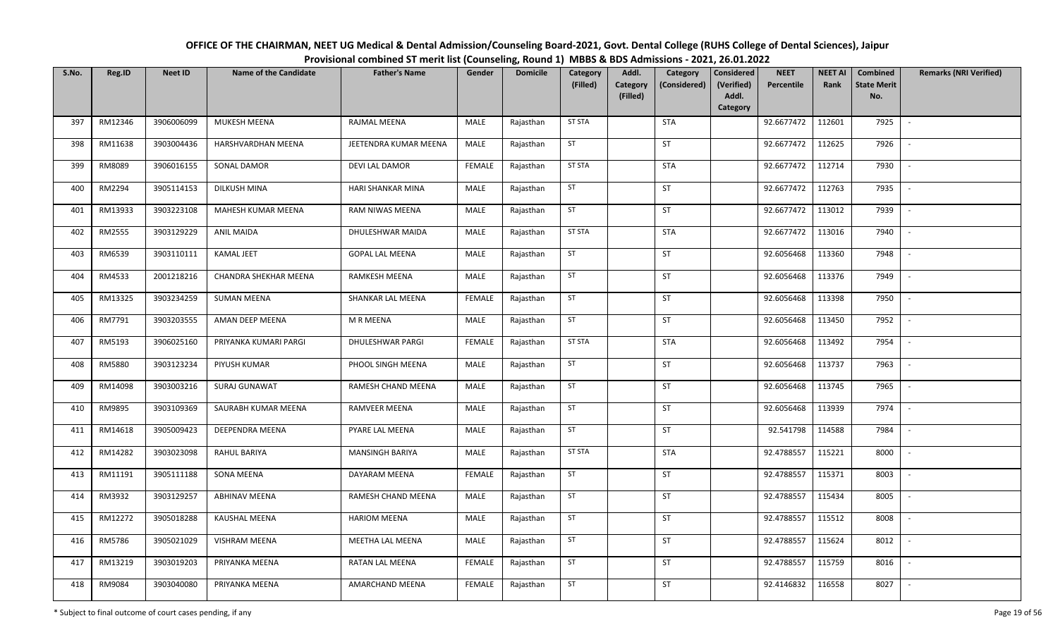# OFFICE OF THE CHAIRMAN, NEET UG Medical & Dental Admission/Counseling Board-2021, Govt. Dental College (RUHS College of Dental Sciences), Jaipur

## Provisional combined ST merit list (Counseling, Round 1) MBBS & BDS Admissions - 2021, 26.01.2022

| S.No. | Reg.ID | Neet ID | Name of the Candidate | Father's Name | Gender | Domicile | Category (Filled) | Addl. Category (Filled) | Category (Considered) | Considered (Verified) Addl. Category | NEET Percentile | NEET AI Rank | Combined State Merit No. | Remarks (NRI Verified) |
|---|---|---|---|---|---|---|---|---|---|---|---|---|---|---|
| 397 | RM12346 | 3906006099 | MUKESH MEENA | RAJMAL MEENA | MALE | Rajasthan | ST STA | | STA | | 92.6677472 | 112601 | 7925 | - |
| 398 | RM11638 | 3903004436 | HARSHVARDHAN MEENA | JEETENDRA KUMAR MEENA | MALE | Rajasthan | ST | | ST | | 92.6677472 | 112625 | 7926 | - |
| 399 | RM8089 | 3906016155 | SONAL DAMOR | DEVI LAL DAMOR | FEMALE | Rajasthan | ST STA | | STA | | 92.6677472 | 112714 | 7930 | - |
| 400 | RM2294 | 3905114153 | DILKUSH MINA | HARI SHANKAR MINA | MALE | Rajasthan | ST | | ST | | 92.6677472 | 112763 | 7935 | - |
| 401 | RM13933 | 3903223108 | MAHESH KUMAR MEENA | RAM NIWAS MEENA | MALE | Rajasthan | ST | | ST | | 92.6677472 | 113012 | 7939 | - |
| 402 | RM2555 | 3903129229 | ANIL MAIDA | DHULESHWAR MAIDA | MALE | Rajasthan | ST STA | | STA | | 92.6677472 | 113016 | 7940 | - |
| 403 | RM6539 | 3903110111 | KAMAL JEET | GOPAL LAL MEENA | MALE | Rajasthan | ST | | ST | | 92.6056468 | 113360 | 7948 | - |
| 404 | RM4533 | 2001218216 | CHANDRA SHEKHAR MEENA | RAMKESH MEENA | MALE | Rajasthan | ST | | ST | | 92.6056468 | 113376 | 7949 | - |
| 405 | RM13325 | 3903234259 | SUMAN MEENA | SHANKAR LAL MEENA | FEMALE | Rajasthan | ST | | ST | | 92.6056468 | 113398 | 7950 | - |
| 406 | RM7791 | 3903203555 | AMAN DEEP MEENA | M R MEENA | MALE | Rajasthan | ST | | ST | | 92.6056468 | 113450 | 7952 | - |
| 407 | RM5193 | 3906025160 | PRIYANKA KUMARI PARGI | DHULESHWAR PARGI | FEMALE | Rajasthan | ST STA | | STA | | 92.6056468 | 113492 | 7954 | - |
| 408 | RM5880 | 3903123234 | PIYUSH KUMAR | PHOOL SINGH MEENA | MALE | Rajasthan | ST | | ST | | 92.6056468 | 113737 | 7963 | - |
| 409 | RM14098 | 3903003216 | SURAJ GUNAWAT | RAMESH CHAND MEENA | MALE | Rajasthan | ST | | ST | | 92.6056468 | 113745 | 7965 | - |
| 410 | RM9895 | 3903109369 | SAURABH KUMAR MEENA | RAMVEER MEENA | MALE | Rajasthan | ST | | ST | | 92.6056468 | 113939 | 7974 | - |
| 411 | RM14618 | 3905009423 | DEEPENDRA MEENA | PYARE LAL MEENA | MALE | Rajasthan | ST | | ST | | 92.541798 | 114588 | 7984 | - |
| 412 | RM14282 | 3903023098 | RAHUL BARIYA | MANSINGH BARIYA | MALE | Rajasthan | ST STA | | STA | | 92.4788557 | 115221 | 8000 | - |
| 413 | RM11191 | 3905111188 | SONA MEENA | DAYARAM MEENA | FEMALE | Rajasthan | ST | | ST | | 92.4788557 | 115371 | 8003 | - |
| 414 | RM3932 | 3903129257 | ABHINAV MEENA | RAMESH CHAND MEENA | MALE | Rajasthan | ST | | ST | | 92.4788557 | 115434 | 8005 | - |
| 415 | RM12272 | 3905018288 | KAUSHAL MEENA | HARIOM MEENA | MALE | Rajasthan | ST | | ST | | 92.4788557 | 115512 | 8008 | - |
| 416 | RM5786 | 3905021029 | VISHRAM MEENA | MEETHA LAL MEENA | MALE | Rajasthan | ST | | ST | | 92.4788557 | 115624 | 8012 | - |
| 417 | RM13219 | 3903019203 | PRIYANKA MEENA | RATAN LAL MEENA | FEMALE | Rajasthan | ST | | ST | | 92.4788557 | 115759 | 8016 | - |
| 418 | RM9084 | 3903040080 | PRIYANKA MEENA | AMARCHAND MEENA | FEMALE | Rajasthan | ST | | ST | | 92.4146832 | 116558 | 8027 | - |

\* Subject to final outcome of court cases pending, if any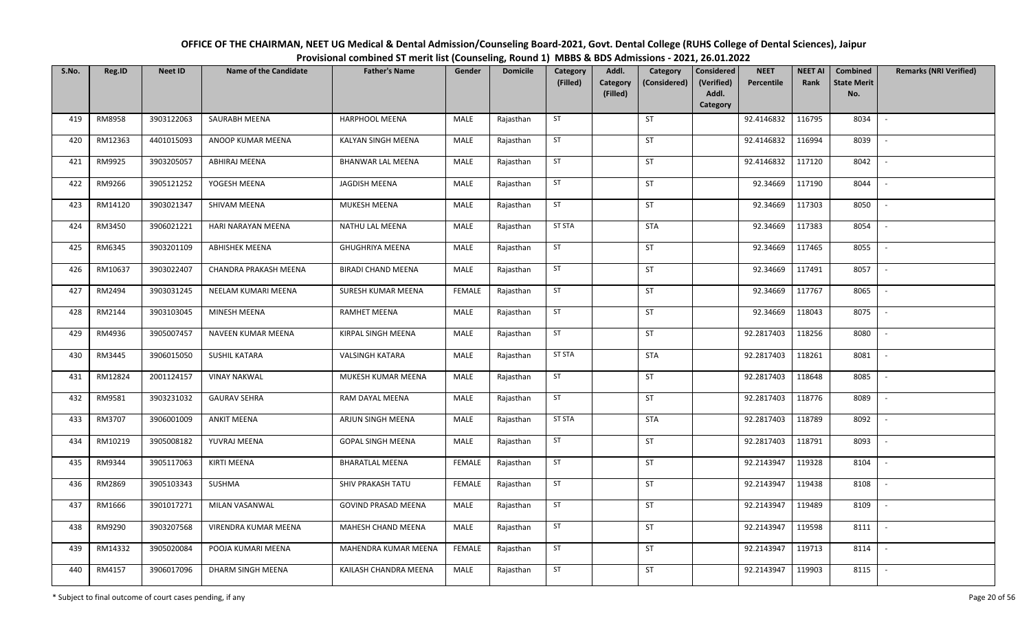# OFFICE OF THE CHAIRMAN, NEET UG Medical & Dental Admission/Counseling Board-2021, Govt. Dental College (RUHS College of Dental Sciences), Jaipur

## Provisional combined ST merit list (Counseling, Round 1) MBBS & BDS Admissions - 2021, 26.01.2022

| S.No. | Reg.ID | Neet ID | Name of the Candidate | Father's Name | Gender | Domicile | Category (Filled) | Addl. Category (Filled) | Category (Considered) | Considered (Verified) Addl. Category | NEET Percentile | NEET AI Rank | Combined State Merit No. | Remarks (NRI Verified) |
|---|---|---|---|---|---|---|---|---|---|---|---|---|---|---|
| 419 | RM8958 | 3903122063 | SAURABH MEENA | HARPHOOL MEENA | MALE | Rajasthan | ST | | ST | | 92.4146832 | 116795 | 8034 | - |
| 420 | RM12363 | 4401015093 | ANOOP KUMAR MEENA | KALYAN SINGH MEENA | MALE | Rajasthan | ST | | ST | | 92.4146832 | 116994 | 8039 | - |
| 421 | RM9925 | 3903205057 | ABHIRAJ MEENA | BHANWAR LAL MEENA | MALE | Rajasthan | ST | | ST | | 92.4146832 | 117120 | 8042 | - |
| 422 | RM9266 | 3905121252 | YOGESH MEENA | JAGDISH MEENA | MALE | Rajasthan | ST | | ST | | 92.34669 | 117190 | 8044 | - |
| 423 | RM14120 | 3903021347 | SHIVAM MEENA | MUKESH MEENA | MALE | Rajasthan | ST | | ST | | 92.34669 | 117303 | 8050 | - |
| 424 | RM3450 | 3906021221 | HARI NARAYAN MEENA | NATHU LAL MEENA | MALE | Rajasthan | ST STA | | STA | | 92.34669 | 117383 | 8054 | - |
| 425 | RM6345 | 3903201109 | ABHISHEK MEENA | GHUGHRIYA MEENA | MALE | Rajasthan | ST | | ST | | 92.34669 | 117465 | 8055 | - |
| 426 | RM10637 | 3903022407 | CHANDRA PRAKASH MEENA | BIRADI CHAND MEENA | MALE | Rajasthan | ST | | ST | | 92.34669 | 117491 | 8057 | - |
| 427 | RM2494 | 3903031245 | NEELAM KUMARI MEENA | SURESH KUMAR MEENA | FEMALE | Rajasthan | ST | | ST | | 92.34669 | 117767 | 8065 | - |
| 428 | RM2144 | 3903103045 | MINESH MEENA | RAMHET MEENA | MALE | Rajasthan | ST | | ST | | 92.34669 | 118043 | 8075 | - |
| 429 | RM4936 | 3905007457 | NAVEEN KUMAR MEENA | KIRPAL SINGH MEENA | MALE | Rajasthan | ST | | ST | | 92.2817403 | 118256 | 8080 | - |
| 430 | RM3445 | 3906015050 | SUSHIL KATARA | VALSINGH KATARA | MALE | Rajasthan | ST STA | | STA | | 92.2817403 | 118261 | 8081 | - |
| 431 | RM12824 | 2001124157 | VINAY NAKWAL | MUKESH KUMAR MEENA | MALE | Rajasthan | ST | | ST | | 92.2817403 | 118648 | 8085 | - |
| 432 | RM9581 | 3903231032 | GAURAV SEHRA | RAM DAYAL MEENA | MALE | Rajasthan | ST | | ST | | 92.2817403 | 118776 | 8089 | - |
| 433 | RM3707 | 3906001009 | ANKIT MEENA | ARJUN SINGH MEENA | MALE | Rajasthan | ST STA | | STA | | 92.2817403 | 118789 | 8092 | - |
| 434 | RM10219 | 3905008182 | YUVRAJ MEENA | GOPAL SINGH MEENA | MALE | Rajasthan | ST | | ST | | 92.2817403 | 118791 | 8093 | - |
| 435 | RM9344 | 3905117063 | KIRTI MEENA | BHARATLAL MEENA | FEMALE | Rajasthan | ST | | ST | | 92.2143947 | 119328 | 8104 | - |
| 436 | RM2869 | 3905103343 | SUSHMA | SHIV PRAKASH TATU | FEMALE | Rajasthan | ST | | ST | | 92.2143947 | 119438 | 8108 | - |
| 437 | RM1666 | 3901017271 | MILAN VASANWAL | GOVIND PRASAD MEENA | MALE | Rajasthan | ST | | ST | | 92.2143947 | 119489 | 8109 | - |
| 438 | RM9290 | 3903207568 | VIRENDRA KUMAR MEENA | MAHESH CHAND MEENA | MALE | Rajasthan | ST | | ST | | 92.2143947 | 119598 | 8111 | - |
| 439 | RM14332 | 3905020084 | POOJA KUMARI MEENA | MAHENDRA KUMAR MEENA | FEMALE | Rajasthan | ST | | ST | | 92.2143947 | 119713 | 8114 | - |
| 440 | RM4157 | 3906017096 | DHARM SINGH MEENA | KAILASH CHANDRA MEENA | MALE | Rajasthan | ST | | ST | | 92.2143947 | 119903 | 8115 | - |

\* Subject to final outcome of court cases pending, if any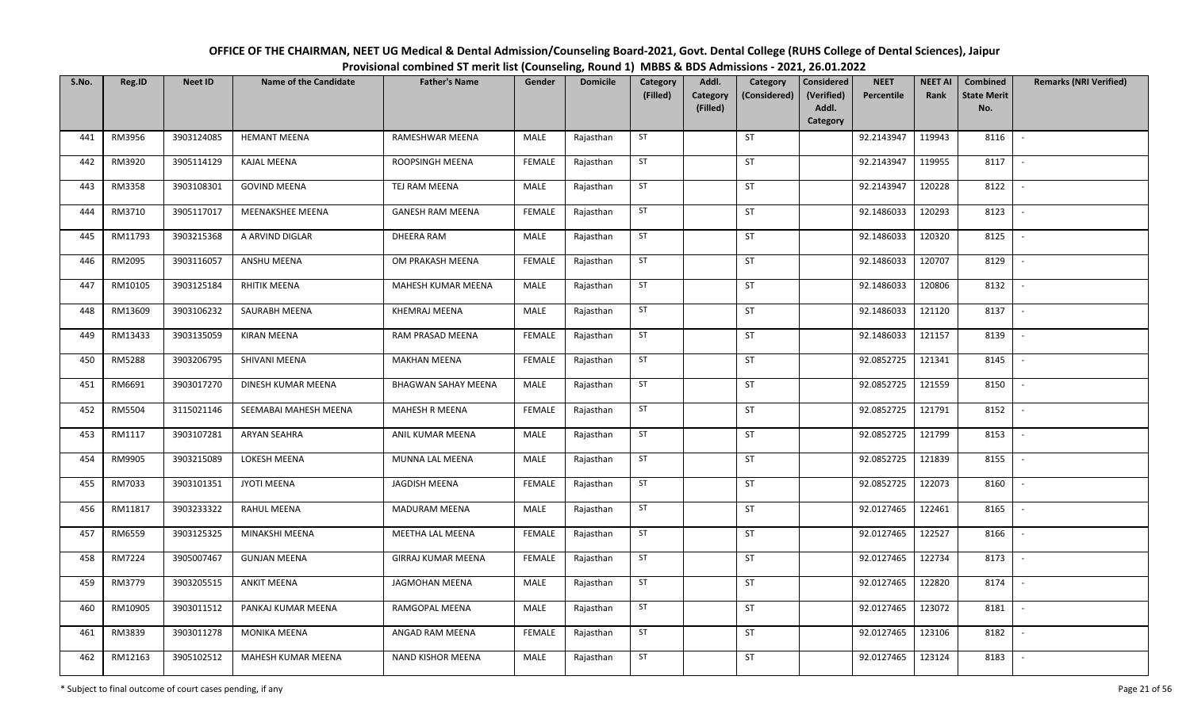# OFFICE OF THE CHAIRMAN, NEET UG Medical & Dental Admission/Counseling Board-2021, Govt. Dental College (RUHS College of Dental Sciences), Jaipur

## Provisional combined ST merit list (Counseling, Round 1) MBBS & BDS Admissions - 2021, 26.01.2022

| S.No. | Reg.ID | Neet ID | Name of the Candidate | Father's Name | Gender | Domicile | Category (Filled) | Addl. Category (Filled) | Category (Considered) | Considered (Verified) Addl. Category | NEET Percentile | NEET AI Rank | Combined State Merit No. | Remarks (NRI Verified) |
|---|---|---|---|---|---|---|---|---|---|---|---|---|---|---|
| 441 | RM3956 | 3903124085 | HEMANT MEENA | RAMESHWAR MEENA | MALE | Rajasthan | ST | | ST | | 92.2143947 | 119943 | 8116 | - |
| 442 | RM3920 | 3905114129 | KAJAL MEENA | ROOPSINGH MEENA | FEMALE | Rajasthan | ST | | ST | | 92.2143947 | 119955 | 8117 | - |
| 443 | RM3358 | 3903108301 | GOVIND MEENA | TEJ RAM MEENA | MALE | Rajasthan | ST | | ST | | 92.2143947 | 120228 | 8122 | - |
| 444 | RM3710 | 3905117017 | MEENAKSHEE MEENA | GANESH RAM MEENA | FEMALE | Rajasthan | ST | | ST | | 92.1486033 | 120293 | 8123 | - |
| 445 | RM11793 | 3903215368 | A ARVIND DIGLAR | DHEERA RAM | MALE | Rajasthan | ST | | ST | | 92.1486033 | 120320 | 8125 | - |
| 446 | RM2095 | 3903116057 | ANSHU MEENA | OM PRAKASH MEENA | FEMALE | Rajasthan | ST | | ST | | 92.1486033 | 120707 | 8129 | - |
| 447 | RM10105 | 3903125184 | RHITIK MEENA | MAHESH KUMAR MEENA | MALE | Rajasthan | ST | | ST | | 92.1486033 | 120806 | 8132 | - |
| 448 | RM13609 | 3903106232 | SAURABH MEENA | KHEMRAJ MEENA | MALE | Rajasthan | ST | | ST | | 92.1486033 | 121120 | 8137 | - |
| 449 | RM13433 | 3903135059 | KIRAN MEENA | RAM PRASAD MEENA | FEMALE | Rajasthan | ST | | ST | | 92.1486033 | 121157 | 8139 | - |
| 450 | RM5288 | 3903206795 | SHIVANI MEENA | MAKHAN MEENA | FEMALE | Rajasthan | ST | | ST | | 92.0852725 | 121341 | 8145 | - |
| 451 | RM6691 | 3903017270 | DINESH KUMAR MEENA | BHAGWAN SAHAY MEENA | MALE | Rajasthan | ST | | ST | | 92.0852725 | 121559 | 8150 | - |
| 452 | RM5504 | 3115021146 | SEEMABAI MAHESH MEENA | MAHESH R MEENA | FEMALE | Rajasthan | ST | | ST | | 92.0852725 | 121791 | 8152 | - |
| 453 | RM1117 | 3903107281 | ARYAN SEAHRA | ANIL KUMAR MEENA | MALE | Rajasthan | ST | | ST | | 92.0852725 | 121799 | 8153 | - |
| 454 | RM9905 | 3903215089 | LOKESH MEENA | MUNNA LAL MEENA | MALE | Rajasthan | ST | | ST | | 92.0852725 | 121839 | 8155 | - |
| 455 | RM7033 | 3903101351 | JYOTI MEENA | JAGDISH MEENA | FEMALE | Rajasthan | ST | | ST | | 92.0852725 | 122073 | 8160 | - |
| 456 | RM11817 | 3903233322 | RAHUL MEENA | MADURAM MEENA | MALE | Rajasthan | ST | | ST | | 92.0127465 | 122461 | 8165 | - |
| 457 | RM6559 | 3903125325 | MINAKSHI MEENA | MEETHA LAL MEENA | FEMALE | Rajasthan | ST | | ST | | 92.0127465 | 122527 | 8166 | - |
| 458 | RM7224 | 3905007467 | GUNJAN MEENA | GIRRAJ KUMAR MEENA | FEMALE | Rajasthan | ST | | ST | | 92.0127465 | 122734 | 8173 | - |
| 459 | RM3779 | 3903205515 | ANKIT MEENA | JAGMOHAN MEENA | MALE | Rajasthan | ST | | ST | | 92.0127465 | 122820 | 8174 | - |
| 460 | RM10905 | 3903011512 | PANKAJ KUMAR MEENA | RAMGOPAL MEENA | MALE | Rajasthan | ST | | ST | | 92.0127465 | 123072 | 8181 | - |
| 461 | RM3839 | 3903011278 | MONIKA MEENA | ANGAD RAM MEENA | FEMALE | Rajasthan | ST | | ST | | 92.0127465 | 123106 | 8182 | - |
| 462 | RM12163 | 3905102512 | MAHESH KUMAR MEENA | NAND KISHOR MEENA | MALE | Rajasthan | ST | | ST | | 92.0127465 | 123124 | 8183 | - |

\* Subject to final outcome of court cases pending, if any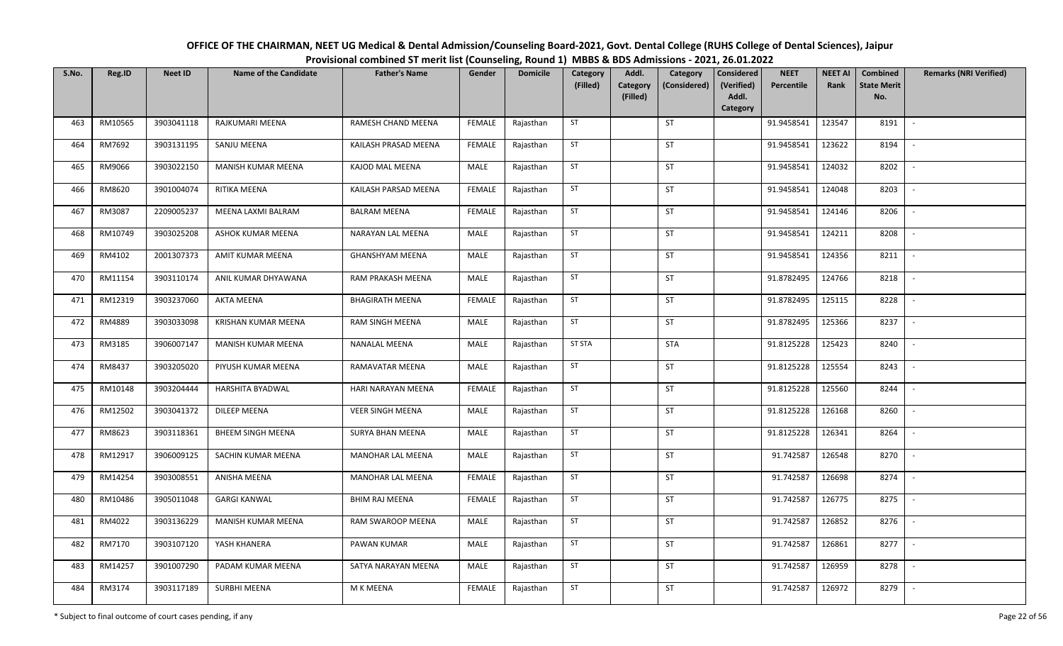# OFFICE OF THE CHAIRMAN, NEET UG Medical & Dental Admission/Counseling Board-2021, Govt. Dental College (RUHS College of Dental Sciences), Jaipur

## Provisional combined ST merit list (Counseling, Round 1) MBBS & BDS Admissions - 2021, 26.01.2022

| S.No. | Reg.ID | Neet ID | Name of the Candidate | Father's Name | Gender | Domicile | Category (Filled) | Addl. Category (Filled) | Category (Considered) | Considered (Verified) Addl. Category | NEET Percentile | NEET AI Rank | Combined State Merit No. | Remarks (NRI Verified) |
|---|---|---|---|---|---|---|---|---|---|---|---|---|---|---|
| 463 | RM10565 | 3903041118 | RAJKUMARI MEENA | RAMESH CHAND MEENA | FEMALE | Rajasthan | ST | | ST | | 91.9458541 | 123547 | 8191 | - |
| 464 | RM7692 | 3903131195 | SANJU MEENA | KAILASH PRASAD MEENA | FEMALE | Rajasthan | ST | | ST | | 91.9458541 | 123622 | 8194 | - |
| 465 | RM9066 | 3903022150 | MANISH KUMAR MEENA | KAJOD MAL MEENA | MALE | Rajasthan | ST | | ST | | 91.9458541 | 124032 | 8202 | - |
| 466 | RM8620 | 3901004074 | RITIKA MEENA | KAILASH PARSAD MEENA | FEMALE | Rajasthan | ST | | ST | | 91.9458541 | 124048 | 8203 | - |
| 467 | RM3087 | 2209005237 | MEENA LAXMI BALRAM | BALRAM MEENA | FEMALE | Rajasthan | ST | | ST | | 91.9458541 | 124146 | 8206 | - |
| 468 | RM10749 | 3903025208 | ASHOK KUMAR MEENA | NARAYAN LAL MEENA | MALE | Rajasthan | ST | | ST | | 91.9458541 | 124211 | 8208 | - |
| 469 | RM4102 | 2001307373 | AMIT KUMAR MEENA | GHANSHYAM MEENA | MALE | Rajasthan | ST | | ST | | 91.9458541 | 124356 | 8211 | - |
| 470 | RM11154 | 3903110174 | ANIL KUMAR DHYAWANA | RAM PRAKASH MEENA | MALE | Rajasthan | ST | | ST | | 91.8782495 | 124766 | 8218 | - |
| 471 | RM12319 | 3903237060 | AKTA MEENA | BHAGIRATH MEENA | FEMALE | Rajasthan | ST | | ST | | 91.8782495 | 125115 | 8228 | - |
| 472 | RM4889 | 3903033098 | KRISHAN KUMAR MEENA | RAM SINGH MEENA | MALE | Rajasthan | ST | | ST | | 91.8782495 | 125366 | 8237 | - |
| 473 | RM3185 | 3906007147 | MANISH KUMAR MEENA | NANALAL MEENA | MALE | Rajasthan | ST STA | | STA | | 91.8125228 | 125423 | 8240 | - |
| 474 | RM8437 | 3903205020 | PIYUSH KUMAR MEENA | RAMAVATAR MEENA | MALE | Rajasthan | ST | | ST | | 91.8125228 | 125554 | 8243 | - |
| 475 | RM10148 | 3903204444 | HARSHITA BYADWAL | HARI NARAYAN MEENA | FEMALE | Rajasthan | ST | | ST | | 91.8125228 | 125560 | 8244 | - |
| 476 | RM12502 | 3903041372 | DILEEP MEENA | VEER SINGH MEENA | MALE | Rajasthan | ST | | ST | | 91.8125228 | 126168 | 8260 | - |
| 477 | RM8623 | 3903118361 | BHEEM SINGH MEENA | SURYA BHAN MEENA | MALE | Rajasthan | ST | | ST | | 91.8125228 | 126341 | 8264 | - |
| 478 | RM12917 | 3906009125 | SACHIN KUMAR MEENA | MANOHAR LAL MEENA | MALE | Rajasthan | ST | | ST | | 91.742587 | 126548 | 8270 | - |
| 479 | RM14254 | 3903008551 | ANISHA MEENA | MANOHAR LAL MEENA | FEMALE | Rajasthan | ST | | ST | | 91.742587 | 126698 | 8274 | - |
| 480 | RM10486 | 3905011048 | GARGI KANWAL | BHIM RAJ MEENA | FEMALE | Rajasthan | ST | | ST | | 91.742587 | 126775 | 8275 | - |
| 481 | RM4022 | 3903136229 | MANISH KUMAR MEENA | RAM SWAROOP MEENA | MALE | Rajasthan | ST | | ST | | 91.742587 | 126852 | 8276 | - |
| 482 | RM7170 | 3903107120 | YASH KHANERA | PAWAN KUMAR | MALE | Rajasthan | ST | | ST | | 91.742587 | 126861 | 8277 | - |
| 483 | RM14257 | 3901007290 | PADAM KUMAR MEENA | SATYA NARAYAN MEENA | MALE | Rajasthan | ST | | ST | | 91.742587 | 126959 | 8278 | - |
| 484 | RM3174 | 3903117189 | SURBHI MEENA | M K MEENA | FEMALE | Rajasthan | ST | | ST | | 91.742587 | 126972 | 8279 | - |

\* Subject to final outcome of court cases pending, if any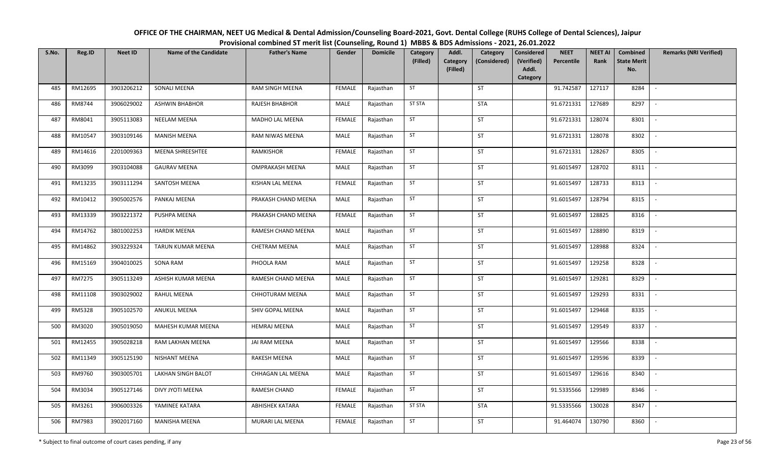# OFFICE OF THE CHAIRMAN, NEET UG Medical & Dental Admission/Counseling Board-2021, Govt. Dental College (RUHS College of Dental Sciences), Jaipur

## Provisional combined ST merit list (Counseling, Round 1) MBBS & BDS Admissions - 2021, 26.01.2022

| S.No. | Reg.ID | Neet ID | Name of the Candidate | Father's Name | Gender | Domicile | Category (Filled) | Addl. Category (Filled) | Category (Considered) | Considered (Verified) Addl. Category | NEET Percentile | NEET AI Rank | Combined State Merit No. | Remarks (NRI Verified) |
|---|---|---|---|---|---|---|---|---|---|---|---|---|---|---|
| 485 | RM12695 | 3903206212 | SONALI MEENA | RAM SINGH MEENA | FEMALE | Rajasthan | ST | | ST | | 91.742587 | 127117 | 8284 | - |
| 486 | RM8744 | 3906029002 | ASHWIN BHABHOR | RAJESH BHABHOR | MALE | Rajasthan | ST STA | | STA | | 91.6721331 | 127689 | 8297 | - |
| 487 | RM8041 | 3905113083 | NEELAM MEENA | MADHO LAL MEENA | FEMALE | Rajasthan | ST | | ST | | 91.6721331 | 128074 | 8301 | - |
| 488 | RM10547 | 3903109146 | MANISH MEENA | RAM NIWAS MEENA | MALE | Rajasthan | ST | | ST | | 91.6721331 | 128078 | 8302 | - |
| 489 | RM14616 | 2201009363 | MEENA SHREESHTEE | RAMKISHOR | FEMALE | Rajasthan | ST | | ST | | 91.6721331 | 128267 | 8305 | - |
| 490 | RM3099 | 3903104088 | GAURAV MEENA | OMPRAKASH MEENA | MALE | Rajasthan | ST | | ST | | 91.6015497 | 128702 | 8311 | - |
| 491 | RM13235 | 3903111294 | SANTOSH MEENA | KISHAN LAL MEENA | FEMALE | Rajasthan | ST | | ST | | 91.6015497 | 128733 | 8313 | - |
| 492 | RM10412 | 3905002576 | PANKAJ MEENA | PRAKASH CHAND MEENA | MALE | Rajasthan | ST | | ST | | 91.6015497 | 128794 | 8315 | - |
| 493 | RM13339 | 3903221372 | PUSHPA MEENA | PRAKASH CHAND MEENA | FEMALE | Rajasthan | ST | | ST | | 91.6015497 | 128825 | 8316 | - |
| 494 | RM14762 | 3801002253 | HARDIK MEENA | RAMESH CHAND MEENA | MALE | Rajasthan | ST | | ST | | 91.6015497 | 128890 | 8319 | - |
| 495 | RM14862 | 3903229324 | TARUN KUMAR MEENA | CHETRAM MEENA | MALE | Rajasthan | ST | | ST | | 91.6015497 | 128988 | 8324 | - |
| 496 | RM15169 | 3904010025 | SONA RAM | PHOOLA RAM | MALE | Rajasthan | ST | | ST | | 91.6015497 | 129258 | 8328 | - |
| 497 | RM7275 | 3905113249 | ASHISH KUMAR MEENA | RAMESH CHAND MEENA | MALE | Rajasthan | ST | | ST | | 91.6015497 | 129281 | 8329 | - |
| 498 | RM11108 | 3903029002 | RAHUL MEENA | CHHOTURAM MEENA | MALE | Rajasthan | ST | | ST | | 91.6015497 | 129293 | 8331 | - |
| 499 | RM5328 | 3905102570 | ANUKUL MEENA | SHIV GOPAL MEENA | MALE | Rajasthan | ST | | ST | | 91.6015497 | 129468 | 8335 | - |
| 500 | RM3020 | 3905019050 | MAHESH KUMAR MEENA | HEMRAJ MEENA | MALE | Rajasthan | ST | | ST | | 91.6015497 | 129549 | 8337 | - |
| 501 | RM12455 | 3905028218 | RAM LAKHAN MEENA | JAI RAM MEENA | MALE | Rajasthan | ST | | ST | | 91.6015497 | 129566 | 8338 | - |
| 502 | RM11349 | 3905125190 | NISHANT MEENA | RAKESH MEENA | MALE | Rajasthan | ST | | ST | | 91.6015497 | 129596 | 8339 | - |
| 503 | RM9760 | 3903005701 | LAKHAN SINGH BALOT | CHHAGAN LAL MEENA | MALE | Rajasthan | ST | | ST | | 91.6015497 | 129616 | 8340 | - |
| 504 | RM3034 | 3905127146 | DIVY JYOTI MEENA | RAMESH CHAND | FEMALE | Rajasthan | ST | | ST | | 91.5335566 | 129989 | 8346 | - |
| 505 | RM3261 | 3906003326 | YAMINEE KATARA | ABHISHEK KATARA | FEMALE | Rajasthan | ST STA | | STA | | 91.5335566 | 130028 | 8347 | - |
| 506 | RM7983 | 3902017160 | MANISHA MEENA | MURARI LAL MEENA | FEMALE | Rajasthan | ST | | ST | | 91.464074 | 130790 | 8360 | - |

\* Subject to final outcome of court cases pending, if any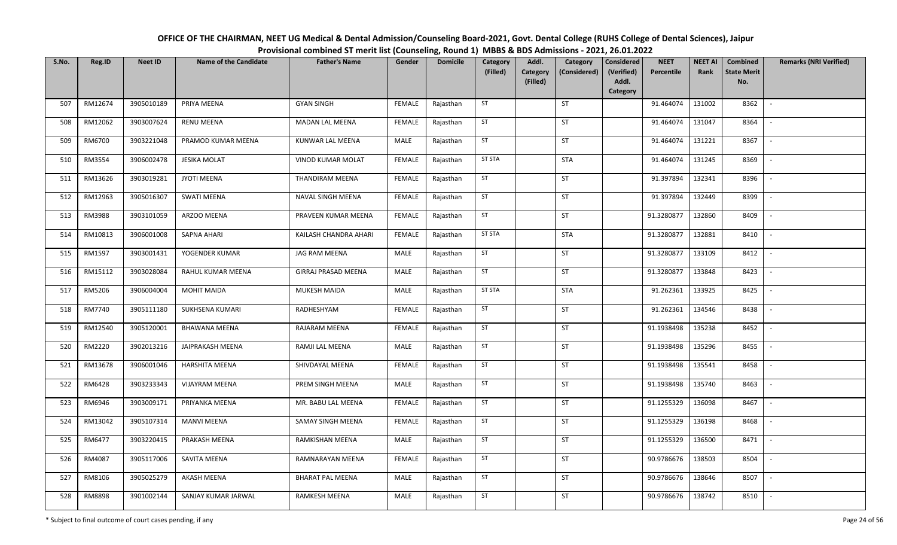# OFFICE OF THE CHAIRMAN, NEET UG Medical & Dental Admission/Counseling Board-2021, Govt. Dental College (RUHS College of Dental Sciences), Jaipur

## Provisional combined ST merit list (Counseling, Round 1) MBBS & BDS Admissions - 2021, 26.01.2022

| S.No. | Reg.ID | Neet ID | Name of the Candidate | Father's Name | Gender | Domicile | Category (Filled) | Addl. Category (Filled) | Category (Considered) | Considered (Verified) Addl. Category | NEET Percentile | NEET AI Rank | Combined State Merit No. | Remarks (NRI Verified) |
|---|---|---|---|---|---|---|---|---|---|---|---|---|---|---|
| 507 | RM12674 | 3905010189 | PRIYA MEENA | GYAN SINGH | FEMALE | Rajasthan | ST | | ST | | 91.464074 | 131002 | 8362 | - |
| 508 | RM12062 | 3903007624 | RENU MEENA | MADAN LAL MEENA | FEMALE | Rajasthan | ST | | ST | | 91.464074 | 131047 | 8364 | - |
| 509 | RM6700 | 3903221048 | PRAMOD KUMAR MEENA | KUNWAR LAL MEENA | MALE | Rajasthan | ST | | ST | | 91.464074 | 131221 | 8367 | - |
| 510 | RM3554 | 3906002478 | JESIKA MOLAT | VINOD KUMAR MOLAT | FEMALE | Rajasthan | ST STA | | STA | | 91.464074 | 131245 | 8369 | - |
| 511 | RM13626 | 3903019281 | JYOTI MEENA | THANDIRAM MEENA | FEMALE | Rajasthan | ST | | ST | | 91.397894 | 132341 | 8396 | - |
| 512 | RM12963 | 3905016307 | SWATI MEENA | NAVAL SINGH MEENA | FEMALE | Rajasthan | ST | | ST | | 91.397894 | 132449 | 8399 | - |
| 513 | RM3988 | 3903101059 | ARZOO MEENA | PRAVEEN KUMAR MEENA | FEMALE | Rajasthan | ST | | ST | | 91.3280877 | 132860 | 8409 | - |
| 514 | RM10813 | 3906001008 | SAPNA AHARI | KAILASH CHANDRA AHARI | FEMALE | Rajasthan | ST STA | | STA | | 91.3280877 | 132881 | 8410 | - |
| 515 | RM1597 | 3903001431 | YOGENDER KUMAR | JAG RAM MEENA | MALE | Rajasthan | ST | | ST | | 91.3280877 | 133109 | 8412 | - |
| 516 | RM15112 | 3903028084 | RAHUL KUMAR MEENA | GIRRAJ PRASAD MEENA | MALE | Rajasthan | ST | | ST | | 91.3280877 | 133848 | 8423 | - |
| 517 | RM5206 | 3906004004 | MOHIT MAIDA | MUKESH MAIDA | MALE | Rajasthan | ST STA | | STA | | 91.262361 | 133925 | 8425 | - |
| 518 | RM7740 | 3905111180 | SUKHSENA KUMARI | RADHESHYAM | FEMALE | Rajasthan | ST | | ST | | 91.262361 | 134546 | 8438 | - |
| 519 | RM12540 | 3905120001 | BHAWANA MEENA | RAJARAM MEENA | FEMALE | Rajasthan | ST | | ST | | 91.1938498 | 135238 | 8452 | - |
| 520 | RM2220 | 3902013216 | JAIPRAKASH MEENA | RAMJI LAL MEENA | MALE | Rajasthan | ST | | ST | | 91.1938498 | 135296 | 8455 | - |
| 521 | RM13678 | 3906001046 | HARSHITA MEENA | SHIVDAYAL MEENA | FEMALE | Rajasthan | ST | | ST | | 91.1938498 | 135541 | 8458 | - |
| 522 | RM6428 | 3903233343 | VIJAYRAM MEENA | PREM SINGH MEENA | MALE | Rajasthan | ST | | ST | | 91.1938498 | 135740 | 8463 | - |
| 523 | RM6946 | 3903009171 | PRIYANKA MEENA | MR. BABU LAL MEENA | FEMALE | Rajasthan | ST | | ST | | 91.1255329 | 136098 | 8467 | - |
| 524 | RM13042 | 3905107314 | MANVI MEENA | SAMAY SINGH MEENA | FEMALE | Rajasthan | ST | | ST | | 91.1255329 | 136198 | 8468 | - |
| 525 | RM6477 | 3903220415 | PRAKASH MEENA | RAMKISHAN MEENA | MALE | Rajasthan | ST | | ST | | 91.1255329 | 136500 | 8471 | - |
| 526 | RM4087 | 3905117006 | SAVITA MEENA | RAMNARAYAN MEENA | FEMALE | Rajasthan | ST | | ST | | 90.9786676 | 138503 | 8504 | - |
| 527 | RM8106 | 3905025279 | AKASH MEENA | BHARAT PAL MEENA | MALE | Rajasthan | ST | | ST | | 90.9786676 | 138646 | 8507 | - |
| 528 | RM8898 | 3901002144 | SANJAY KUMAR JARWAL | RAMKESH MEENA | MALE | Rajasthan | ST | | ST | | 90.9786676 | 138742 | 8510 | - |

\* Subject to final outcome of court cases pending, if any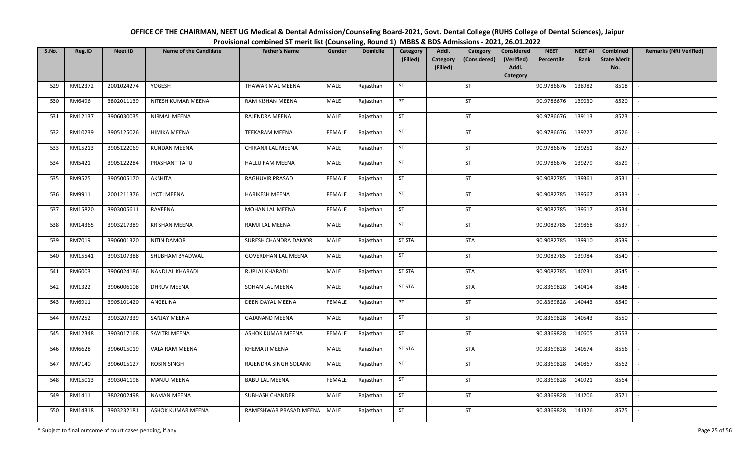# OFFICE OF THE CHAIRMAN, NEET UG Medical & Dental Admission/Counseling Board-2021, Govt. Dental College (RUHS College of Dental Sciences), Jaipur

## Provisional combined ST merit list (Counseling, Round 1) MBBS & BDS Admissions - 2021, 26.01.2022

| S.No. | Reg.ID | Neet ID | Name of the Candidate | Father's Name | Gender | Domicile | Category (Filled) | Addl. Category (Filled) | Category (Considered) | Considered (Verified) Addl. Category | NEET Percentile | NEET AI Rank | Combined State Merit No. | Remarks (NRI Verified) |
|---|---|---|---|---|---|---|---|---|---|---|---|---|---|---|
| 529 | RM12372 | 2001024274 | YOGESH | THAWAR MAL MEENA | MALE | Rajasthan | ST | | ST | | 90.9786676 | 138982 | 8518 | - |
| 530 | RM6496 | 3802011139 | NITESH KUMAR MEENA | RAM KISHAN MEENA | MALE | Rajasthan | ST | | ST | | 90.9786676 | 139030 | 8520 | - |
| 531 | RM12137 | 3906030035 | NIRMAL MEENA | RAJENDRA MEENA | MALE | Rajasthan | ST | | ST | | 90.9786676 | 139113 | 8523 | - |
| 532 | RM10239 | 3905125026 | HIMIKA MEENA | TEEKARAM MEENA | FEMALE | Rajasthan | ST | | ST | | 90.9786676 | 139227 | 8526 | - |
| 533 | RM15213 | 3905122069 | KUNDAN MEENA | CHIRANJI LAL MEENA | MALE | Rajasthan | ST | | ST | | 90.9786676 | 139251 | 8527 | - |
| 534 | RM5421 | 3905122284 | PRASHANT TATU | HALLU RAM MEENA | MALE | Rajasthan | ST | | ST | | 90.9786676 | 139279 | 8529 | - |
| 535 | RM9525 | 3905005170 | AKSHITA | RAGHUVIR PRASAD | FEMALE | Rajasthan | ST | | ST | | 90.9082785 | 139361 | 8531 | - |
| 536 | RM9911 | 2001211376 | JYOTI MEENA | HARIKESH MEENA | FEMALE | Rajasthan | ST | | ST | | 90.9082785 | 139567 | 8533 | - |
| 537 | RM15820 | 3903005611 | RAVEENA | MOHAN LAL MEENA | FEMALE | Rajasthan | ST | | ST | | 90.9082785 | 139617 | 8534 | - |
| 538 | RM14365 | 3903217389 | KRISHAN MEENA | RAMJI LAL MEENA | MALE | Rajasthan | ST | | ST | | 90.9082785 | 139868 | 8537 | - |
| 539 | RM7019 | 3906001320 | NITIN DAMOR | SURESH CHANDRA DAMOR | MALE | Rajasthan | ST STA | | STA | | 90.9082785 | 139910 | 8539 | - |
| 540 | RM15541 | 3903107388 | SHUBHAM BYADWAL | GOVERDHAN LAL MEENA | MALE | Rajasthan | ST | | ST | | 90.9082785 | 139984 | 8540 | - |
| 541 | RM6003 | 3906024186 | NANDLAL KHARADI | RUPLAL KHARADI | MALE | Rajasthan | ST STA | | STA | | 90.9082785 | 140231 | 8545 | - |
| 542 | RM1322 | 3906006108 | DHRUV MEENA | SOHAN LAL MEENA | MALE | Rajasthan | ST STA | | STA | | 90.8369828 | 140414 | 8548 | - |
| 543 | RM6911 | 3905101420 | ANGELINA | DEEN DAYAL MEENA | FEMALE | Rajasthan | ST | | ST | | 90.8369828 | 140443 | 8549 | - |
| 544 | RM7252 | 3903207339 | SANJAY MEENA | GAJANAND MEENA | MALE | Rajasthan | ST | | ST | | 90.8369828 | 140543 | 8550 | - |
| 545 | RM12348 | 3903017168 | SAVITRI MEENA | ASHOK KUMAR MEENA | FEMALE | Rajasthan | ST | | ST | | 90.8369828 | 140605 | 8553 | - |
| 546 | RM6628 | 3906015019 | VALA RAM MEENA | KHEMA JI MEENA | MALE | Rajasthan | ST STA | | STA | | 90.8369828 | 140674 | 8556 | - |
| 547 | RM7140 | 3906015127 | ROBIN SINGH | RAJENDRA SINGH SOLANKI | MALE | Rajasthan | ST | | ST | | 90.8369828 | 140867 | 8562 | - |
| 548 | RM15013 | 3903041198 | MANJU MEENA | BABU LAL MEENA | FEMALE | Rajasthan | ST | | ST | | 90.8369828 | 140921 | 8564 | - |
| 549 | RM1411 | 3802002498 | NAMAN MEENA | SUBHASH CHANDER | MALE | Rajasthan | ST | | ST | | 90.8369828 | 141206 | 8571 | - |
| 550 | RM14318 | 3903232181 | ASHOK KUMAR MEENA | RAMESHWAR PRASAD MEENA | MALE | Rajasthan | ST | | ST | | 90.8369828 | 141326 | 8575 | - |

\* Subject to final outcome of court cases pending, if any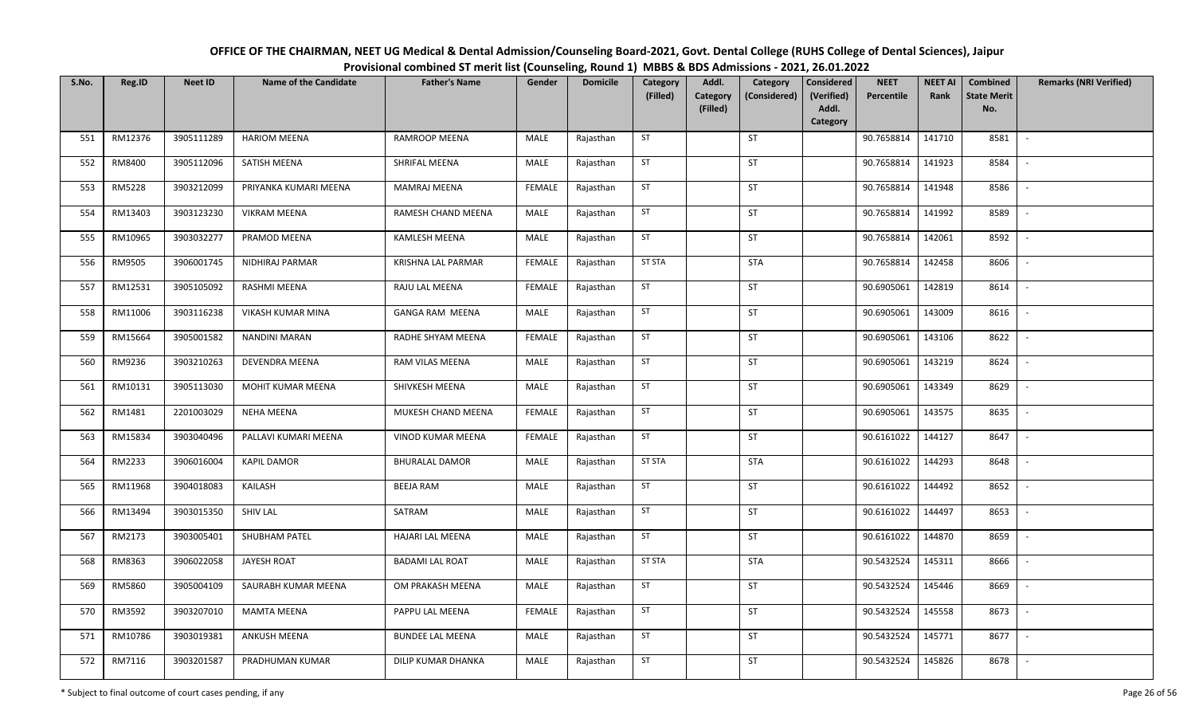# OFFICE OF THE CHAIRMAN, NEET UG Medical & Dental Admission/Counseling Board-2021, Govt. Dental College (RUHS College of Dental Sciences), Jaipur

## Provisional combined ST merit list (Counseling, Round 1) MBBS & BDS Admissions - 2021, 26.01.2022

| S.No. | Reg.ID | Neet ID | Name of the Candidate | Father's Name | Gender | Domicile | Category (Filled) | Addl. Category (Filled) | Category (Considered) | Considered (Verified) Addl. Category | NEET Percentile | NEET AI Rank | Combined State Merit No. | Remarks (NRI Verified) |
|---|---|---|---|---|---|---|---|---|---|---|---|---|---|---|
| 551 | RM12376 | 3905111289 | HARIOM MEENA | RAMROOP MEENA | MALE | Rajasthan | ST | | ST | | 90.7658814 | 141710 | 8581 | - |
| 552 | RM8400 | 3905112096 | SATISH MEENA | SHRIFAL MEENA | MALE | Rajasthan | ST | | ST | | 90.7658814 | 141923 | 8584 | - |
| 553 | RM5228 | 3903212099 | PRIYANKA KUMARI MEENA | MAMRAJ MEENA | FEMALE | Rajasthan | ST | | ST | | 90.7658814 | 141948 | 8586 | - |
| 554 | RM13403 | 3903123230 | VIKRAM MEENA | RAMESH CHAND MEENA | MALE | Rajasthan | ST | | ST | | 90.7658814 | 141992 | 8589 | - |
| 555 | RM10965 | 3903032277 | PRAMOD MEENA | KAMLESH MEENA | MALE | Rajasthan | ST | | ST | | 90.7658814 | 142061 | 8592 | - |
| 556 | RM9505 | 3906001745 | NIDHIRAJ PARMAR | KRISHNA LAL PARMAR | FEMALE | Rajasthan | ST STA | | STA | | 90.7658814 | 142458 | 8606 | - |
| 557 | RM12531 | 3905105092 | RASHMI MEENA | RAJU LAL MEENA | FEMALE | Rajasthan | ST | | ST | | 90.6905061 | 142819 | 8614 | - |
| 558 | RM11006 | 3903116238 | VIKASH KUMAR MINA | GANGA RAM MEENA | MALE | Rajasthan | ST | | ST | | 90.6905061 | 143009 | 8616 | - |
| 559 | RM15664 | 3905001582 | NANDINI MARAN | RADHE SHYAM MEENA | FEMALE | Rajasthan | ST | | ST | | 90.6905061 | 143106 | 8622 | - |
| 560 | RM9236 | 3903210263 | DEVENDRA MEENA | RAM VILAS MEENA | MALE | Rajasthan | ST | | ST | | 90.6905061 | 143219 | 8624 | - |
| 561 | RM10131 | 3905113030 | MOHIT KUMAR MEENA | SHIVKESH MEENA | MALE | Rajasthan | ST | | ST | | 90.6905061 | 143349 | 8629 | - |
| 562 | RM1481 | 2201003029 | NEHA MEENA | MUKESH CHAND MEENA | FEMALE | Rajasthan | ST | | ST | | 90.6905061 | 143575 | 8635 | - |
| 563 | RM15834 | 3903040496 | PALLAVI KUMARI MEENA | VINOD KUMAR MEENA | FEMALE | Rajasthan | ST | | ST | | 90.6161022 | 144127 | 8647 | - |
| 564 | RM2233 | 3906016004 | KAPIL DAMOR | BHURALAL DAMOR | MALE | Rajasthan | ST STA | | STA | | 90.6161022 | 144293 | 8648 | - |
| 565 | RM11968 | 3904018083 | KAILASH | BEEJA RAM | MALE | Rajasthan | ST | | ST | | 90.6161022 | 144492 | 8652 | - |
| 566 | RM13494 | 3903015350 | SHIV LAL | SATRAM | MALE | Rajasthan | ST | | ST | | 90.6161022 | 144497 | 8653 | - |
| 567 | RM2173 | 3903005401 | SHUBHAM PATEL | HAJARI LAL MEENA | MALE | Rajasthan | ST | | ST | | 90.6161022 | 144870 | 8659 | - |
| 568 | RM8363 | 3906022058 | JAYESH ROAT | BADAMI LAL ROAT | MALE | Rajasthan | ST STA | | STA | | 90.5432524 | 145311 | 8666 | - |
| 569 | RM5860 | 3905004109 | SAURABH KUMAR MEENA | OM PRAKASH MEENA | MALE | Rajasthan | ST | | ST | | 90.5432524 | 145446 | 8669 | - |
| 570 | RM3592 | 3903207010 | MAMTA MEENA | PAPPU LAL MEENA | FEMALE | Rajasthan | ST | | ST | | 90.5432524 | 145558 | 8673 | - |
| 571 | RM10786 | 3903019381 | ANKUSH MEENA | BUNDEE LAL MEENA | MALE | Rajasthan | ST | | ST | | 90.5432524 | 145771 | 8677 | - |
| 572 | RM7116 | 3903201587 | PRADHUMAN KUMAR | DILIP KUMAR DHANKA | MALE | Rajasthan | ST | | ST | | 90.5432524 | 145826 | 8678 | - |

\* Subject to final outcome of court cases pending, if any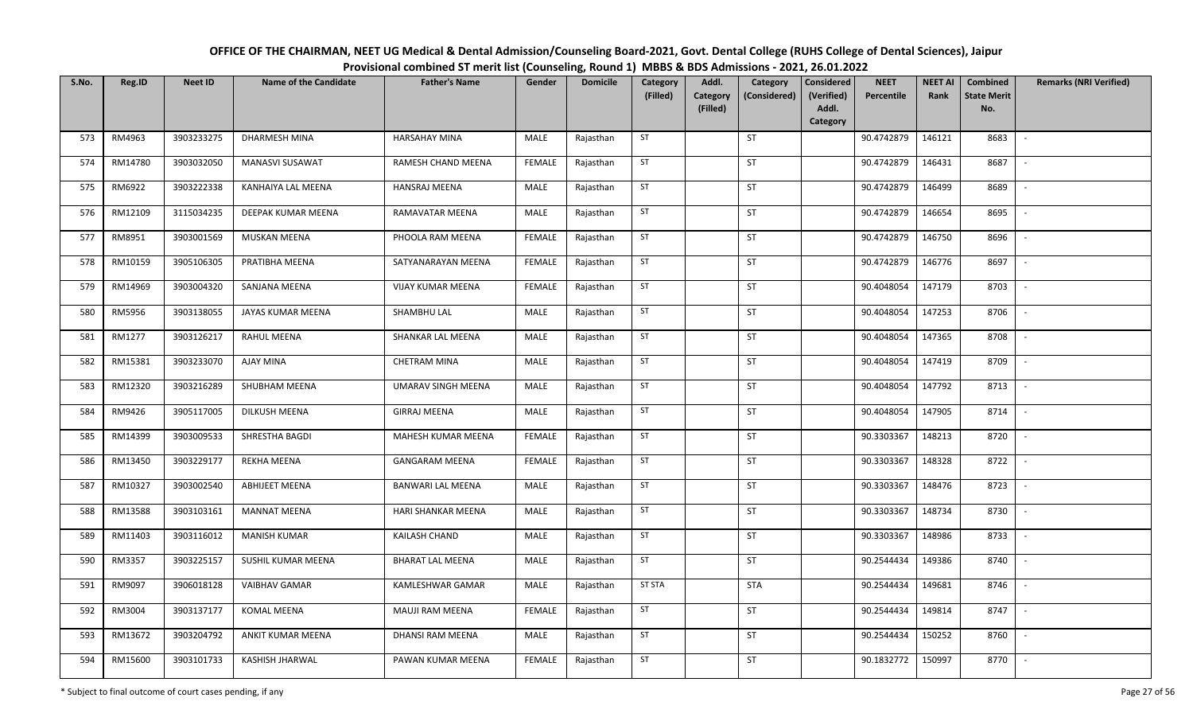# OFFICE OF THE CHAIRMAN, NEET UG Medical & Dental Admission/Counseling Board-2021, Govt. Dental College (RUHS College of Dental Sciences), Jaipur

## Provisional combined ST merit list (Counseling, Round 1) MBBS & BDS Admissions - 2021, 26.01.2022

| S.No. | Reg.ID | Neet ID | Name of the Candidate | Father's Name | Gender | Domicile | Category (Filled) | Addl. Category (Filled) | Category (Considered) | Considered (Verified) Addl. Category | NEET Percentile | NEET AI Rank | Combined State Merit No. | Remarks (NRI Verified) |
|---|---|---|---|---|---|---|---|---|---|---|---|---|---|---|
| 573 | RM4963 | 3903233275 | DHARMESH MINA | HARSAHAY MINA | MALE | Rajasthan | ST | | ST | | 90.4742879 | 146121 | 8683 | - |
| 574 | RM14780 | 3903032050 | MANASVI SUSAWAT | RAMESH CHAND MEENA | FEMALE | Rajasthan | ST | | ST | | 90.4742879 | 146431 | 8687 | - |
| 575 | RM6922 | 3903222338 | KANHAIYA LAL MEENA | HANSRAJ MEENA | MALE | Rajasthan | ST | | ST | | 90.4742879 | 146499 | 8689 | - |
| 576 | RM12109 | 3115034235 | DEEPAK KUMAR MEENA | RAMAVATAR MEENA | MALE | Rajasthan | ST | | ST | | 90.4742879 | 146654 | 8695 | - |
| 577 | RM8951 | 3903001569 | MUSKAN MEENA | PHOOLA RAM MEENA | FEMALE | Rajasthan | ST | | ST | | 90.4742879 | 146750 | 8696 | - |
| 578 | RM10159 | 3905106305 | PRATIBHA MEENA | SATYANARAYAN MEENA | FEMALE | Rajasthan | ST | | ST | | 90.4742879 | 146776 | 8697 | - |
| 579 | RM14969 | 3903004320 | SANJANA MEENA | VIJAY KUMAR MEENA | FEMALE | Rajasthan | ST | | ST | | 90.4048054 | 147179 | 8703 | - |
| 580 | RM5956 | 3903138055 | JAYAS KUMAR MEENA | SHAMBHU LAL | MALE | Rajasthan | ST | | ST | | 90.4048054 | 147253 | 8706 | - |
| 581 | RM1277 | 3903126217 | RAHUL MEENA | SHANKAR LAL MEENA | MALE | Rajasthan | ST | | ST | | 90.4048054 | 147365 | 8708 | - |
| 582 | RM15381 | 3903233070 | AJAY MINA | CHETRAM MINA | MALE | Rajasthan | ST | | ST | | 90.4048054 | 147419 | 8709 | - |
| 583 | RM12320 | 3903216289 | SHUBHAM MEENA | UMARAV SINGH MEENA | MALE | Rajasthan | ST | | ST | | 90.4048054 | 147792 | 8713 | - |
| 584 | RM9426 | 3905117005 | DILKUSH MEENA | GIRRAJ MEENA | MALE | Rajasthan | ST | | ST | | 90.4048054 | 147905 | 8714 | - |
| 585 | RM14399 | 3903009533 | SHRESTHA BAGDI | MAHESH KUMAR MEENA | FEMALE | Rajasthan | ST | | ST | | 90.3303367 | 148213 | 8720 | - |
| 586 | RM13450 | 3903229177 | REKHA MEENA | GANGARAM MEENA | FEMALE | Rajasthan | ST | | ST | | 90.3303367 | 148328 | 8722 | - |
| 587 | RM10327 | 3903002540 | ABHIJEET MEENA | BANWARI LAL MEENA | MALE | Rajasthan | ST | | ST | | 90.3303367 | 148476 | 8723 | - |
| 588 | RM13588 | 3903103161 | MANNAT MEENA | HARI SHANKAR MEENA | MALE | Rajasthan | ST | | ST | | 90.3303367 | 148734 | 8730 | - |
| 589 | RM11403 | 3903116012 | MANISH KUMAR | KAILASH CHAND | MALE | Rajasthan | ST | | ST | | 90.3303367 | 148986 | 8733 | - |
| 590 | RM3357 | 3903225157 | SUSHIL KUMAR MEENA | BHARAT LAL MEENA | MALE | Rajasthan | ST | | ST | | 90.2544434 | 149386 | 8740 | - |
| 591 | RM9097 | 3906018128 | VAIBHAV GAMAR | KAMLESHWAR GAMAR | MALE | Rajasthan | ST STA | | STA | | 90.2544434 | 149681 | 8746 | - |
| 592 | RM3004 | 3903137177 | KOMAL MEENA | MAUJI RAM MEENA | FEMALE | Rajasthan | ST | | ST | | 90.2544434 | 149814 | 8747 | - |
| 593 | RM13672 | 3903204792 | ANKIT KUMAR MEENA | DHANSI RAM MEENA | MALE | Rajasthan | ST | | ST | | 90.2544434 | 150252 | 8760 | - |
| 594 | RM15600 | 3903101733 | KASHISH JHARWAL | PAWAN KUMAR MEENA | FEMALE | Rajasthan | ST | | ST | | 90.1832772 | 150997 | 8770 | - |

\* Subject to final outcome of court cases pending, if any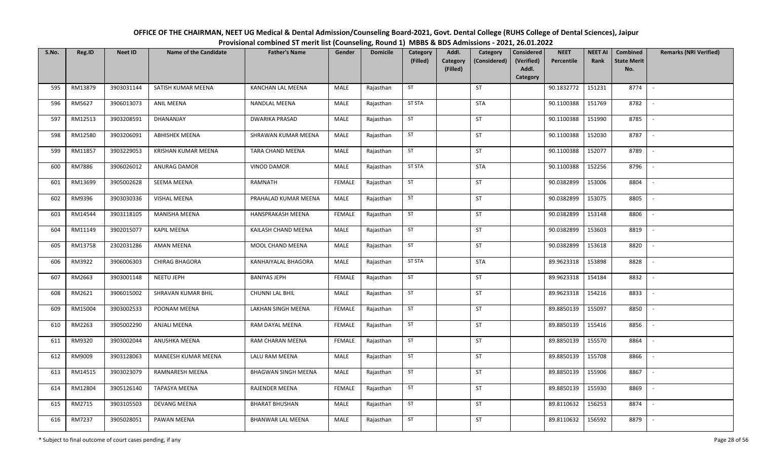OFFICE OF THE CHAIRMAN, NEET UG Medical & Dental Admission/Counseling Board-2021, Govt. Dental College (RUHS College of Dental Sciences), Jaipur
Provisional combined ST merit list (Counseling, Round 1) MBBS & BDS Admissions - 2021, 26.01.2022

| S.No. | Reg.ID | Neet ID | Name of the Candidate | Father's Name | Gender | Domicile | Category (Filled) | Addl. Category (Filled) | Category (Considered) | Considered (Verified) Addl. Category | NEET Percentile | NEET AI Rank | Combined State Merit No. | Remarks (NRI Verified) |
|---|---|---|---|---|---|---|---|---|---|---|---|---|---|---|
| 595 | RM13879 | 3903031144 | SATISH KUMAR MEENA | KANCHAN LAL MEENA | MALE | Rajasthan | ST | | ST | | 90.1832772 | 151231 | 8774 | - |
| 596 | RM5627 | 3906013073 | ANIL MEENA | NANDLAL MEENA | MALE | Rajasthan | ST STA | | STA | | 90.1100388 | 151769 | 8782 | - |
| 597 | RM12513 | 3903208591 | DHANANJAY | DWARIKA PRASAD | MALE | Rajasthan | ST | | ST | | 90.1100388 | 151990 | 8785 | - |
| 598 | RM12580 | 3903206091 | ABHISHEK MEENA | SHRAWAN KUMAR MEENA | MALE | Rajasthan | ST | | ST | | 90.1100388 | 152030 | 8787 | - |
| 599 | RM11857 | 3903229053 | KRISHAN KUMAR MEENA | TARA CHAND MEENA | MALE | Rajasthan | ST | | ST | | 90.1100388 | 152077 | 8789 | - |
| 600 | RM7886 | 3906026012 | ANURAG DAMOR | VINOD DAMOR | MALE | Rajasthan | ST STA | | STA | | 90.1100388 | 152256 | 8796 | - |
| 601 | RM13699 | 3905002628 | SEEMA MEENA | RAMNATH | FEMALE | Rajasthan | ST | | ST | | 90.0382899 | 153006 | 8804 | - |
| 602 | RM9396 | 3903030336 | VISHAL MEENA | PRAHALAD KUMAR MEENA | MALE | Rajasthan | ST | | ST | | 90.0382899 | 153075 | 8805 | - |
| 603 | RM14544 | 3903118105 | MANISHA MEENA | HANSPRAKASH MEENA | FEMALE | Rajasthan | ST | | ST | | 90.0382899 | 153148 | 8806 | - |
| 604 | RM11149 | 3902015077 | KAPIL MEENA | KAILASH CHAND MEENA | MALE | Rajasthan | ST | | ST | | 90.0382899 | 153603 | 8819 | - |
| 605 | RM13758 | 2302031286 | AMAN MEENA | MOOL CHAND MEENA | MALE | Rajasthan | ST | | ST | | 90.0382899 | 153618 | 8820 | - |
| 606 | RM3922 | 3906006303 | CHIRAG BHAGORA | KANHAIYALAL BHAGORA | MALE | Rajasthan | ST STA | | STA | | 89.9623318 | 153898 | 8828 | - |
| 607 | RM2663 | 3903001148 | NEETU JEPH | BANIYAS JEPH | FEMALE | Rajasthan | ST | | ST | | 89.9623318 | 154184 | 8832 | - |
| 608 | RM2621 | 3906015002 | SHRAVAN KUMAR BHIL | CHUNNI LAL BHIL | MALE | Rajasthan | ST | | ST | | 89.9623318 | 154216 | 8833 | - |
| 609 | RM15004 | 3903002533 | POONAM MEENA | LAKHAN SINGH MEENA | FEMALE | Rajasthan | ST | | ST | | 89.8850139 | 155097 | 8850 | - |
| 610 | RM2263 | 3905002290 | ANJALI MEENA | RAM DAYAL MEENA | FEMALE | Rajasthan | ST | | ST | | 89.8850139 | 155416 | 8856 | - |
| 611 | RM9320 | 3903002044 | ANUSHKA MEENA | RAM CHARAN MEENA | FEMALE | Rajasthan | ST | | ST | | 89.8850139 | 155570 | 8864 | - |
| 612 | RM9009 | 3903128063 | MANEESH KUMAR MEENA | LALU RAM MEENA | MALE | Rajasthan | ST | | ST | | 89.8850139 | 155708 | 8866 | - |
| 613 | RM14515 | 3903023079 | RAMNARESH MEENA | BHAGWAN SINGH MEENA | MALE | Rajasthan | ST | | ST | | 89.8850139 | 155906 | 8867 | - |
| 614 | RM12804 | 3905126140 | TAPASYA MEENA | RAJENDER MEENA | FEMALE | Rajasthan | ST | | ST | | 89.8850139 | 155930 | 8869 | - |
| 615 | RM2715 | 3903105503 | DEVANG MEENA | BHARAT BHUSHAN | MALE | Rajasthan | ST | | ST | | 89.8110632 | 156253 | 8874 | - |
| 616 | RM7237 | 3905028051 | PAWAN MEENA | BHANWAR LAL MEENA | MALE | Rajasthan | ST | | ST | | 89.8110632 | 156592 | 8879 | - |

\* Subject to final outcome of court cases pending, if any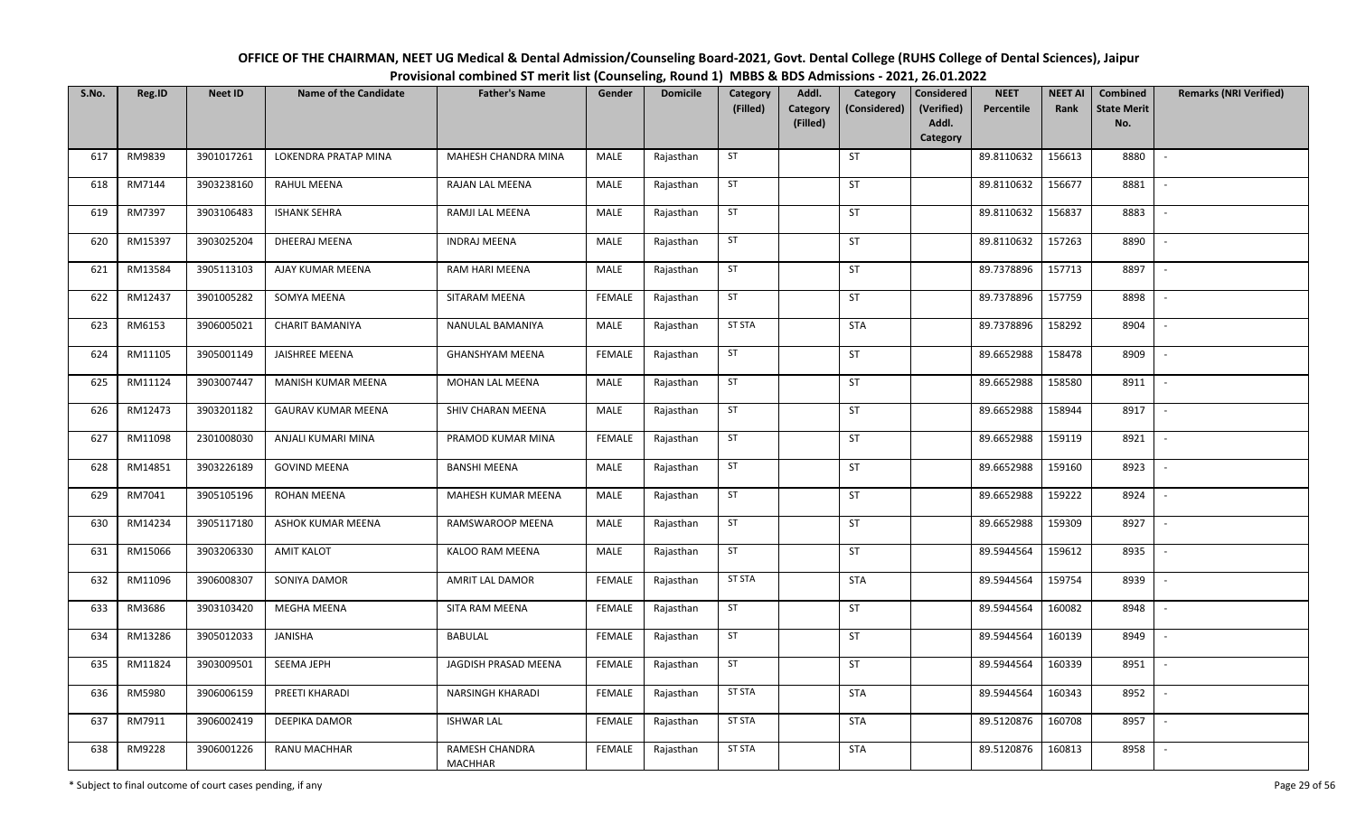# OFFICE OF THE CHAIRMAN, NEET UG Medical & Dental Admission/Counseling Board-2021, Govt. Dental College (RUHS College of Dental Sciences), Jaipur

## Provisional combined ST merit list (Counseling, Round 1) MBBS & BDS Admissions - 2021, 26.01.2022

| S.No. | Reg.ID | Neet ID | Name of the Candidate | Father's Name | Gender | Domicile | Category (Filled) | Addl. Category (Filled) | Category (Considered) | Considered (Verified) Addl. Category | NEET Percentile | NEET AI Rank | Combined State Merit No. | Remarks (NRI Verified) |
|---|---|---|---|---|---|---|---|---|---|---|---|---|---|---|
| 617 | RM9839 | 3901017261 | LOKENDRA PRATAP MINA | MAHESH CHANDRA MINA | MALE | Rajasthan | ST | | ST | | 89.8110632 | 156613 | 8880 | - |
| 618 | RM7144 | 3903238160 | RAHUL MEENA | RAJAN LAL MEENA | MALE | Rajasthan | ST | | ST | | 89.8110632 | 156677 | 8881 | - |
| 619 | RM7397 | 3903106483 | ISHANK SEHRA | RAMJI LAL MEENA | MALE | Rajasthan | ST | | ST | | 89.8110632 | 156837 | 8883 | - |
| 620 | RM15397 | 3903025204 | DHEERAJ MEENA | INDRAJ MEENA | MALE | Rajasthan | ST | | ST | | 89.8110632 | 157263 | 8890 | - |
| 621 | RM13584 | 3905113103 | AJAY KUMAR MEENA | RAM HARI MEENA | MALE | Rajasthan | ST | | ST | | 89.7378896 | 157713 | 8897 | - |
| 622 | RM12437 | 3901005282 | SOMYA MEENA | SITARAM MEENA | FEMALE | Rajasthan | ST | | ST | | 89.7378896 | 157759 | 8898 | - |
| 623 | RM6153 | 3906005021 | CHARIT BAMANIYA | NANULAL BAMANIYA | MALE | Rajasthan | ST STA | | STA | | 89.7378896 | 158292 | 8904 | - |
| 624 | RM11105 | 3905001149 | JAISHREE MEENA | GHANSHYAM MEENA | FEMALE | Rajasthan | ST | | ST | | 89.6652988 | 158478 | 8909 | - |
| 625 | RM11124 | 3903007447 | MANISH KUMAR MEENA | MOHAN LAL MEENA | MALE | Rajasthan | ST | | ST | | 89.6652988 | 158580 | 8911 | - |
| 626 | RM12473 | 3903201182 | GAURAV KUMAR MEENA | SHIV CHARAN MEENA | MALE | Rajasthan | ST | | ST | | 89.6652988 | 158944 | 8917 | - |
| 627 | RM11098 | 2301008030 | ANJALI KUMARI MINA | PRAMOD KUMAR MINA | FEMALE | Rajasthan | ST | | ST | | 89.6652988 | 159119 | 8921 | - |
| 628 | RM14851 | 3903226189 | GOVIND MEENA | BANSHI MEENA | MALE | Rajasthan | ST | | ST | | 89.6652988 | 159160 | 8923 | - |
| 629 | RM7041 | 3905105196 | ROHAN MEENA | MAHESH KUMAR MEENA | MALE | Rajasthan | ST | | ST | | 89.6652988 | 159222 | 8924 | - |
| 630 | RM14234 | 3905117180 | ASHOK KUMAR MEENA | RAMSWAROOP MEENA | MALE | Rajasthan | ST | | ST | | 89.6652988 | 159309 | 8927 | - |
| 631 | RM15066 | 3903206330 | AMIT KALOT | KALOO RAM MEENA | MALE | Rajasthan | ST | | ST | | 89.5944564 | 159612 | 8935 | - |
| 632 | RM11096 | 3906008307 | SONIYA DAMOR | AMRIT LAL DAMOR | FEMALE | Rajasthan | ST STA | | STA | | 89.5944564 | 159754 | 8939 | - |
| 633 | RM3686 | 3903103420 | MEGHA MEENA | SITA RAM MEENA | FEMALE | Rajasthan | ST | | ST | | 89.5944564 | 160082 | 8948 | - |
| 634 | RM13286 | 3905012033 | JANISHA | BABULAL | FEMALE | Rajasthan | ST | | ST | | 89.5944564 | 160139 | 8949 | - |
| 635 | RM11824 | 3903009501 | SEEMA JEPH | JAGDISH PRASAD MEENA | FEMALE | Rajasthan | ST | | ST | | 89.5944564 | 160339 | 8951 | - |
| 636 | RM5980 | 3906006159 | PREETI KHARADI | NARSINGH KHARADI | FEMALE | Rajasthan | ST STA | | STA | | 89.5944564 | 160343 | 8952 | - |
| 637 | RM7911 | 3906002419 | DEEPIKA DAMOR | ISHWAR LAL | FEMALE | Rajasthan | ST STA | | STA | | 89.5120876 | 160708 | 8957 | - |
| 638 | RM9228 | 3906001226 | RANU MACHHAR | RAMESH CHANDRA MACHHAR | FEMALE | Rajasthan | ST STA | | STA | | 89.5120876 | 160813 | 8958 | - |

\* Subject to final outcome of court cases pending, if any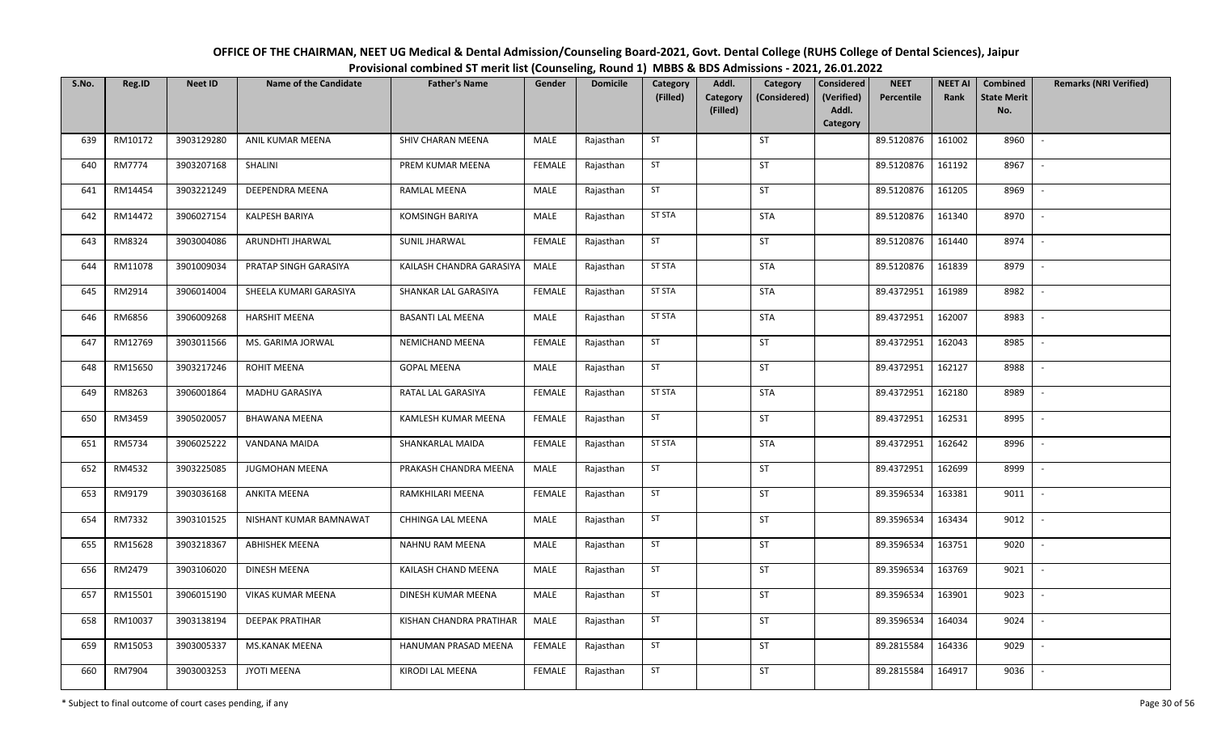# OFFICE OF THE CHAIRMAN, NEET UG Medical & Dental Admission/Counseling Board-2021, Govt. Dental College (RUHS College of Dental Sciences), Jaipur

## Provisional combined ST merit list (Counseling, Round 1) MBBS & BDS Admissions - 2021, 26.01.2022

| S.No. | Reg.ID | Neet ID | Name of the Candidate | Father's Name | Gender | Domicile | Category (Filled) | Addl. Category (Filled) | Category (Considered) | Considered (Verified) Addl. Category | NEET Percentile | NEET AI Rank | Combined State Merit No. | Remarks (NRI Verified) |
|---|---|---|---|---|---|---|---|---|---|---|---|---|---|---|
| 639 | RM10172 | 3903129280 | ANIL KUMAR MEENA | SHIV CHARAN MEENA | MALE | Rajasthan | ST | | ST | | 89.5120876 | 161002 | 8960 | - |
| 640 | RM7774 | 3903207168 | SHALINI | PREM KUMAR MEENA | FEMALE | Rajasthan | ST | | ST | | 89.5120876 | 161192 | 8967 | - |
| 641 | RM14454 | 3903221249 | DEEPENDRA MEENA | RAMLAL MEENA | MALE | Rajasthan | ST | | ST | | 89.5120876 | 161205 | 8969 | - |
| 642 | RM14472 | 3906027154 | KALPESH BARIYA | KOMSINGH BARIYA | MALE | Rajasthan | ST STA | | STA | | 89.5120876 | 161340 | 8970 | - |
| 643 | RM8324 | 3903004086 | ARUNDHTI JHARWAL | SUNIL JHARWAL | FEMALE | Rajasthan | ST | | ST | | 89.5120876 | 161440 | 8974 | - |
| 644 | RM11078 | 3901009034 | PRATAP SINGH GARASIYA | KAILASH CHANDRA GARASIYA | MALE | Rajasthan | ST STA | | STA | | 89.5120876 | 161839 | 8979 | - |
| 645 | RM2914 | 3906014004 | SHEELA KUMARI GARASIYA | SHANKAR LAL GARASIYA | FEMALE | Rajasthan | ST STA | | STA | | 89.4372951 | 161989 | 8982 | - |
| 646 | RM6856 | 3906009268 | HARSHIT MEENA | BASANTI LAL MEENA | MALE | Rajasthan | ST STA | | STA | | 89.4372951 | 162007 | 8983 | - |
| 647 | RM12769 | 3903011566 | MS. GARIMA JORWAL | NEMICHAND MEENA | FEMALE | Rajasthan | ST | | ST | | 89.4372951 | 162043 | 8985 | - |
| 648 | RM15650 | 3903217246 | ROHIT MEENA | GOPAL MEENA | MALE | Rajasthan | ST | | ST | | 89.4372951 | 162127 | 8988 | - |
| 649 | RM8263 | 3906001864 | MADHU GARASIYA | RATAL LAL GARASIYA | FEMALE | Rajasthan | ST STA | | STA | | 89.4372951 | 162180 | 8989 | - |
| 650 | RM3459 | 3905020057 | BHAWANA MEENA | KAMLESH KUMAR MEENA | FEMALE | Rajasthan | ST | | ST | | 89.4372951 | 162531 | 8995 | - |
| 651 | RM5734 | 3906025222 | VANDANA MAIDA | SHANKARLAL MAIDA | FEMALE | Rajasthan | ST STA | | STA | | 89.4372951 | 162642 | 8996 | - |
| 652 | RM4532 | 3903225085 | JUGMOHAN MEENA | PRAKASH CHANDRA MEENA | MALE | Rajasthan | ST | | ST | | 89.4372951 | 162699 | 8999 | - |
| 653 | RM9179 | 3903036168 | ANKITA MEENA | RAMKHILARI MEENA | FEMALE | Rajasthan | ST | | ST | | 89.3596534 | 163381 | 9011 | - |
| 654 | RM7332 | 3903101525 | NISHANT KUMAR BAMNAWAT | CHHINGA LAL MEENA | MALE | Rajasthan | ST | | ST | | 89.3596534 | 163434 | 9012 | - |
| 655 | RM15628 | 3903218367 | ABHISHEK MEENA | NAHNU RAM MEENA | MALE | Rajasthan | ST | | ST | | 89.3596534 | 163751 | 9020 | - |
| 656 | RM2479 | 3903106020 | DINESH MEENA | KAILASH CHAND MEENA | MALE | Rajasthan | ST | | ST | | 89.3596534 | 163769 | 9021 | - |
| 657 | RM15501 | 3906015190 | VIKAS KUMAR MEENA | DINESH KUMAR MEENA | MALE | Rajasthan | ST | | ST | | 89.3596534 | 163901 | 9023 | - |
| 658 | RM10037 | 3903138194 | DEEPAK PRATIHAR | KISHAN CHANDRA PRATIHAR | MALE | Rajasthan | ST | | ST | | 89.3596534 | 164034 | 9024 | - |
| 659 | RM15053 | 3903005337 | MS.KANAK MEENA | HANUMAN PRASAD MEENA | FEMALE | Rajasthan | ST | | ST | | 89.2815584 | 164336 | 9029 | - |
| 660 | RM7904 | 3903003253 | JYOTI MEENA | KIRODI LAL MEENA | FEMALE | Rajasthan | ST | | ST | | 89.2815584 | 164917 | 9036 | - |

\* Subject to final outcome of court cases pending, if any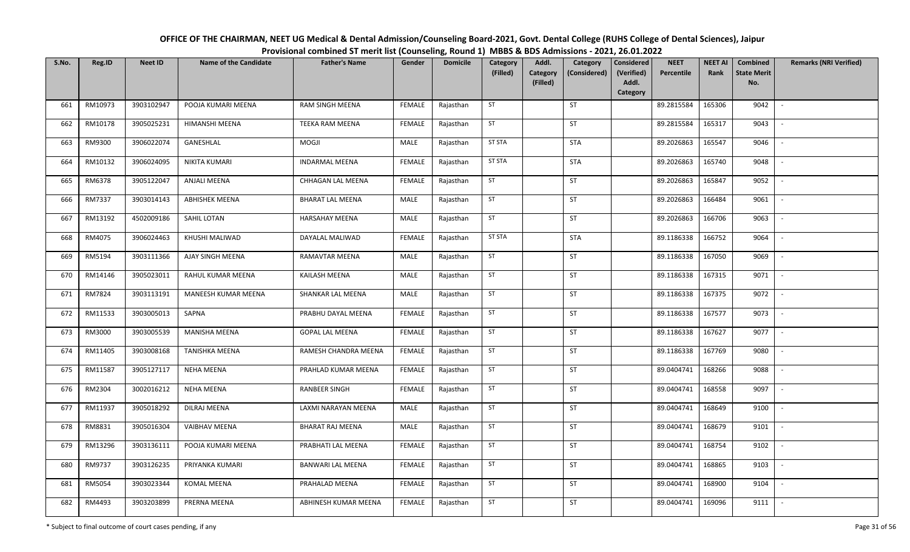# OFFICE OF THE CHAIRMAN, NEET UG Medical & Dental Admission/Counseling Board-2021, Govt. Dental College (RUHS College of Dental Sciences), Jaipur

## Provisional combined ST merit list (Counseling, Round 1) MBBS & BDS Admissions - 2021, 26.01.2022

| S.No. | Reg.ID | Neet ID | Name of the Candidate | Father's Name | Gender | Domicile | Category (Filled) | Addl. Category (Filled) | Category (Considered) | Considered (Verified) Addl. Category | NEET Percentile | NEET AI Rank | Combined State Merit No. | Remarks (NRI Verified) |
|---|---|---|---|---|---|---|---|---|---|---|---|---|---|---|
| 661 | RM10973 | 3903102947 | POOJA KUMARI MEENA | RAM SINGH MEENA | FEMALE | Rajasthan | ST | | ST | | 89.2815584 | 165306 | 9042 | - |
| 662 | RM10178 | 3905025231 | HIMANSHI MEENA | TEEKA RAM MEENA | FEMALE | Rajasthan | ST | | ST | | 89.2815584 | 165317 | 9043 | - |
| 663 | RM9300 | 3906022074 | GANESHLAL | MOGJI | MALE | Rajasthan | ST STA | | STA | | 89.2026863 | 165547 | 9046 | - |
| 664 | RM10132 | 3906024095 | NIKITA KUMARI | INDARMAL MEENA | FEMALE | Rajasthan | ST STA | | STA | | 89.2026863 | 165740 | 9048 | - |
| 665 | RM6378 | 3905122047 | ANJALI MEENA | CHHAGAN LAL MEENA | FEMALE | Rajasthan | ST | | ST | | 89.2026863 | 165847 | 9052 | - |
| 666 | RM7337 | 3903014143 | ABHISHEK MEENA | BHARAT LAL MEENA | MALE | Rajasthan | ST | | ST | | 89.2026863 | 166484 | 9061 | - |
| 667 | RM13192 | 4502009186 | SAHIL LOTAN | HARSAHAY MEENA | MALE | Rajasthan | ST | | ST | | 89.2026863 | 166706 | 9063 | - |
| 668 | RM4075 | 3906024463 | KHUSHI MALIWAD | DAYALAL MALIWAD | FEMALE | Rajasthan | ST STA | | STA | | 89.1186338 | 166752 | 9064 | - |
| 669 | RM5194 | 3903111366 | AJAY SINGH MEENA | RAMAVTAR MEENA | MALE | Rajasthan | ST | | ST | | 89.1186338 | 167050 | 9069 | - |
| 670 | RM14146 | 3905023011 | RAHUL KUMAR MEENA | KAILASH MEENA | MALE | Rajasthan | ST | | ST | | 89.1186338 | 167315 | 9071 | - |
| 671 | RM7824 | 3903113191 | MANEESH KUMAR MEENA | SHANKAR LAL MEENA | MALE | Rajasthan | ST | | ST | | 89.1186338 | 167375 | 9072 | - |
| 672 | RM11533 | 3903005013 | SAPNA | PRABHU DAYAL MEENA | FEMALE | Rajasthan | ST | | ST | | 89.1186338 | 167577 | 9073 | - |
| 673 | RM3000 | 3903005539 | MANISHA MEENA | GOPAL LAL MEENA | FEMALE | Rajasthan | ST | | ST | | 89.1186338 | 167627 | 9077 | - |
| 674 | RM11405 | 3903008168 | TANISHKA MEENA | RAMESH CHANDRA MEENA | FEMALE | Rajasthan | ST | | ST | | 89.1186338 | 167769 | 9080 | - |
| 675 | RM11587 | 3905127117 | NEHA MEENA | PRAHLAD KUMAR MEENA | FEMALE | Rajasthan | ST | | ST | | 89.0404741 | 168266 | 9088 | - |
| 676 | RM2304 | 3002016212 | NEHA MEENA | RANBEER SINGH | FEMALE | Rajasthan | ST | | ST | | 89.0404741 | 168558 | 9097 | - |
| 677 | RM11937 | 3905018292 | DILRAJ MEENA | LAXMI NARAYAN MEENA | MALE | Rajasthan | ST | | ST | | 89.0404741 | 168649 | 9100 | - |
| 678 | RM8831 | 3905016304 | VAIBHAV MEENA | BHARAT RAJ MEENA | MALE | Rajasthan | ST | | ST | | 89.0404741 | 168679 | 9101 | - |
| 679 | RM13296 | 3903136111 | POOJA KUMARI MEENA | PRABHATI LAL MEENA | FEMALE | Rajasthan | ST | | ST | | 89.0404741 | 168754 | 9102 | - |
| 680 | RM9737 | 3903126235 | PRIYANKA KUMARI | BANWARI LAL MEENA | FEMALE | Rajasthan | ST | | ST | | 89.0404741 | 168865 | 9103 | - |
| 681 | RM5054 | 3903023344 | KOMAL MEENA | PRAHALAD MEENA | FEMALE | Rajasthan | ST | | ST | | 89.0404741 | 168900 | 9104 | - |
| 682 | RM4493 | 3903203899 | PRERNA MEENA | ABHINESH KUMAR MEENA | FEMALE | Rajasthan | ST | | ST | | 89.0404741 | 169096 | 9111 | - |

\* Subject to final outcome of court cases pending, if any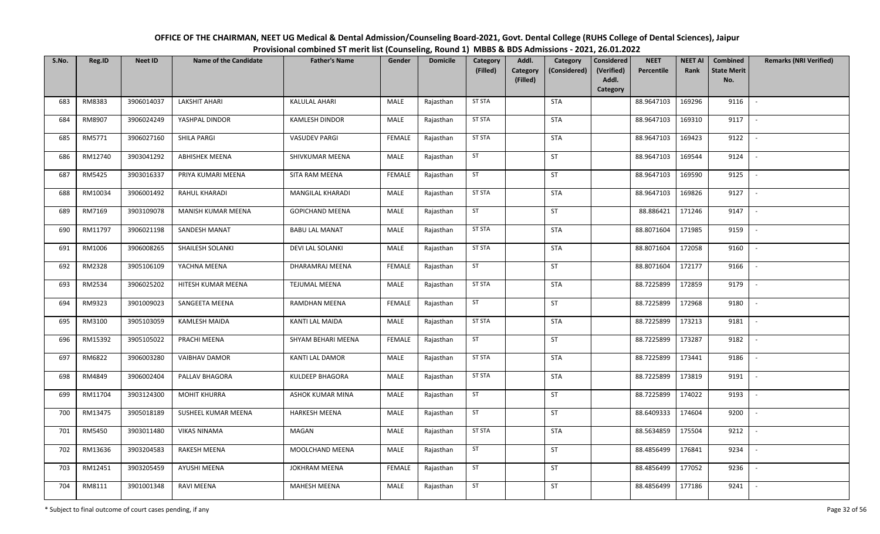# OFFICE OF THE CHAIRMAN, NEET UG Medical & Dental Admission/Counseling Board-2021, Govt. Dental College (RUHS College of Dental Sciences), Jaipur

## Provisional combined ST merit list (Counseling, Round 1) MBBS & BDS Admissions - 2021, 26.01.2022

| S.No. | Reg.ID | Neet ID | Name of the Candidate | Father's Name | Gender | Domicile | Category (Filled) | Addl. Category (Filled) | Category (Considered) | Considered (Verified) Addl. Category | NEET Percentile | NEET AI Rank | Combined State Merit No. | Remarks (NRI Verified) |
|---|---|---|---|---|---|---|---|---|---|---|---|---|---|---|
| 683 | RM8383 | 3906014037 | LAKSHIT AHARI | KALULAL AHARI | MALE | Rajasthan | ST STA | | STA | | 88.9647103 | 169296 | 9116 | - |
| 684 | RM8907 | 3906024249 | YASHPAL DINDOR | KAMLESH DINDOR | MALE | Rajasthan | ST STA | | STA | | 88.9647103 | 169310 | 9117 | - |
| 685 | RM5771 | 3906027160 | SHILA PARGI | VASUDEV PARGI | FEMALE | Rajasthan | ST STA | | STA | | 88.9647103 | 169423 | 9122 | - |
| 686 | RM12740 | 3903041292 | ABHISHEK MEENA | SHIVKUMAR MEENA | MALE | Rajasthan | ST | | ST | | 88.9647103 | 169544 | 9124 | - |
| 687 | RM5425 | 3903016337 | PRIYA KUMARI MEENA | SITA RAM MEENA | FEMALE | Rajasthan | ST | | ST | | 88.9647103 | 169590 | 9125 | - |
| 688 | RM10034 | 3906001492 | RAHUL KHARADI | MANGILAL KHARADI | MALE | Rajasthan | ST STA | | STA | | 88.9647103 | 169826 | 9127 | - |
| 689 | RM7169 | 3903109078 | MANISH KUMAR MEENA | GOPICHAND MEENA | MALE | Rajasthan | ST | | ST | | 88.886421 | 171246 | 9147 | - |
| 690 | RM11797 | 3906021198 | SANDESH MANAT | BABU LAL MANAT | MALE | Rajasthan | ST STA | | STA | | 88.8071604 | 171985 | 9159 | - |
| 691 | RM1006 | 3906008265 | SHAILESH SOLANKI | DEVI LAL SOLANKI | MALE | Rajasthan | ST STA | | STA | | 88.8071604 | 172058 | 9160 | - |
| 692 | RM2328 | 3905106109 | YACHNA MEENA | DHARAMRAJ MEENA | FEMALE | Rajasthan | ST | | ST | | 88.8071604 | 172177 | 9166 | - |
| 693 | RM2534 | 3906025202 | HITESH KUMAR MEENA | TEJUMAL MEENA | MALE | Rajasthan | ST STA | | STA | | 88.7225899 | 172859 | 9179 | - |
| 694 | RM9323 | 3901009023 | SANGEETA MEENA | RAMDHAN MEENA | FEMALE | Rajasthan | ST | | ST | | 88.7225899 | 172968 | 9180 | - |
| 695 | RM3100 | 3905103059 | KAMLESH MAIDA | KANTI LAL MAIDA | MALE | Rajasthan | ST STA | | STA | | 88.7225899 | 173213 | 9181 | - |
| 696 | RM15392 | 3905105022 | PRACHI MEENA | SHYAM BEHARI MEENA | FEMALE | Rajasthan | ST | | ST | | 88.7225899 | 173287 | 9182 | - |
| 697 | RM6822 | 3906003280 | VAIBHAV DAMOR | KANTI LAL DAMOR | MALE | Rajasthan | ST STA | | STA | | 88.7225899 | 173441 | 9186 | - |
| 698 | RM4849 | 3906002404 | PALLAV BHAGORA | KULDEEP BHAGORA | MALE | Rajasthan | ST STA | | STA | | 88.7225899 | 173819 | 9191 | - |
| 699 | RM11704 | 3903124300 | MOHIT KHURRA | ASHOK KUMAR MINA | MALE | Rajasthan | ST | | ST | | 88.7225899 | 174022 | 9193 | - |
| 700 | RM13475 | 3905018189 | SUSHEEL KUMAR MEENA | HARKESH MEENA | MALE | Rajasthan | ST | | ST | | 88.6409333 | 174604 | 9200 | - |
| 701 | RM5450 | 3903011480 | VIKAS NINAMA | MAGAN | MALE | Rajasthan | ST STA | | STA | | 88.5634859 | 175504 | 9212 | - |
| 702 | RM13636 | 3903204583 | RAKESH MEENA | MOOLCHAND MEENA | MALE | Rajasthan | ST | | ST | | 88.4856499 | 176841 | 9234 | - |
| 703 | RM12451 | 3903205459 | AYUSHI MEENA | JOKHRAM MEENA | FEMALE | Rajasthan | ST | | ST | | 88.4856499 | 177052 | 9236 | - |
| 704 | RM8111 | 3901001348 | RAVI MEENA | MAHESH MEENA | MALE | Rajasthan | ST | | ST | | 88.4856499 | 177186 | 9241 | - |

\* Subject to final outcome of court cases pending, if any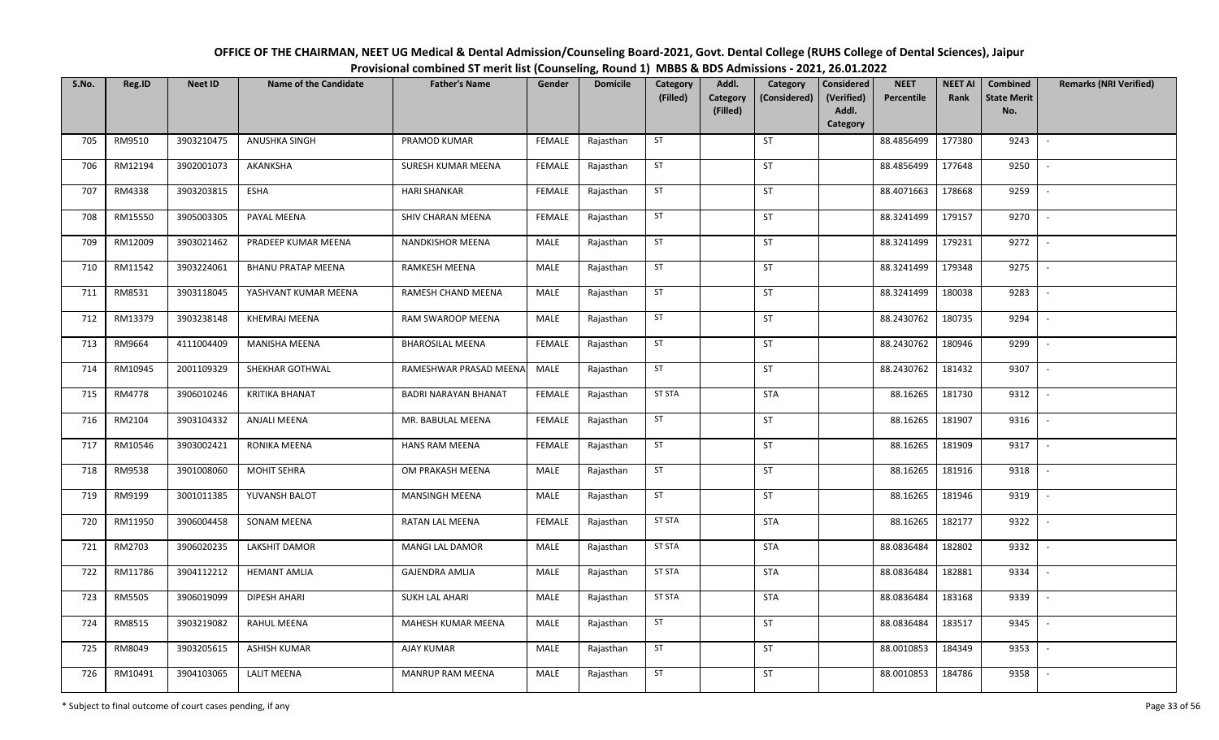# OFFICE OF THE CHAIRMAN, NEET UG Medical & Dental Admission/Counseling Board-2021, Govt. Dental College (RUHS College of Dental Sciences), Jaipur

## Provisional combined ST merit list (Counseling, Round 1) MBBS & BDS Admissions - 2021, 26.01.2022

| S.No. | Reg.ID | Neet ID | Name of the Candidate | Father's Name | Gender | Domicile | Category (Filled) | Addl. Category (Filled) | Category (Considered) | Considered (Verified) Addl. Category | NEET Percentile | NEET AI Rank | Combined State Merit No. | Remarks (NRI Verified) |
|---|---|---|---|---|---|---|---|---|---|---|---|---|---|---|
| 705 | RM9510 | 3903210475 | ANUSHKA SINGH | PRAMOD KUMAR | FEMALE | Rajasthan | ST | | ST | | 88.4856499 | 177380 | 9243 | - |
| 706 | RM12194 | 3902001073 | AKANKSHA | SURESH KUMAR MEENA | FEMALE | Rajasthan | ST | | ST | | 88.4856499 | 177648 | 9250 | - |
| 707 | RM4338 | 3903203815 | ESHA | HARI SHANKAR | FEMALE | Rajasthan | ST | | ST | | 88.4071663 | 178668 | 9259 | - |
| 708 | RM15550 | 3905003305 | PAYAL MEENA | SHIV CHARAN MEENA | FEMALE | Rajasthan | ST | | ST | | 88.3241499 | 179157 | 9270 | - |
| 709 | RM12009 | 3903021462 | PRADEEP KUMAR MEENA | NANDKISHOR MEENA | MALE | Rajasthan | ST | | ST | | 88.3241499 | 179231 | 9272 | - |
| 710 | RM11542 | 3903224061 | BHANU PRATAP MEENA | RAMKESH MEENA | MALE | Rajasthan | ST | | ST | | 88.3241499 | 179348 | 9275 | - |
| 711 | RM8531 | 3903118045 | YASHVANT KUMAR MEENA | RAMESH CHAND MEENA | MALE | Rajasthan | ST | | ST | | 88.3241499 | 180038 | 9283 | - |
| 712 | RM13379 | 3903238148 | KHEMRAJ MEENA | RAM SWAROOP MEENA | MALE | Rajasthan | ST | | ST | | 88.2430762 | 180735 | 9294 | - |
| 713 | RM9664 | 4111004409 | MANISHA MEENA | BHAROSILAL MEENA | FEMALE | Rajasthan | ST | | ST | | 88.2430762 | 180946 | 9299 | - |
| 714 | RM10945 | 2001109329 | SHEKHAR GOTHWAL | RAMESHWAR PRASAD MEENA | MALE | Rajasthan | ST | | ST | | 88.2430762 | 181432 | 9307 | - |
| 715 | RM4778 | 3906010246 | KRITIKA BHANAT | BADRI NARAYAN BHANAT | FEMALE | Rajasthan | ST STA | | STA | | 88.16265 | 181730 | 9312 | - |
| 716 | RM2104 | 3903104332 | ANJALI MEENA | MR. BABULAL MEENA | FEMALE | Rajasthan | ST | | ST | | 88.16265 | 181907 | 9316 | - |
| 717 | RM10546 | 3903002421 | RONIKA MEENA | HANS RAM MEENA | FEMALE | Rajasthan | ST | | ST | | 88.16265 | 181909 | 9317 | - |
| 718 | RM9538 | 3901008060 | MOHIT SEHRA | OM PRAKASH MEENA | MALE | Rajasthan | ST | | ST | | 88.16265 | 181916 | 9318 | - |
| 719 | RM9199 | 3001011385 | YUVANSH BALOT | MANSINGH MEENA | MALE | Rajasthan | ST | | ST | | 88.16265 | 181946 | 9319 | - |
| 720 | RM11950 | 3906004458 | SONAM MEENA | RATAN LAL MEENA | FEMALE | Rajasthan | ST STA | | STA | | 88.16265 | 182177 | 9322 | - |
| 721 | RM2703 | 3906020235 | LAKSHIT DAMOR | MANGI LAL DAMOR | MALE | Rajasthan | ST STA | | STA | | 88.0836484 | 182802 | 9332 | - |
| 722 | RM11786 | 3904112212 | HEMANT AMLIA | GAJENDRA AMLIA | MALE | Rajasthan | ST STA | | STA | | 88.0836484 | 182881 | 9334 | - |
| 723 | RM5505 | 3906019099 | DIPESH AHARI | SUKH LAL AHARI | MALE | Rajasthan | ST STA | | STA | | 88.0836484 | 183168 | 9339 | - |
| 724 | RM8515 | 3903219082 | RAHUL MEENA | MAHESH KUMAR MEENA | MALE | Rajasthan | ST | | ST | | 88.0836484 | 183517 | 9345 | - |
| 725 | RM8049 | 3903205615 | ASHISH KUMAR | AJAY KUMAR | MALE | Rajasthan | ST | | ST | | 88.0010853 | 184349 | 9353 | - |
| 726 | RM10491 | 3904103065 | LALIT MEENA | MANRUP RAM MEENA | MALE | Rajasthan | ST | | ST | | 88.0010853 | 184786 | 9358 | - |

\* Subject to final outcome of court cases pending, if any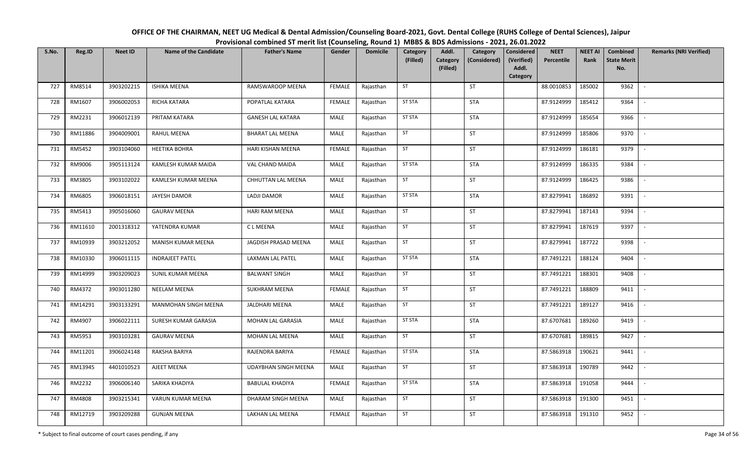# OFFICE OF THE CHAIRMAN, NEET UG Medical & Dental Admission/Counseling Board-2021, Govt. Dental College (RUHS College of Dental Sciences), Jaipur

## Provisional combined ST merit list (Counseling, Round 1) MBBS & BDS Admissions - 2021, 26.01.2022

| S.No. | Reg.ID | Neet ID | Name of the Candidate | Father's Name | Gender | Domicile | Category (Filled) | Addl. Category (Filled) | Category (Considered) | Considered (Verified) Addl. Category | NEET Percentile | NEET AI Rank | Combined State Merit No. | Remarks (NRI Verified) |
|---|---|---|---|---|---|---|---|---|---|---|---|---|---|---|
| 727 | RM8514 | 3903202215 | ISHIKA MEENA | RAMSWAROOP MEENA | FEMALE | Rajasthan | ST | | ST | | 88.0010853 | 185002 | 9362 | - |
| 728 | RM1607 | 3906002053 | RICHA KATARA | POPATLAL KATARA | FEMALE | Rajasthan | ST STA | | STA | | 87.9124999 | 185412 | 9364 | - |
| 729 | RM2231 | 3906012139 | PRITAM KATARA | GANESH LAL KATARA | MALE | Rajasthan | ST STA | | STA | | 87.9124999 | 185654 | 9366 | - |
| 730 | RM11886 | 3904009001 | RAHUL MEENA | BHARAT LAL MEENA | MALE | Rajasthan | ST | | ST | | 87.9124999 | 185806 | 9370 | - |
| 731 | RM5452 | 3903104060 | HEETIKA BOHRA | HARI KISHAN MEENA | FEMALE | Rajasthan | ST | | ST | | 87.9124999 | 186181 | 9379 | - |
| 732 | RM9006 | 3905113124 | KAMLESH KUMAR MAIDA | VAL CHAND MAIDA | MALE | Rajasthan | ST STA | | STA | | 87.9124999 | 186335 | 9384 | - |
| 733 | RM3805 | 3903102022 | KAMLESH KUMAR MEENA | CHHUTTAN LAL MEENA | MALE | Rajasthan | ST | | ST | | 87.9124999 | 186425 | 9386 | - |
| 734 | RM6805 | 3906018151 | JAYESH DAMOR | LADJI DAMOR | MALE | Rajasthan | ST STA | | STA | | 87.8279941 | 186892 | 9391 | - |
| 735 | RM5413 | 3905016060 | GAURAV MEENA | HARI RAM MEENA | MALE | Rajasthan | ST | | ST | | 87.8279941 | 187143 | 9394 | - |
| 736 | RM11610 | 2001318312 | YATENDRA KUMAR | C L MEENA | MALE | Rajasthan | ST | | ST | | 87.8279941 | 187619 | 9397 | - |
| 737 | RM10939 | 3903212052 | MANISH KUMAR MEENA | JAGDISH PRASAD MEENA | MALE | Rajasthan | ST | | ST | | 87.8279941 | 187722 | 9398 | - |
| 738 | RM10330 | 3906011115 | INDRAJEET PATEL | LAXMAN LAL PATEL | MALE | Rajasthan | ST STA | | STA | | 87.7491221 | 188124 | 9404 | - |
| 739 | RM14999 | 3903209023 | SUNIL KUMAR MEENA | BALWANT SINGH | MALE | Rajasthan | ST | | ST | | 87.7491221 | 188301 | 9408 | - |
| 740 | RM4372 | 3903011280 | NEELAM MEENA | SUKHRAM MEENA | FEMALE | Rajasthan | ST | | ST | | 87.7491221 | 188809 | 9411 | - |
| 741 | RM14291 | 3903133291 | MANMOHAN SINGH MEENA | JALDHARI MEENA | MALE | Rajasthan | ST | | ST | | 87.7491221 | 189127 | 9416 | - |
| 742 | RM4907 | 3906022111 | SURESH KUMAR GARASIA | MOHAN LAL GARASIA | MALE | Rajasthan | ST STA | | STA | | 87.6707681 | 189260 | 9419 | - |
| 743 | RM5953 | 3903103281 | GAURAV MEENA | MOHAN LAL MEENA | MALE | Rajasthan | ST | | ST | | 87.6707681 | 189815 | 9427 | - |
| 744 | RM11201 | 3906024148 | RAKSHA BARIYA | RAJENDRA BARIYA | FEMALE | Rajasthan | ST STA | | STA | | 87.5863918 | 190621 | 9441 | - |
| 745 | RM13945 | 4401010523 | AJEET MEENA | UDAYBHAN SINGH MEENA | MALE | Rajasthan | ST | | ST | | 87.5863918 | 190789 | 9442 | - |
| 746 | RM2232 | 3906006140 | SARIKA KHADIYA | BABULAL KHADIYA | FEMALE | Rajasthan | ST STA | | STA | | 87.5863918 | 191058 | 9444 | - |
| 747 | RM4808 | 3903215341 | VARUN KUMAR MEENA | DHARAM SINGH MEENA | MALE | Rajasthan | ST | | ST | | 87.5863918 | 191300 | 9451 | - |
| 748 | RM12719 | 3903209288 | GUNJAN MEENA | LAKHAN LAL MEENA | FEMALE | Rajasthan | ST | | ST | | 87.5863918 | 191310 | 9452 | - |

\* Subject to final outcome of court cases pending, if any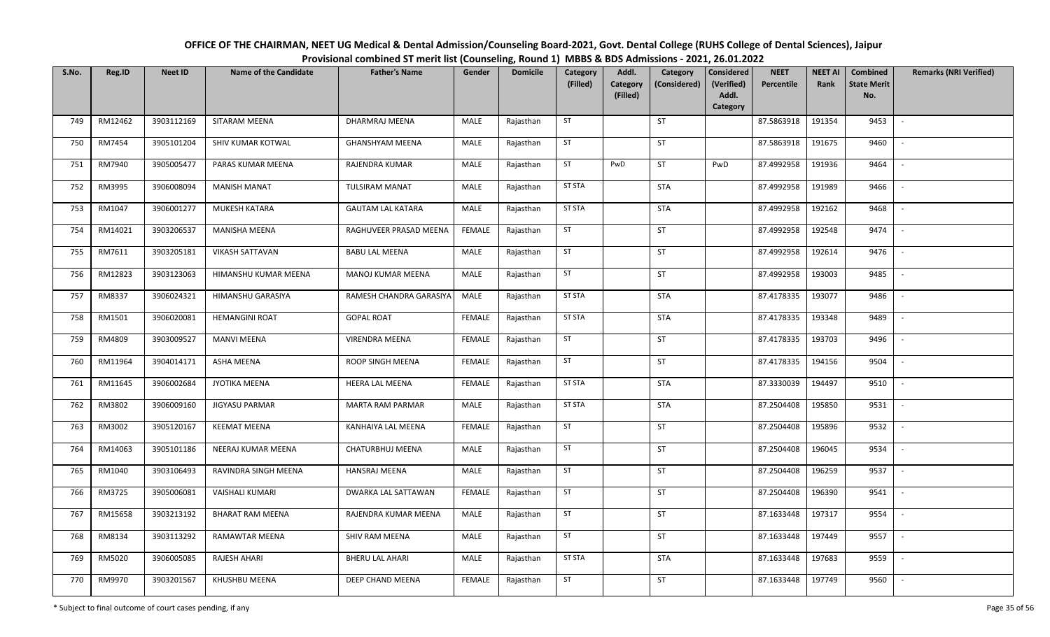# OFFICE OF THE CHAIRMAN, NEET UG Medical & Dental Admission/Counseling Board-2021, Govt. Dental College (RUHS College of Dental Sciences), Jaipur

## Provisional combined ST merit list (Counseling, Round 1) MBBS & BDS Admissions - 2021, 26.01.2022

| S.No. | Reg.ID | Neet ID | Name of the Candidate | Father's Name | Gender | Domicile | Category (Filled) | Addl. Category (Filled) | Category (Considered) | Considered (Verified) Addl. Category | NEET Percentile | NEET AI Rank | Combined State Merit No. | Remarks (NRI Verified) |
|---|---|---|---|---|---|---|---|---|---|---|---|---|---|---|
| 749 | RM12462 | 3903112169 | SITARAM MEENA | DHARMRAJ MEENA | MALE | Rajasthan | ST | | ST | | 87.5863918 | 191354 | 9453 | - |
| 750 | RM7454 | 3905101204 | SHIV KUMAR KOTWAL | GHANSHYAM MEENA | MALE | Rajasthan | ST | | ST | | 87.5863918 | 191675 | 9460 | - |
| 751 | RM7940 | 3905005477 | PARAS KUMAR MEENA | RAJENDRA KUMAR | MALE | Rajasthan | ST | PwD | ST | PwD | 87.4992958 | 191936 | 9464 | - |
| 752 | RM3995 | 3906008094 | MANISH MANAT | TULSIRAM MANAT | MALE | Rajasthan | ST STA | | STA | | 87.4992958 | 191989 | 9466 | - |
| 753 | RM1047 | 3906001277 | MUKESH KATARA | GAUTAM LAL KATARA | MALE | Rajasthan | ST STA | | STA | | 87.4992958 | 192162 | 9468 | - |
| 754 | RM14021 | 3903206537 | MANISHA MEENA | RAGHUVEER PRASAD MEENA | FEMALE | Rajasthan | ST | | ST | | 87.4992958 | 192548 | 9474 | - |
| 755 | RM7611 | 3903205181 | VIKASH SATTAVAN | BABU LAL MEENA | MALE | Rajasthan | ST | | ST | | 87.4992958 | 192614 | 9476 | - |
| 756 | RM12823 | 3903123063 | HIMANSHU KUMAR MEENA | MANOJ KUMAR MEENA | MALE | Rajasthan | ST | | ST | | 87.4992958 | 193003 | 9485 | - |
| 757 | RM8337 | 3906024321 | HIMANSHU GARASIYA | RAMESH CHANDRA GARASIYA | MALE | Rajasthan | ST STA | | STA | | 87.4178335 | 193077 | 9486 | - |
| 758 | RM1501 | 3906020081 | HEMANGINI ROAT | GOPAL ROAT | FEMALE | Rajasthan | ST STA | | STA | | 87.4178335 | 193348 | 9489 | - |
| 759 | RM4809 | 3903009527 | MANVI MEENA | VIRENDRA MEENA | FEMALE | Rajasthan | ST | | ST | | 87.4178335 | 193703 | 9496 | - |
| 760 | RM11964 | 3904014171 | ASHA MEENA | ROOP SINGH MEENA | FEMALE | Rajasthan | ST | | ST | | 87.4178335 | 194156 | 9504 | - |
| 761 | RM11645 | 3906002684 | JYOTIKA MEENA | HEERA LAL MEENA | FEMALE | Rajasthan | ST STA | | STA | | 87.3330039 | 194497 | 9510 | - |
| 762 | RM3802 | 3906009160 | JIGYASU PARMAR | MARTA RAM PARMAR | MALE | Rajasthan | ST STA | | STA | | 87.2504408 | 195850 | 9531 | - |
| 763 | RM3002 | 3905120167 | KEEMAT MEENA | KANHAIYA LAL MEENA | FEMALE | Rajasthan | ST | | ST | | 87.2504408 | 195896 | 9532 | - |
| 764 | RM14063 | 3905101186 | NEERAJ KUMAR MEENA | CHATURBHUJ MEENA | MALE | Rajasthan | ST | | ST | | 87.2504408 | 196045 | 9534 | - |
| 765 | RM1040 | 3903106493 | RAVINDRA SINGH MEENA | HANSRAJ MEENA | MALE | Rajasthan | ST | | ST | | 87.2504408 | 196259 | 9537 | - |
| 766 | RM3725 | 3905006081 | VAISHALI KUMARI | DWARKA LAL SATTAWAN | FEMALE | Rajasthan | ST | | ST | | 87.2504408 | 196390 | 9541 | - |
| 767 | RM15658 | 3903213192 | BHARAT RAM MEENA | RAJENDRA KUMAR MEENA | MALE | Rajasthan | ST | | ST | | 87.1633448 | 197317 | 9554 | - |
| 768 | RM8134 | 3903113292 | RAMAWTAR MEENA | SHIV RAM MEENA | MALE | Rajasthan | ST | | ST | | 87.1633448 | 197449 | 9557 | - |
| 769 | RM5020 | 3906005085 | RAJESH AHARI | BHERU LAL AHARI | MALE | Rajasthan | ST STA | | STA | | 87.1633448 | 197683 | 9559 | - |
| 770 | RM9970 | 3903201567 | KHUSHBU MEENA | DEEP CHAND MEENA | FEMALE | Rajasthan | ST | | ST | | 87.1633448 | 197749 | 9560 | - |

* Subject to final outcome of court cases pending, if any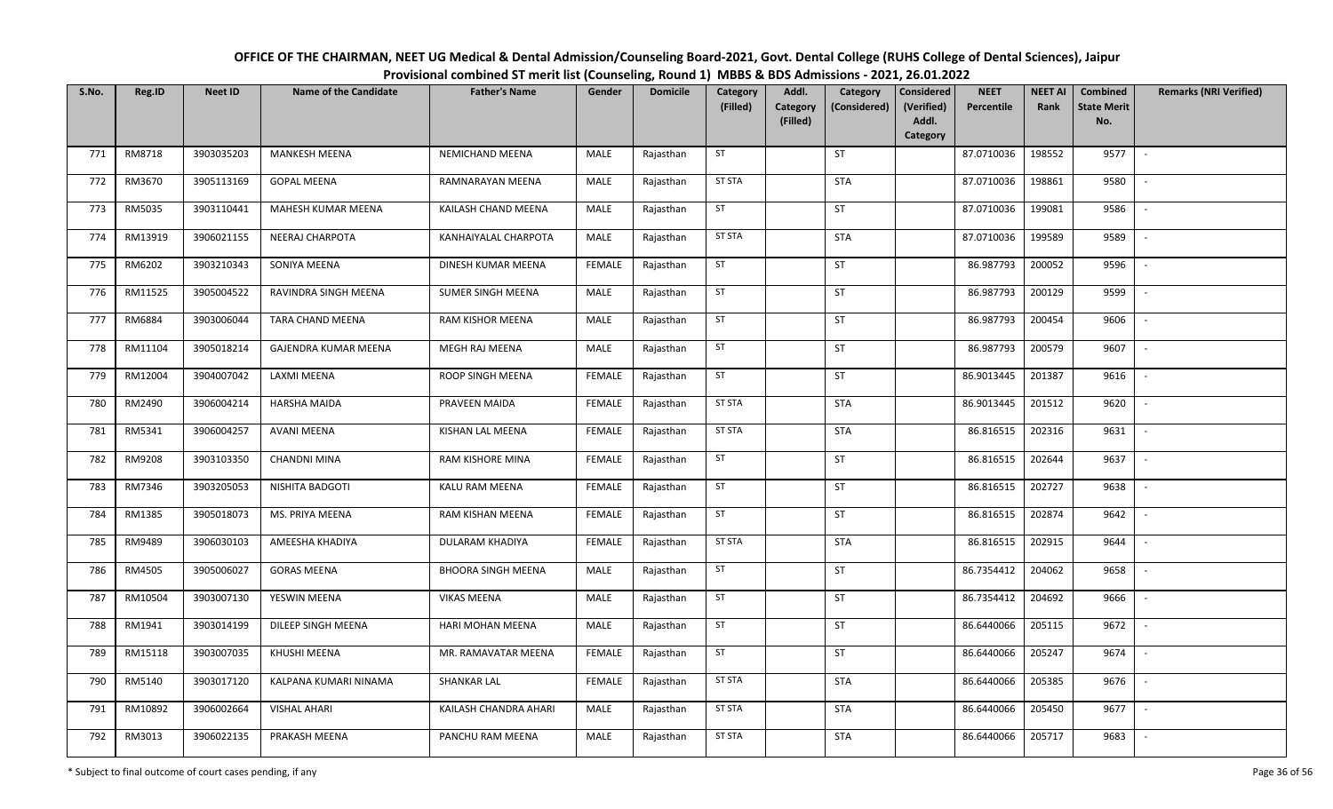# OFFICE OF THE CHAIRMAN, NEET UG Medical & Dental Admission/Counseling Board-2021, Govt. Dental College (RUHS College of Dental Sciences), Jaipur

## Provisional combined ST merit list (Counseling, Round 1) MBBS & BDS Admissions - 2021, 26.01.2022

| S.No. | Reg.ID | Neet ID | Name of the Candidate | Father's Name | Gender | Domicile | Category (Filled) | Addl. Category (Filled) | Category (Considered) | Considered (Verified) Addl. Category | NEET Percentile | NEET AI Rank | Combined State Merit No. | Remarks (NRI Verified) |
|---|---|---|---|---|---|---|---|---|---|---|---|---|---|---|
| 771 | RM8718 | 3903035203 | MANKESH MEENA | NEMICHAND MEENA | MALE | Rajasthan | ST | | ST | | 87.0710036 | 198552 | 9577 | - |
| 772 | RM3670 | 3905113169 | GOPAL MEENA | RAMNARAYAN MEENA | MALE | Rajasthan | ST STA | | STA | | 87.0710036 | 198861 | 9580 | - |
| 773 | RM5035 | 3903110441 | MAHESH KUMAR MEENA | KAILASH CHAND MEENA | MALE | Rajasthan | ST | | ST | | 87.0710036 | 199081 | 9586 | - |
| 774 | RM13919 | 3906021155 | NEERAJ CHARPOTA | KANHAIYALAL CHARPOTA | MALE | Rajasthan | ST STA | | STA | | 87.0710036 | 199589 | 9589 | - |
| 775 | RM6202 | 3903210343 | SONIYA MEENA | DINESH KUMAR MEENA | FEMALE | Rajasthan | ST | | ST | | 86.987793 | 200052 | 9596 | - |
| 776 | RM11525 | 3905004522 | RAVINDRA SINGH MEENA | SUMER SINGH MEENA | MALE | Rajasthan | ST | | ST | | 86.987793 | 200129 | 9599 | - |
| 777 | RM6884 | 3903006044 | TARA CHAND MEENA | RAM KISHOR MEENA | MALE | Rajasthan | ST | | ST | | 86.987793 | 200454 | 9606 | - |
| 778 | RM11104 | 3905018214 | GAJENDRA KUMAR MEENA | MEGH RAJ MEENA | MALE | Rajasthan | ST | | ST | | 86.987793 | 200579 | 9607 | - |
| 779 | RM12004 | 3904007042 | LAXMI MEENA | ROOP SINGH MEENA | FEMALE | Rajasthan | ST | | ST | | 86.9013445 | 201387 | 9616 | - |
| 780 | RM2490 | 3906004214 | HARSHA MAIDA | PRAVEEN MAIDA | FEMALE | Rajasthan | ST STA | | STA | | 86.9013445 | 201512 | 9620 | - |
| 781 | RM5341 | 3906004257 | AVANI MEENA | KISHAN LAL MEENA | FEMALE | Rajasthan | ST STA | | STA | | 86.816515 | 202316 | 9631 | - |
| 782 | RM9208 | 3903103350 | CHANDNI MINA | RAM KISHORE MINA | FEMALE | Rajasthan | ST | | ST | | 86.816515 | 202644 | 9637 | - |
| 783 | RM7346 | 3903205053 | NISHITA BADGOTI | KALU RAM MEENA | FEMALE | Rajasthan | ST | | ST | | 86.816515 | 202727 | 9638 | - |
| 784 | RM1385 | 3905018073 | MS. PRIYA MEENA | RAM KISHAN MEENA | FEMALE | Rajasthan | ST | | ST | | 86.816515 | 202874 | 9642 | - |
| 785 | RM9489 | 3906030103 | AMEESHA KHADIYA | DULARAM KHADIYA | FEMALE | Rajasthan | ST STA | | STA | | 86.816515 | 202915 | 9644 | - |
| 786 | RM4505 | 3905006027 | GORAS MEENA | BHOORA SINGH MEENA | MALE | Rajasthan | ST | | ST | | 86.7354412 | 204062 | 9658 | - |
| 787 | RM10504 | 3903007130 | YESWIN MEENA | VIKAS MEENA | MALE | Rajasthan | ST | | ST | | 86.7354412 | 204692 | 9666 | - |
| 788 | RM1941 | 3903014199 | DILEEP SINGH MEENA | HARI MOHAN MEENA | MALE | Rajasthan | ST | | ST | | 86.6440066 | 205115 | 9672 | - |
| 789 | RM15118 | 3903007035 | KHUSHI MEENA | MR. RAMAVATAR MEENA | FEMALE | Rajasthan | ST | | ST | | 86.6440066 | 205247 | 9674 | - |
| 790 | RM5140 | 3903017120 | KALPANA KUMARI NINAMA | SHANKAR LAL | FEMALE | Rajasthan | ST STA | | STA | | 86.6440066 | 205385 | 9676 | - |
| 791 | RM10892 | 3906002664 | VISHAL AHARI | KAILASH CHANDRA AHARI | MALE | Rajasthan | ST STA | | STA | | 86.6440066 | 205450 | 9677 | - |
| 792 | RM3013 | 3906022135 | PRAKASH MEENA | PANCHU RAM MEENA | MALE | Rajasthan | ST STA | | STA | | 86.6440066 | 205717 | 9683 | - |

\* Subject to final outcome of court cases pending, if any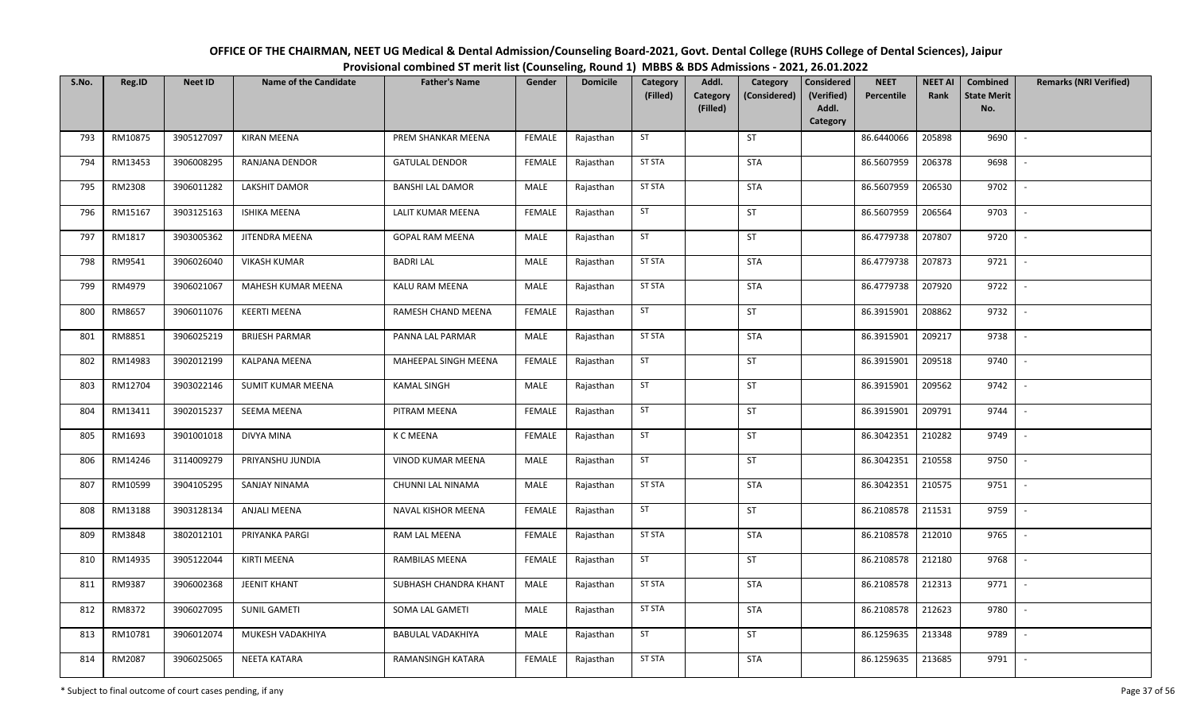# OFFICE OF THE CHAIRMAN, NEET UG Medical & Dental Admission/Counseling Board-2021, Govt. Dental College (RUHS College of Dental Sciences), Jaipur

## Provisional combined ST merit list (Counseling, Round 1) MBBS & BDS Admissions - 2021, 26.01.2022

| S.No. | Reg.ID | Neet ID | Name of the Candidate | Father's Name | Gender | Domicile | Category (Filled) | Addl. Category (Filled) | Category (Considered) | Considered (Verified) Addl. Category | NEET Percentile | NEET AI Rank | Combined State Merit No. | Remarks (NRI Verified) |
|---|---|---|---|---|---|---|---|---|---|---|---|---|---|---|
| 793 | RM10875 | 3905127097 | KIRAN MEENA | PREM SHANKAR MEENA | FEMALE | Rajasthan | ST | | ST | | 86.6440066 | 205898 | 9690 | - |
| 794 | RM13453 | 3906008295 | RANJANA DENDOR | GATULAL DENDOR | FEMALE | Rajasthan | ST STA | | STA | | 86.5607959 | 206378 | 9698 | - |
| 795 | RM2308 | 3906011282 | LAKSHIT DAMOR | BANSHI LAL DAMOR | MALE | Rajasthan | ST STA | | STA | | 86.5607959 | 206530 | 9702 | - |
| 796 | RM15167 | 3903125163 | ISHIKA MEENA | LALIT KUMAR MEENA | FEMALE | Rajasthan | ST | | ST | | 86.5607959 | 206564 | 9703 | - |
| 797 | RM1817 | 3903005362 | JITENDRA MEENA | GOPAL RAM MEENA | MALE | Rajasthan | ST | | ST | | 86.4779738 | 207807 | 9720 | - |
| 798 | RM9541 | 3906026040 | VIKASH KUMAR | BADRI LAL | MALE | Rajasthan | ST STA | | STA | | 86.4779738 | 207873 | 9721 | - |
| 799 | RM4979 | 3906021067 | MAHESH KUMAR MEENA | KALU RAM MEENA | MALE | Rajasthan | ST STA | | STA | | 86.4779738 | 207920 | 9722 | - |
| 800 | RM8657 | 3906011076 | KEERTI MEENA | RAMESH CHAND MEENA | FEMALE | Rajasthan | ST | | ST | | 86.3915901 | 208862 | 9732 | - |
| 801 | RM8851 | 3906025219 | BRIJESH PARMAR | PANNA LAL PARMAR | MALE | Rajasthan | ST STA | | STA | | 86.3915901 | 209217 | 9738 | - |
| 802 | RM14983 | 3902012199 | KALPANA MEENA | MAHEEPAL SINGH MEENA | FEMALE | Rajasthan | ST | | ST | | 86.3915901 | 209518 | 9740 | - |
| 803 | RM12704 | 3903022146 | SUMIT KUMAR MEENA | KAMAL SINGH | MALE | Rajasthan | ST | | ST | | 86.3915901 | 209562 | 9742 | - |
| 804 | RM13411 | 3902015237 | SEEMA MEENA | PITRAM MEENA | FEMALE | Rajasthan | ST | | ST | | 86.3915901 | 209791 | 9744 | - |
| 805 | RM1693 | 3901001018 | DIVYA MINA | K C MEENA | FEMALE | Rajasthan | ST | | ST | | 86.3042351 | 210282 | 9749 | - |
| 806 | RM14246 | 3114009279 | PRIYANSHU JUNDIA | VINOD KUMAR MEENA | MALE | Rajasthan | ST | | ST | | 86.3042351 | 210558 | 9750 | - |
| 807 | RM10599 | 3904105295 | SANJAY NINAMA | CHUNNI LAL NINAMA | MALE | Rajasthan | ST STA | | STA | | 86.3042351 | 210575 | 9751 | - |
| 808 | RM13188 | 3903128134 | ANJALI MEENA | NAVAL KISHOR MEENA | FEMALE | Rajasthan | ST | | ST | | 86.2108578 | 211531 | 9759 | - |
| 809 | RM3848 | 3802012101 | PRIYANKA PARGI | RAM LAL MEENA | FEMALE | Rajasthan | ST STA | | STA | | 86.2108578 | 212010 | 9765 | - |
| 810 | RM14935 | 3905122044 | KIRTI MEENA | RAMBILAS MEENA | FEMALE | Rajasthan | ST | | ST | | 86.2108578 | 212180 | 9768 | - |
| 811 | RM9387 | 3906002368 | JEENIT KHANT | SUBHASH CHANDRA KHANT | MALE | Rajasthan | ST STA | | STA | | 86.2108578 | 212313 | 9771 | - |
| 812 | RM8372 | 3906027095 | SUNIL GAMETI | SOMA LAL GAMETI | MALE | Rajasthan | ST STA | | STA | | 86.2108578 | 212623 | 9780 | - |
| 813 | RM10781 | 3906012074 | MUKESH VADAKHIYA | BABULAL VADAKHIYA | MALE | Rajasthan | ST | | ST | | 86.1259635 | 213348 | 9789 | - |
| 814 | RM2087 | 3906025065 | NEETA KATARA | RAMANSINGH KATARA | FEMALE | Rajasthan | ST STA | | STA | | 86.1259635 | 213685 | 9791 | - |

\* Subject to final outcome of court cases pending, if any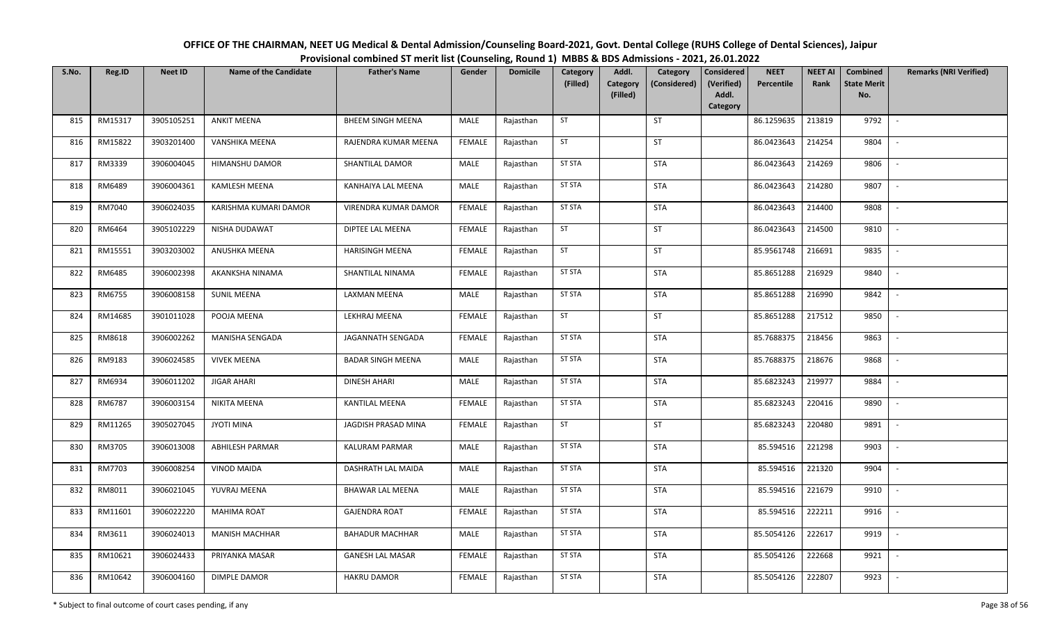# OFFICE OF THE CHAIRMAN, NEET UG Medical & Dental Admission/Counseling Board-2021, Govt. Dental College (RUHS College of Dental Sciences), Jaipur

## Provisional combined ST merit list (Counseling, Round 1) MBBS & BDS Admissions - 2021, 26.01.2022

| S.No. | Reg.ID | Neet ID | Name of the Candidate | Father's Name | Gender | Domicile | Category (Filled) | Addl. Category (Filled) | Category (Considered) | Considered (Verified) Addl. Category | NEET Percentile | NEET AI Rank | Combined State Merit No. | Remarks (NRI Verified) |
|---|---|---|---|---|---|---|---|---|---|---|---|---|---|---|
| 815 | RM15317 | 3905105251 | ANKIT MEENA | BHEEM SINGH MEENA | MALE | Rajasthan | ST | | ST | | 86.1259635 | 213819 | 9792 | - |
| 816 | RM15822 | 3903201400 | VANSHIKA MEENA | RAJENDRA KUMAR MEENA | FEMALE | Rajasthan | ST | | ST | | 86.0423643 | 214254 | 9804 | - |
| 817 | RM3339 | 3906004045 | HIMANSHU DAMOR | SHANTILAL DAMOR | MALE | Rajasthan | ST STA | | STA | | 86.0423643 | 214269 | 9806 | - |
| 818 | RM6489 | 3906004361 | KAMLESH MEENA | KANHAIYA LAL MEENA | MALE | Rajasthan | ST STA | | STA | | 86.0423643 | 214280 | 9807 | - |
| 819 | RM7040 | 3906024035 | KARISHMA KUMARI DAMOR | VIRENDRA KUMAR DAMOR | FEMALE | Rajasthan | ST STA | | STA | | 86.0423643 | 214400 | 9808 | - |
| 820 | RM6464 | 3905102229 | NISHA DUDAWAT | DIPTEE LAL MEENA | FEMALE | Rajasthan | ST | | ST | | 86.0423643 | 214500 | 9810 | - |
| 821 | RM15551 | 3903203002 | ANUSHKA MEENA | HARISINGH MEENA | FEMALE | Rajasthan | ST | | ST | | 85.9561748 | 216691 | 9835 | - |
| 822 | RM6485 | 3906002398 | AKANKSHA NINAMA | SHANTILAL NINAMA | FEMALE | Rajasthan | ST STA | | STA | | 85.8651288 | 216929 | 9840 | - |
| 823 | RM6755 | 3906008158 | SUNIL MEENA | LAXMAN MEENA | MALE | Rajasthan | ST STA | | STA | | 85.8651288 | 216990 | 9842 | - |
| 824 | RM14685 | 3901011028 | POOJA MEENA | LEKHRAJ MEENA | FEMALE | Rajasthan | ST | | ST | | 85.8651288 | 217512 | 9850 | - |
| 825 | RM8618 | 3906002262 | MANISHA SENGADA | JAGANNATH SENGADA | FEMALE | Rajasthan | ST STA | | STA | | 85.7688375 | 218456 | 9863 | - |
| 826 | RM9183 | 3906024585 | VIVEK MEENA | BADAR SINGH MEENA | MALE | Rajasthan | ST STA | | STA | | 85.7688375 | 218676 | 9868 | - |
| 827 | RM6934 | 3906011202 | JIGAR AHARI | DINESH AHARI | MALE | Rajasthan | ST STA | | STA | | 85.6823243 | 219977 | 9884 | - |
| 828 | RM6787 | 3906003154 | NIKITA MEENA | KANTILAL MEENA | FEMALE | Rajasthan | ST STA | | STA | | 85.6823243 | 220416 | 9890 | - |
| 829 | RM11265 | 3905027045 | JYOTI MINA | JAGDISH PRASAD MINA | FEMALE | Rajasthan | ST | | ST | | 85.6823243 | 220480 | 9891 | - |
| 830 | RM3705 | 3906013008 | ABHILESH PARMAR | KALURAM PARMAR | MALE | Rajasthan | ST STA | | STA | | 85.594516 | 221298 | 9903 | - |
| 831 | RM7703 | 3906008254 | VINOD MAIDA | DASHRATH LAL MAIDA | MALE | Rajasthan | ST STA | | STA | | 85.594516 | 221320 | 9904 | - |
| 832 | RM8011 | 3906021045 | YUVRAJ MEENA | BHAWAR LAL MEENA | MALE | Rajasthan | ST STA | | STA | | 85.594516 | 221679 | 9910 | - |
| 833 | RM11601 | 3906022220 | MAHIMA ROAT | GAJENDRA ROAT | FEMALE | Rajasthan | ST STA | | STA | | 85.594516 | 222211 | 9916 | - |
| 834 | RM3611 | 3906024013 | MANISH MACHHAR | BAHADUR MACHHAR | MALE | Rajasthan | ST STA | | STA | | 85.5054126 | 222617 | 9919 | - |
| 835 | RM10621 | 3906024433 | PRIYANKA MASAR | GANESH LAL MASAR | FEMALE | Rajasthan | ST STA | | STA | | 85.5054126 | 222668 | 9921 | - |
| 836 | RM10642 | 3906004160 | DIMPLE DAMOR | HAKRU DAMOR | FEMALE | Rajasthan | ST STA | | STA | | 85.5054126 | 222807 | 9923 | - |

\* Subject to final outcome of court cases pending, if any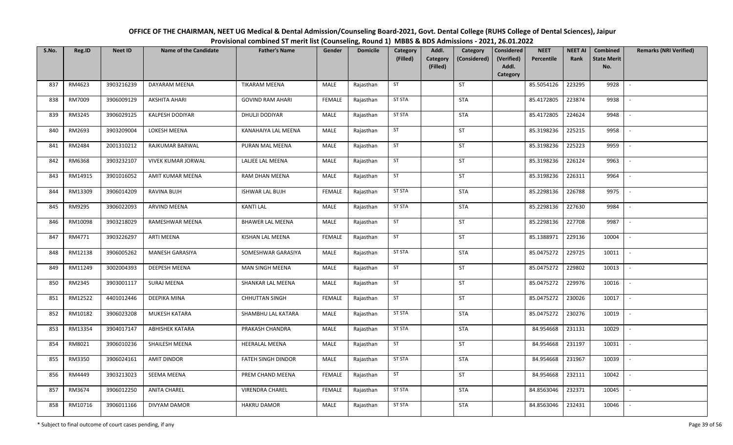# OFFICE OF THE CHAIRMAN, NEET UG Medical & Dental Admission/Counseling Board-2021, Govt. Dental College (RUHS College of Dental Sciences), Jaipur

## Provisional combined ST merit list (Counseling, Round 1) MBBS & BDS Admissions - 2021, 26.01.2022

| S.No. | Reg.ID | Neet ID | Name of the Candidate | Father's Name | Gender | Domicile | Category (Filled) | Addl. Category (Filled) | Category (Considered) | Considered (Verified) Addl. Category | NEET Percentile | NEET AI Rank | Combined State Merit No. | Remarks (NRI Verified) |
|---|---|---|---|---|---|---|---|---|---|---|---|---|---|---|
| 837 | RM4623 | 3903216239 | DAYARAM MEENA | TIKARAM MEENA | MALE | Rajasthan | ST | | ST | | 85.5054126 | 223295 | 9928 | - |
| 838 | RM7009 | 3906009129 | AKSHITA AHARI | GOVIND RAM AHARI | FEMALE | Rajasthan | ST STA | | STA | | 85.4172805 | 223874 | 9938 | - |
| 839 | RM3245 | 3906029125 | KALPESH DODIYAR | DHULJI DODIYAR | MALE | Rajasthan | ST STA | | STA | | 85.4172805 | 224624 | 9948 | - |
| 840 | RM2693 | 3903209004 | LOKESH MEENA | KANAHAIYA LAL MEENA | MALE | Rajasthan | ST | | ST | | 85.3198236 | 225215 | 9958 | - |
| 841 | RM2484 | 2001310212 | RAJKUMAR BARWAL | PURAN MAL MEENA | MALE | Rajasthan | ST | | ST | | 85.3198236 | 225223 | 9959 | - |
| 842 | RM6368 | 3903232107 | VIVEK KUMAR JORWAL | LALJEE LAL MEENA | MALE | Rajasthan | ST | | ST | | 85.3198236 | 226124 | 9963 | - |
| 843 | RM14915 | 3901016052 | AMIT KUMAR MEENA | RAM DHAN MEENA | MALE | Rajasthan | ST | | ST | | 85.3198236 | 226311 | 9964 | - |
| 844 | RM13309 | 3906014209 | RAVINA BUJH | ISHWAR LAL BUJH | FEMALE | Rajasthan | ST STA | | STA | | 85.2298136 | 226788 | 9975 | - |
| 845 | RM9295 | 3906022093 | ARVIND MEENA | KANTI LAL | MALE | Rajasthan | ST STA | | STA | | 85.2298136 | 227630 | 9984 | - |
| 846 | RM10098 | 3903218029 | RAMESHWAR MEENA | BHAWER LAL MEENA | MALE | Rajasthan | ST | | ST | | 85.2298136 | 227708 | 9987 | - |
| 847 | RM4771 | 3903226297 | ARTI MEENA | KISHAN LAL MEENA | FEMALE | Rajasthan | ST | | ST | | 85.1388971 | 229136 | 10004 | - |
| 848 | RM12138 | 3906005262 | MANESH GARASIYA | SOMESHWAR GARASIYA | MALE | Rajasthan | ST STA | | STA | | 85.0475272 | 229725 | 10011 | - |
| 849 | RM11249 | 3002004393 | DEEPESH MEENA | MAN SINGH MEENA | MALE | Rajasthan | ST | | ST | | 85.0475272 | 229802 | 10013 | - |
| 850 | RM2345 | 3903001117 | SURAJ MEENA | SHANKAR LAL MEENA | MALE | Rajasthan | ST | | ST | | 85.0475272 | 229976 | 10016 | - |
| 851 | RM12522 | 4401012446 | DEEPIKA MINA | CHHUTTAN SINGH | FEMALE | Rajasthan | ST | | ST | | 85.0475272 | 230026 | 10017 | - |
| 852 | RM10182 | 3906023208 | MUKESH KATARA | SHAMBHU LAL KATARA | MALE | Rajasthan | ST STA | | STA | | 85.0475272 | 230276 | 10019 | - |
| 853 | RM13354 | 3904017147 | ABHISHEK KATARA | PRAKASH CHANDRA | MALE | Rajasthan | ST STA | | STA | | 84.954668 | 231131 | 10029 | - |
| 854 | RM8021 | 3906010236 | SHAILESH MEENA | HEERALAL MEENA | MALE | Rajasthan | ST | | ST | | 84.954668 | 231197 | 10031 | - |
| 855 | RM3350 | 3906024161 | AMIT DINDOR | FATEH SINGH DINDOR | MALE | Rajasthan | ST STA | | STA | | 84.954668 | 231967 | 10039 | - |
| 856 | RM4449 | 3903213023 | SEEMA MEENA | PREM CHAND MEENA | FEMALE | Rajasthan | ST | | ST | | 84.954668 | 232111 | 10042 | - |
| 857 | RM3674 | 3906012250 | ANITA CHAREL | VIRENDRA CHAREL | FEMALE | Rajasthan | ST STA | | STA | | 84.8563046 | 232371 | 10045 | - |
| 858 | RM10716 | 3906011166 | DIVYAM DAMOR | HAKRU DAMOR | MALE | Rajasthan | ST STA | | STA | | 84.8563046 | 232431 | 10046 | - |

\* Subject to final outcome of court cases pending, if any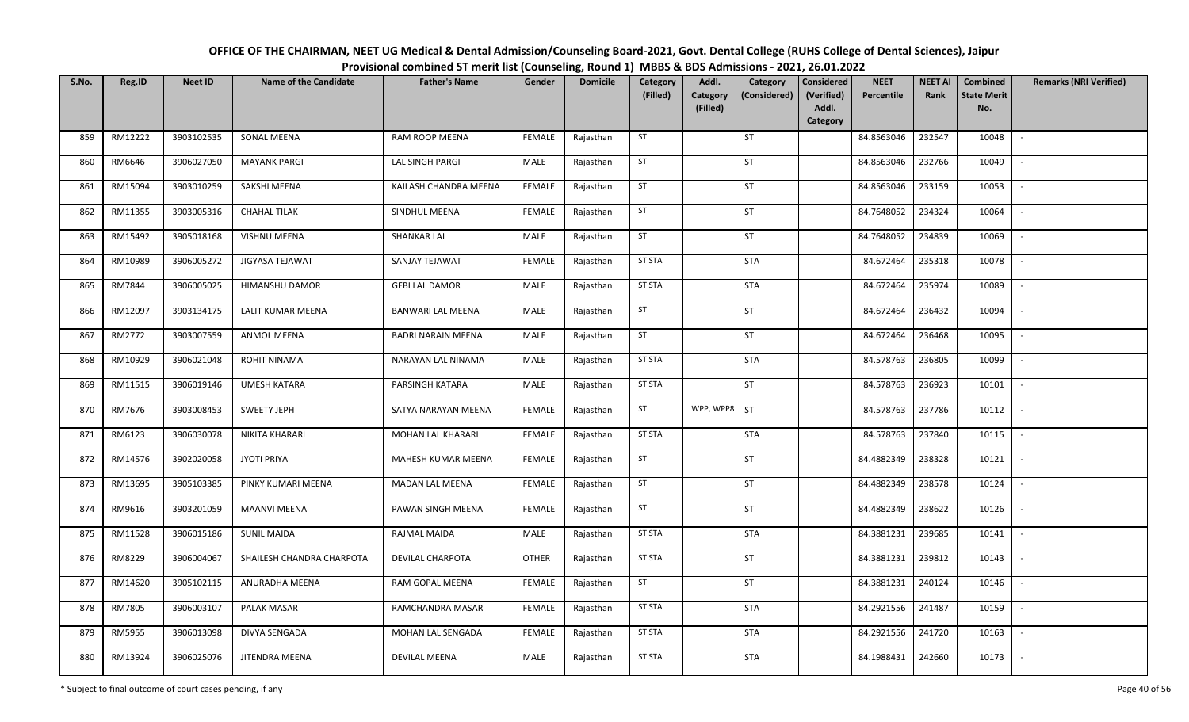# OFFICE OF THE CHAIRMAN, NEET UG Medical & Dental Admission/Counseling Board-2021, Govt. Dental College (RUHS College of Dental Sciences), Jaipur

## Provisional combined ST merit list (Counseling, Round 1) MBBS & BDS Admissions - 2021, 26.01.2022

| S.No. | Reg.ID | Neet ID | Name of the Candidate | Father's Name | Gender | Domicile | Category (Filled) | Addl. Category (Filled) | Category (Considered) | Considered (Verified) Addl. Category | NEET Percentile | NEET AI Rank | Combined State Merit No. | Remarks (NRI Verified) |
|---|---|---|---|---|---|---|---|---|---|---|---|---|---|---|
| 859 | RM12222 | 3903102535 | SONAL MEENA | RAM ROOP MEENA | FEMALE | Rajasthan | ST | | ST | | 84.8563046 | 232547 | 10048 | - |
| 860 | RM6646 | 3906027050 | MAYANK PARGI | LAL SINGH PARGI | MALE | Rajasthan | ST | | ST | | 84.8563046 | 232766 | 10049 | - |
| 861 | RM15094 | 3903010259 | SAKSHI MEENA | KAILASH CHANDRA MEENA | FEMALE | Rajasthan | ST | | ST | | 84.8563046 | 233159 | 10053 | - |
| 862 | RM11355 | 3903005316 | CHAHAL TILAK | SINDHUL MEENA | FEMALE | Rajasthan | ST | | ST | | 84.7648052 | 234324 | 10064 | - |
| 863 | RM15492 | 3905018168 | VISHNU MEENA | SHANKAR LAL | MALE | Rajasthan | ST | | ST | | 84.7648052 | 234839 | 10069 | - |
| 864 | RM10989 | 3906005272 | JIGYASA TEJAWAT | SANJAY TEJAWAT | FEMALE | Rajasthan | ST STA | | STA | | 84.672464 | 235318 | 10078 | - |
| 865 | RM7844 | 3906005025 | HIMANSHU DAMOR | GEBI LAL DAMOR | MALE | Rajasthan | ST STA | | STA | | 84.672464 | 235974 | 10089 | - |
| 866 | RM12097 | 3903134175 | LALIT KUMAR MEENA | BANWARI LAL MEENA | MALE | Rajasthan | ST | | ST | | 84.672464 | 236432 | 10094 | - |
| 867 | RM2772 | 3903007559 | ANMOL MEENA | BADRI NARAIN MEENA | MALE | Rajasthan | ST | | ST | | 84.672464 | 236468 | 10095 | - |
| 868 | RM10929 | 3906021048 | ROHIT NINAMA | NARAYAN LAL NINAMA | MALE | Rajasthan | ST STA | | STA | | 84.578763 | 236805 | 10099 | - |
| 869 | RM11515 | 3906019146 | UMESH KATARA | PARSINGH KATARA | MALE | Rajasthan | ST STA | | ST | | 84.578763 | 236923 | 10101 | - |
| 870 | RM7676 | 3903008453 | SWEETY JEPH | SATYA NARAYAN MEENA | FEMALE | Rajasthan | ST | WPP, WPP8 | ST | | 84.578763 | 237786 | 10112 | - |
| 871 | RM6123 | 3906030078 | NIKITA KHARARI | MOHAN LAL KHARARI | FEMALE | Rajasthan | ST STA | | STA | | 84.578763 | 237840 | 10115 | - |
| 872 | RM14576 | 3902020058 | JYOTI PRIYA | MAHESH KUMAR MEENA | FEMALE | Rajasthan | ST | | ST | | 84.4882349 | 238328 | 10121 | - |
| 873 | RM13695 | 3905103385 | PINKY KUMARI MEENA | MADAN LAL MEENA | FEMALE | Rajasthan | ST | | ST | | 84.4882349 | 238578 | 10124 | - |
| 874 | RM9616 | 3903201059 | MAANVI MEENA | PAWAN SINGH MEENA | FEMALE | Rajasthan | ST | | ST | | 84.4882349 | 238622 | 10126 | - |
| 875 | RM11528 | 3906015186 | SUNIL MAIDA | RAJMAL MAIDA | MALE | Rajasthan | ST STA | | STA | | 84.3881231 | 239685 | 10141 | - |
| 876 | RM8229 | 3906004067 | SHAILESH CHANDRA CHARPOTA | DEVILAL CHARPOTA | OTHER | Rajasthan | ST STA | | ST | | 84.3881231 | 239812 | 10143 | - |
| 877 | RM14620 | 3905102115 | ANURADHA MEENA | RAM GOPAL MEENA | FEMALE | Rajasthan | ST | | ST | | 84.3881231 | 240124 | 10146 | - |
| 878 | RM7805 | 3906003107 | PALAK MASAR | RAMCHANDRA MASAR | FEMALE | Rajasthan | ST STA | | STA | | 84.2921556 | 241487 | 10159 | - |
| 879 | RM5955 | 3906013098 | DIVYA SENGADA | MOHAN LAL SENGADA | FEMALE | Rajasthan | ST STA | | STA | | 84.2921556 | 241720 | 10163 | - |
| 880 | RM13924 | 3906025076 | JITENDRA MEENA | DEVILAL MEENA | MALE | Rajasthan | ST STA | | STA | | 84.1988431 | 242660 | 10173 | - |

\* Subject to final outcome of court cases pending, if any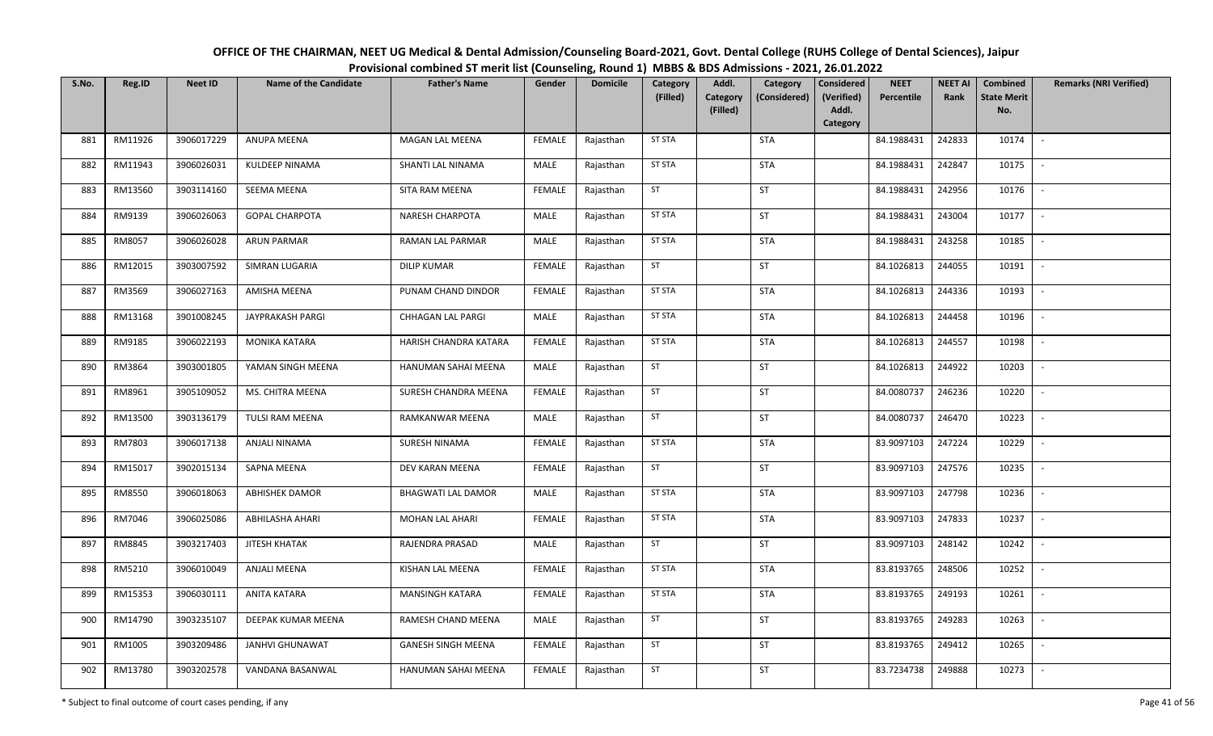# OFFICE OF THE CHAIRMAN, NEET UG Medical & Dental Admission/Counseling Board-2021, Govt. Dental College (RUHS College of Dental Sciences), Jaipur

## Provisional combined ST merit list (Counseling, Round 1) MBBS & BDS Admissions - 2021, 26.01.2022

| S.No. | Reg.ID | Neet ID | Name of the Candidate | Father's Name | Gender | Domicile | Category (Filled) | Addl. Category (Filled) | Category (Considered) | Considered (Verified) Addl. Category | NEET Percentile | NEET AI Rank | Combined State Merit No. | Remarks (NRI Verified) |
|---|---|---|---|---|---|---|---|---|---|---|---|---|---|---|
| 881 | RM11926 | 3906017229 | ANUPA MEENA | MAGAN LAL MEENA | FEMALE | Rajasthan | ST STA | | STA | | 84.1988431 | 242833 | 10174 | - |
| 882 | RM11943 | 3906026031 | KULDEEP NINAMA | SHANTI LAL NINAMA | MALE | Rajasthan | ST STA | | STA | | 84.1988431 | 242847 | 10175 | - |
| 883 | RM13560 | 3903114160 | SEEMA MEENA | SITA RAM MEENA | FEMALE | Rajasthan | ST | | ST | | 84.1988431 | 242956 | 10176 | - |
| 884 | RM9139 | 3906026063 | GOPAL CHARPOTA | NARESH CHARPOTA | MALE | Rajasthan | ST STA | | ST | | 84.1988431 | 243004 | 10177 | - |
| 885 | RM8057 | 3906026028 | ARUN PARMAR | RAMAN LAL PARMAR | MALE | Rajasthan | ST STA | | STA | | 84.1988431 | 243258 | 10185 | - |
| 886 | RM12015 | 3903007592 | SIMRAN LUGARIA | DILIP KUMAR | FEMALE | Rajasthan | ST | | ST | | 84.1026813 | 244055 | 10191 | - |
| 887 | RM3569 | 3906027163 | AMISHA MEENA | PUNAM CHAND DINDOR | FEMALE | Rajasthan | ST STA | | STA | | 84.1026813 | 244336 | 10193 | - |
| 888 | RM13168 | 3901008245 | JAYPRAKASH PARGI | CHHAGAN LAL PARGI | MALE | Rajasthan | ST STA | | STA | | 84.1026813 | 244458 | 10196 | - |
| 889 | RM9185 | 3906022193 | MONIKA KATARA | HARISH CHANDRA KATARA | FEMALE | Rajasthan | ST STA | | STA | | 84.1026813 | 244557 | 10198 | - |
| 890 | RM3864 | 3903001805 | YAMAN SINGH MEENA | HANUMAN SAHAI MEENA | MALE | Rajasthan | ST | | ST | | 84.1026813 | 244922 | 10203 | - |
| 891 | RM8961 | 3905109052 | MS. CHITRA MEENA | SURESH CHANDRA MEENA | FEMALE | Rajasthan | ST | | ST | | 84.0080737 | 246236 | 10220 | - |
| 892 | RM13500 | 3903136179 | TULSI RAM MEENA | RAMKANWAR MEENA | MALE | Rajasthan | ST | | ST | | 84.0080737 | 246470 | 10223 | - |
| 893 | RM7803 | 3906017138 | ANJALI NINAMA | SURESH NINAMA | FEMALE | Rajasthan | ST STA | | STA | | 83.9097103 | 247224 | 10229 | - |
| 894 | RM15017 | 3902015134 | SAPNA MEENA | DEV KARAN MEENA | FEMALE | Rajasthan | ST | | ST | | 83.9097103 | 247576 | 10235 | - |
| 895 | RM8550 | 3906018063 | ABHISHEK DAMOR | BHAGWATI LAL DAMOR | MALE | Rajasthan | ST STA | | STA | | 83.9097103 | 247798 | 10236 | - |
| 896 | RM7046 | 3906025086 | ABHILASHA AHARI | MOHAN LAL AHARI | FEMALE | Rajasthan | ST STA | | STA | | 83.9097103 | 247833 | 10237 | - |
| 897 | RM8845 | 3903217403 | JITESH KHATAK | RAJENDRA PRASAD | MALE | Rajasthan | ST | | ST | | 83.9097103 | 248142 | 10242 | - |
| 898 | RM5210 | 3906010049 | ANJALI MEENA | KISHAN LAL MEENA | FEMALE | Rajasthan | ST STA | | STA | | 83.8193765 | 248506 | 10252 | - |
| 899 | RM15353 | 3906030111 | ANITA KATARA | MANSINGH KATARA | FEMALE | Rajasthan | ST STA | | STA | | 83.8193765 | 249193 | 10261 | - |
| 900 | RM14790 | 3903235107 | DEEPAK KUMAR MEENA | RAMESH CHAND MEENA | MALE | Rajasthan | ST | | ST | | 83.8193765 | 249283 | 10263 | - |
| 901 | RM1005 | 3903209486 | JANHVI GHUNAWAT | GANESH SINGH MEENA | FEMALE | Rajasthan | ST | | ST | | 83.8193765 | 249412 | 10265 | - |
| 902 | RM13780 | 3903202578 | VANDANA BASANWAL | HANUMAN SAHAI MEENA | FEMALE | Rajasthan | ST | | ST | | 83.7234738 | 249888 | 10273 | - |

\* Subject to final outcome of court cases pending, if any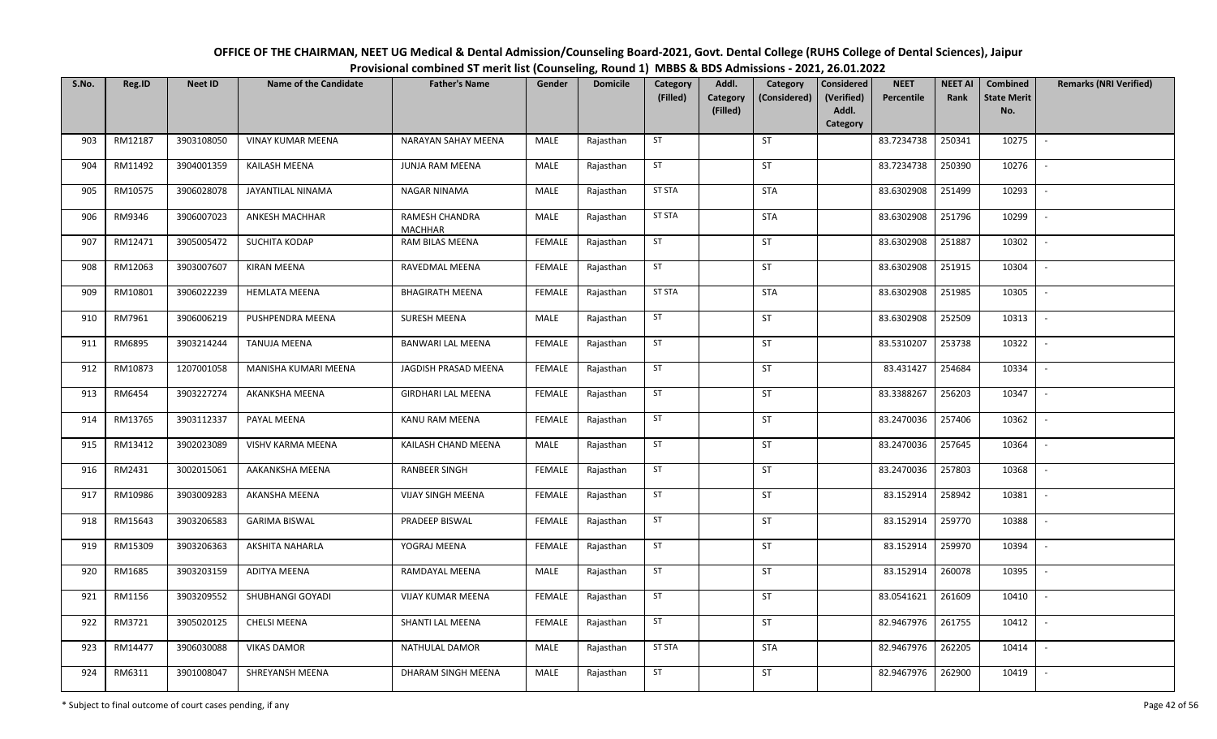# OFFICE OF THE CHAIRMAN, NEET UG Medical & Dental Admission/Counseling Board-2021, Govt. Dental College (RUHS College of Dental Sciences), Jaipur

## Provisional combined ST merit list (Counseling, Round 1) MBBS & BDS Admissions - 2021, 26.01.2022

| S.No. | Reg.ID | Neet ID | Name of the Candidate | Father's Name | Gender | Domicile | Category (Filled) | Addl. Category (Filled) | Category (Considered) | Considered (Verified) Addl. Category | NEET Percentile | NEET AI Rank | Combined State Merit No. | Remarks (NRI Verified) |
|---|---|---|---|---|---|---|---|---|---|---|---|---|---|---|
| 903 | RM12187 | 3903108050 | VINAY KUMAR MEENA | NARAYAN SAHAY MEENA | MALE | Rajasthan | ST | | ST | | 83.7234738 | 250341 | 10275 | - |
| 904 | RM11492 | 3904001359 | KAILASH MEENA | JUNJA RAM MEENA | MALE | Rajasthan | ST | | ST | | 83.7234738 | 250390 | 10276 | - |
| 905 | RM10575 | 3906028078 | JAYANTILAL NINAMA | NAGAR NINAMA | MALE | Rajasthan | ST STA | | STA | | 83.6302908 | 251499 | 10293 | - |
| 906 | RM9346 | 3906007023 | ANKESH MACHHAR | RAMESH CHANDRA MACHHAR | MALE | Rajasthan | ST STA | | STA | | 83.6302908 | 251796 | 10299 | - |
| 907 | RM12471 | 3905005472 | SUCHITA KODAP | RAM BILAS MEENA | FEMALE | Rajasthan | ST | | ST | | 83.6302908 | 251887 | 10302 | - |
| 908 | RM12063 | 3903007607 | KIRAN MEENA | RAVEDMAL MEENA | FEMALE | Rajasthan | ST | | ST | | 83.6302908 | 251915 | 10304 | - |
| 909 | RM10801 | 3906022239 | HEMLATA MEENA | BHAGIRATH MEENA | FEMALE | Rajasthan | ST STA | | STA | | 83.6302908 | 251985 | 10305 | - |
| 910 | RM7961 | 3906006219 | PUSHPENDRA MEENA | SURESH MEENA | MALE | Rajasthan | ST | | ST | | 83.6302908 | 252509 | 10313 | - |
| 911 | RM6895 | 3903214244 | TANUJA MEENA | BANWARI LAL MEENA | FEMALE | Rajasthan | ST | | ST | | 83.5310207 | 253738 | 10322 | - |
| 912 | RM10873 | 1207001058 | MANISHA KUMARI MEENA | JAGDISH PRASAD MEENA | FEMALE | Rajasthan | ST | | ST | | 83.431427 | 254684 | 10334 | - |
| 913 | RM6454 | 3903227274 | AKANKSHA MEENA | GIRDHARI LAL MEENA | FEMALE | Rajasthan | ST | | ST | | 83.3388267 | 256203 | 10347 | - |
| 914 | RM13765 | 3903112337 | PAYAL MEENA | KANU RAM MEENA | FEMALE | Rajasthan | ST | | ST | | 83.2470036 | 257406 | 10362 | - |
| 915 | RM13412 | 3902023089 | VISHV KARMA MEENA | KAILASH CHAND MEENA | MALE | Rajasthan | ST | | ST | | 83.2470036 | 257645 | 10364 | - |
| 916 | RM2431 | 3002015061 | AAKANKSHA MEENA | RANBEER SINGH | FEMALE | Rajasthan | ST | | ST | | 83.2470036 | 257803 | 10368 | - |
| 917 | RM10986 | 3903009283 | AKANSHA MEENA | VIJAY SINGH MEENA | FEMALE | Rajasthan | ST | | ST | | 83.152914 | 258942 | 10381 | - |
| 918 | RM15643 | 3903206583 | GARIMA BISWAL | PRADEEP BISWAL | FEMALE | Rajasthan | ST | | ST | | 83.152914 | 259770 | 10388 | - |
| 919 | RM15309 | 3903206363 | AKSHITA NAHARLA | YOGRAJ MEENA | FEMALE | Rajasthan | ST | | ST | | 83.152914 | 259970 | 10394 | - |
| 920 | RM1685 | 3903203159 | ADITYA MEENA | RAMDAYAL MEENA | MALE | Rajasthan | ST | | ST | | 83.152914 | 260078 | 10395 | - |
| 921 | RM1156 | 3903209552 | SHUBHANGI GOYADI | VIJAY KUMAR MEENA | FEMALE | Rajasthan | ST | | ST | | 83.0541621 | 261609 | 10410 | - |
| 922 | RM3721 | 3905020125 | CHELSI MEENA | SHANTI LAL MEENA | FEMALE | Rajasthan | ST | | ST | | 82.9467976 | 261755 | 10412 | - |
| 923 | RM14477 | 3906030088 | VIKAS DAMOR | NATHULAL DAMOR | MALE | Rajasthan | ST STA | | STA | | 82.9467976 | 262205 | 10414 | - |
| 924 | RM6311 | 3901008047 | SHREYANSH MEENA | DHARAM SINGH MEENA | MALE | Rajasthan | ST | | ST | | 82.9467976 | 262900 | 10419 | - |

\* Subject to final outcome of court cases pending, if any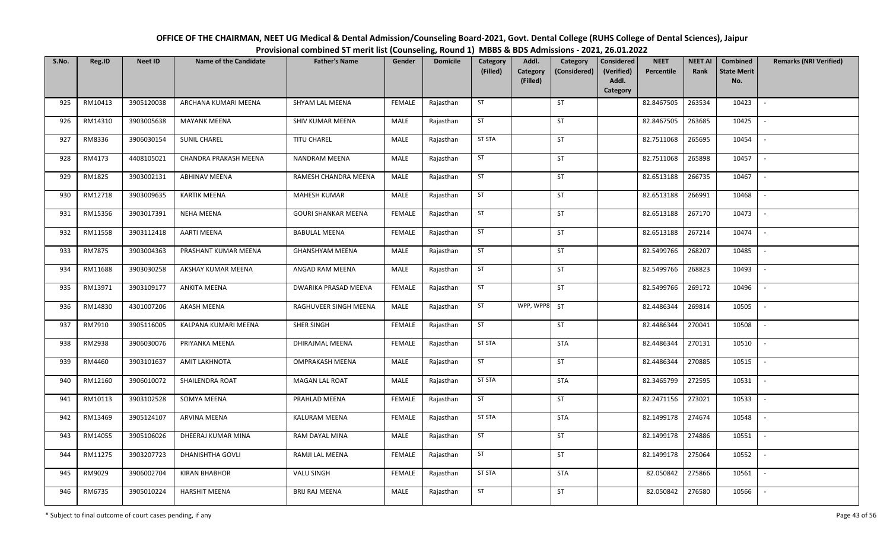# OFFICE OF THE CHAIRMAN, NEET UG Medical & Dental Admission/Counseling Board-2021, Govt. Dental College (RUHS College of Dental Sciences), Jaipur

## Provisional combined ST merit list (Counseling, Round 1) MBBS & BDS Admissions - 2021, 26.01.2022

| S.No. | Reg.ID | Neet ID | Name of the Candidate | Father's Name | Gender | Domicile | Category (Filled) | Addl. Category (Filled) | Category (Considered) | Considered (Verified) Addl. Category | NEET Percentile | NEET AI Rank | Combined State Merit No. | Remarks (NRI Verified) |
|---|---|---|---|---|---|---|---|---|---|---|---|---|---|---|
| 925 | RM10413 | 3905120038 | ARCHANA KUMARI MEENA | SHYAM LAL MEENA | FEMALE | Rajasthan | ST | | ST | | 82.8467505 | 263534 | 10423 | - |
| 926 | RM14310 | 3903005638 | MAYANK MEENA | SHIV KUMAR MEENA | MALE | Rajasthan | ST | | ST | | 82.8467505 | 263685 | 10425 | - |
| 927 | RM8336 | 3906030154 | SUNIL CHAREL | TITU CHAREL | MALE | Rajasthan | ST STA | | ST | | 82.7511068 | 265695 | 10454 | - |
| 928 | RM4173 | 4408105021 | CHANDRA PRAKASH MEENA | NANDRAM MEENA | MALE | Rajasthan | ST | | ST | | 82.7511068 | 265898 | 10457 | - |
| 929 | RM1825 | 3903002131 | ABHINAV MEENA | RAMESH CHANDRA MEENA | MALE | Rajasthan | ST | | ST | | 82.6513188 | 266735 | 10467 | - |
| 930 | RM12718 | 3903009635 | KARTIK MEENA | MAHESH KUMAR | MALE | Rajasthan | ST | | ST | | 82.6513188 | 266991 | 10468 | - |
| 931 | RM15356 | 3903017391 | NEHA MEENA | GOURI SHANKAR MEENA | FEMALE | Rajasthan | ST | | ST | | 82.6513188 | 267170 | 10473 | - |
| 932 | RM11558 | 3903112418 | AARTI MEENA | BABULAL MEENA | FEMALE | Rajasthan | ST | | ST | | 82.6513188 | 267214 | 10474 | - |
| 933 | RM7875 | 3903004363 | PRASHANT KUMAR MEENA | GHANSHYAM MEENA | MALE | Rajasthan | ST | | ST | | 82.5499766 | 268207 | 10485 | - |
| 934 | RM11688 | 3903030258 | AKSHAY KUMAR MEENA | ANGAD RAM MEENA | MALE | Rajasthan | ST | | ST | | 82.5499766 | 268823 | 10493 | - |
| 935 | RM13971 | 3903109177 | ANKITA MEENA | DWARIKA PRASAD MEENA | FEMALE | Rajasthan | ST | | ST | | 82.5499766 | 269172 | 10496 | - |
| 936 | RM14830 | 4301007206 | AKASH MEENA | RAGHUVEER SINGH MEENA | MALE | Rajasthan | ST | WPP, WPP8 | ST | | 82.4486344 | 269814 | 10505 | - |
| 937 | RM7910 | 3905116005 | KALPANA KUMARI MEENA | SHER SINGH | FEMALE | Rajasthan | ST | | ST | | 82.4486344 | 270041 | 10508 | - |
| 938 | RM2938 | 3906030076 | PRIYANKA MEENA | DHIRAJMAL MEENA | FEMALE | Rajasthan | ST STA | | STA | | 82.4486344 | 270131 | 10510 | - |
| 939 | RM4460 | 3903101637 | AMIT LAKHNOTA | OMPRAKASH MEENA | MALE | Rajasthan | ST | | ST | | 82.4486344 | 270885 | 10515 | - |
| 940 | RM12160 | 3906010072 | SHAILENDRA ROAT | MAGAN LAL ROAT | MALE | Rajasthan | ST STA | | STA | | 82.3465799 | 272595 | 10531 | - |
| 941 | RM10113 | 3903102528 | SOMYA MEENA | PRAHLAD MEENA | FEMALE | Rajasthan | ST | | ST | | 82.2471156 | 273021 | 10533 | - |
| 942 | RM13469 | 3905124107 | ARVINA MEENA | KALURAM MEENA | FEMALE | Rajasthan | ST STA | | STA | | 82.1499178 | 274674 | 10548 | - |
| 943 | RM14055 | 3905106026 | DHEERAJ KUMAR MINA | RAM DAYAL MINA | MALE | Rajasthan | ST | | ST | | 82.1499178 | 274886 | 10551 | - |
| 944 | RM11275 | 3903207723 | DHANISHTHA GOVLI | RAMJI LAL MEENA | FEMALE | Rajasthan | ST | | ST | | 82.1499178 | 275064 | 10552 | - |
| 945 | RM9029 | 3906002704 | KIRAN BHABHOR | VALU SINGH | FEMALE | Rajasthan | ST STA | | STA | | 82.050842 | 275866 | 10561 | - |
| 946 | RM6735 | 3905010224 | HARSHIT MEENA | BRIJ RAJ MEENA | MALE | Rajasthan | ST | | ST | | 82.050842 | 276580 | 10566 | - |

\* Subject to final outcome of court cases pending, if any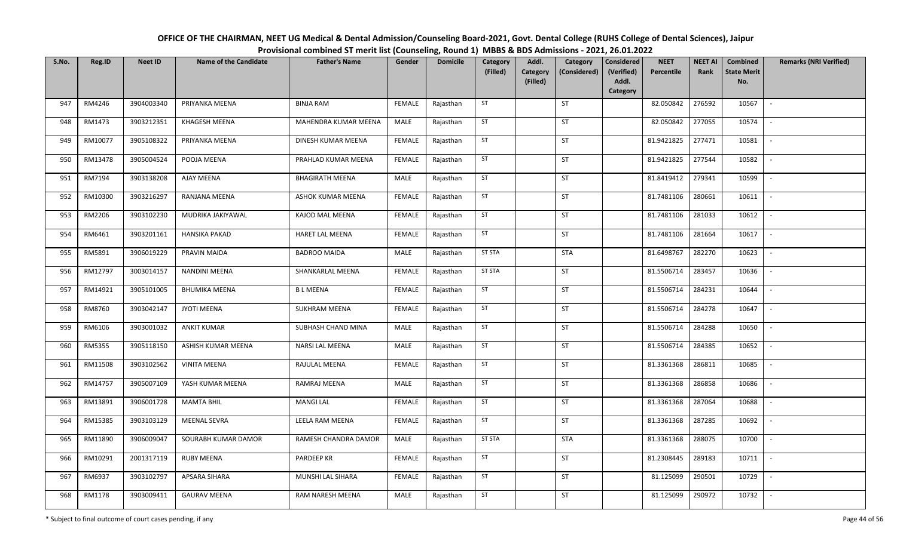**OFFICE OF THE CHAIRMAN, NEET UG Medical & Dental Admission/Counseling Board-2021, Govt. Dental College (RUHS College of Dental Sciences), Jaipur**
**Provisional combined ST merit list (Counseling, Round 1) MBBS & BDS Admissions - 2021, 26.01.2022**

| S.No. | Reg.ID | Neet ID | Name of the Candidate | Father's Name | Gender | Domicile | Category (Filled) | Addl. Category (Filled) | Category (Considered) | Considered (Verified) Addl. Category | NEET Percentile | NEET AI Rank | Combined State Merit No. | Remarks (NRI Verified) |
|---|---|---|---|---|---|---|---|---|---|---|---|---|---|---|
| 947 | RM4246 | 3904003340 | PRIYANKA MEENA | BINJA RAM | FEMALE | Rajasthan | ST | | ST | | 82.050842 | 276592 | 10567 | - |
| 948 | RM1473 | 3903212351 | KHAGESH MEENA | MAHENDRA KUMAR MEENA | MALE | Rajasthan | ST | | ST | | 82.050842 | 277055 | 10574 | - |
| 949 | RM10077 | 3905108322 | PRIYANKA MEENA | DINESH KUMAR MEENA | FEMALE | Rajasthan | ST | | ST | | 81.9421825 | 277471 | 10581 | - |
| 950 | RM13478 | 3905004524 | POOJA MEENA | PRAHLAD KUMAR MEENA | FEMALE | Rajasthan | ST | | ST | | 81.9421825 | 277544 | 10582 | - |
| 951 | RM7194 | 3903138208 | AJAY MEENA | BHAGIRATH MEENA | MALE | Rajasthan | ST | | ST | | 81.8419412 | 279341 | 10599 | - |
| 952 | RM10300 | 3903216297 | RANJANA MEENA | ASHOK KUMAR MEENA | FEMALE | Rajasthan | ST | | ST | | 81.7481106 | 280661 | 10611 | - |
| 953 | RM2206 | 3903102230 | MUDRIKA JAKIYAWAL | KAJOD MAL MEENA | FEMALE | Rajasthan | ST | | ST | | 81.7481106 | 281033 | 10612 | - |
| 954 | RM6461 | 3903201161 | HANSIKA PAKAD | HARET LAL MEENA | FEMALE | Rajasthan | ST | | ST | | 81.7481106 | 281664 | 10617 | - |
| 955 | RM5891 | 3906019229 | PRAVIN MAIDA | BADROO MAIDA | MALE | Rajasthan | ST STA | | STA | | 81.6498767 | 282270 | 10623 | - |
| 956 | RM12797 | 3003014157 | NANDINI MEENA | SHANKARLAL MEENA | FEMALE | Rajasthan | ST STA | | ST | | 81.5506714 | 283457 | 10636 | - |
| 957 | RM14921 | 3905101005 | BHUMIKA MEENA | B L MEENA | FEMALE | Rajasthan | ST | | ST | | 81.5506714 | 284231 | 10644 | - |
| 958 | RM8760 | 3903042147 | JYOTI MEENA | SUKHRAM MEENA | FEMALE | Rajasthan | ST | | ST | | 81.5506714 | 284278 | 10647 | - |
| 959 | RM6106 | 3903001032 | ANKIT KUMAR | SUBHASH CHAND MINA | MALE | Rajasthan | ST | | ST | | 81.5506714 | 284288 | 10650 | - |
| 960 | RM5355 | 3905118150 | ASHISH KUMAR MEENA | NARSI LAL MEENA | MALE | Rajasthan | ST | | ST | | 81.5506714 | 284385 | 10652 | - |
| 961 | RM11508 | 3903102562 | VINITA MEENA | RAJULAL MEENA | FEMALE | Rajasthan | ST | | ST | | 81.3361368 | 286811 | 10685 | - |
| 962 | RM14757 | 3905007109 | YASH KUMAR MEENA | RAMRAJ MEENA | MALE | Rajasthan | ST | | ST | | 81.3361368 | 286858 | 10686 | - |
| 963 | RM13891 | 3906001728 | MAMTA BHIL | MANGI LAL | FEMALE | Rajasthan | ST | | ST | | 81.3361368 | 287064 | 10688 | - |
| 964 | RM15385 | 3903103129 | MEENAL SEVRA | LEELA RAM MEENA | FEMALE | Rajasthan | ST | | ST | | 81.3361368 | 287285 | 10692 | - |
| 965 | RM11890 | 3906009047 | SOURABH KUMAR DAMOR | RAMESH CHANDRA DAMOR | MALE | Rajasthan | ST STA | | STA | | 81.3361368 | 288075 | 10700 | - |
| 966 | RM10291 | 2001317119 | RUBY MEENA | PARDEEP KR | FEMALE | Rajasthan | ST | | ST | | 81.2308445 | 289183 | 10711 | - |
| 967 | RM6937 | 3903102797 | APSARA SIHARA | MUNSHI LAL SIHARA | FEMALE | Rajasthan | ST | | ST | | 81.125099 | 290501 | 10729 | - |
| 968 | RM1178 | 3903009411 | GAURAV MEENA | RAM NARESH MEENA | MALE | Rajasthan | ST | | ST | | 81.125099 | 290972 | 10732 | - |

\* Subject to final outcome of court cases pending, if any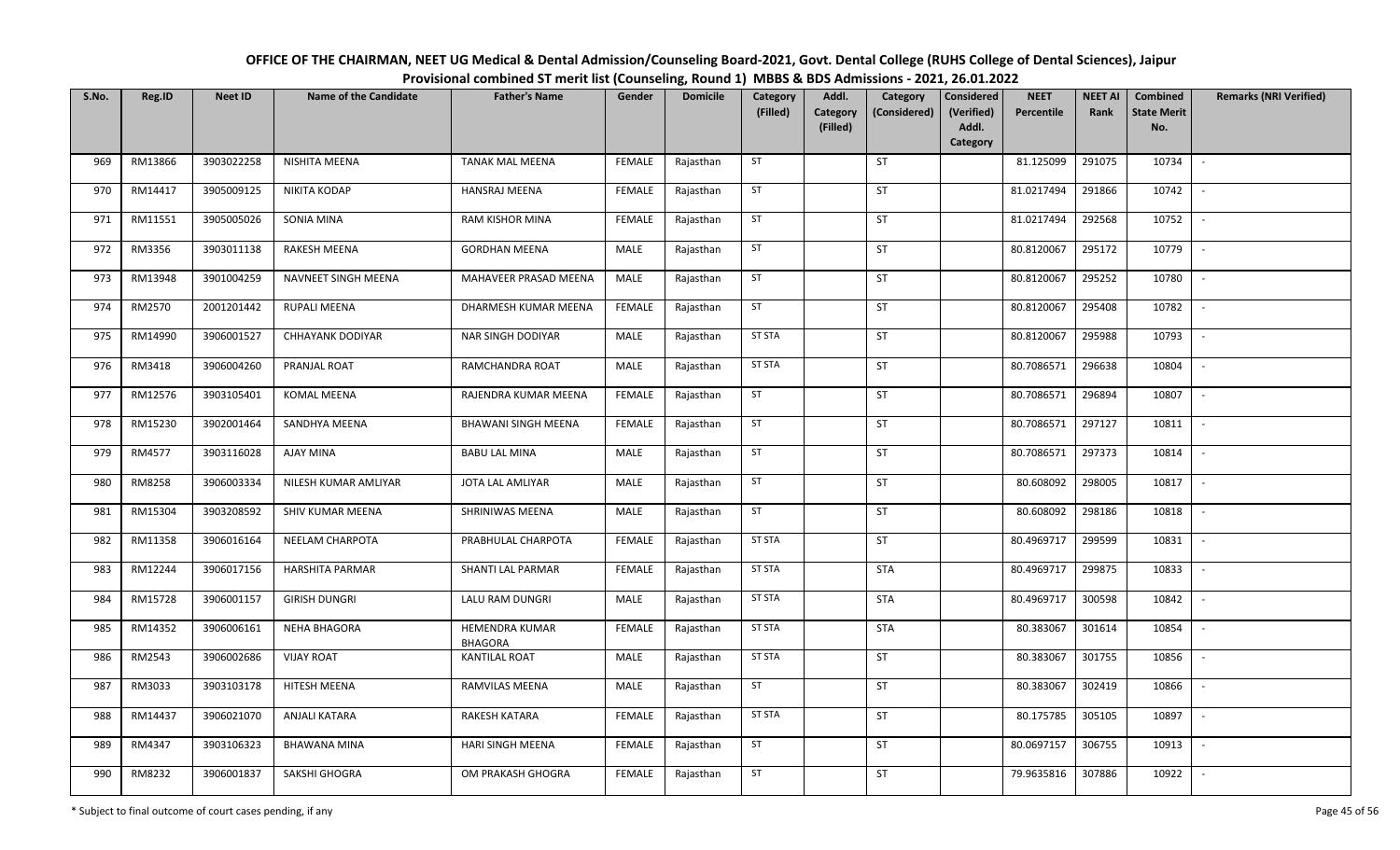**OFFICE OF THE CHAIRMAN, NEET UG Medical & Dental Admission/Counseling Board-2021, Govt. Dental College (RUHS College of Dental Sciences), Jaipur**
**Provisional combined ST merit list (Counseling, Round 1) MBBS & BDS Admissions - 2021, 26.01.2022**

| S.No. | Reg.ID | Neet ID | Name of the Candidate | Father's Name | Gender | Domicile | Category (Filled) | Addl. Category (Filled) | Category (Considered) | Considered (Verified) Addl. Category | NEET Percentile | NEET AI Rank | Combined State Merit No. | Remarks (NRI Verified) |
|---|---|---|---|---|---|---|---|---|---|---|---|---|---|---|
| 969 | RM13866 | 3903022258 | NISHITA MEENA | TANAK MAL MEENA | FEMALE | Rajasthan | ST | | ST | | 81.125099 | 291075 | 10734 | - |
| 970 | RM14417 | 3905009125 | NIKITA KODAP | HANSRAJ MEENA | FEMALE | Rajasthan | ST | | ST | | 81.0217494 | 291866 | 10742 | - |
| 971 | RM11551 | 3905005026 | SONIA MINA | RAM KISHOR MINA | FEMALE | Rajasthan | ST | | ST | | 81.0217494 | 292568 | 10752 | - |
| 972 | RM3356 | 3903011138 | RAKESH MEENA | GORDHAN MEENA | MALE | Rajasthan | ST | | ST | | 80.8120067 | 295172 | 10779 | - |
| 973 | RM13948 | 3901004259 | NAVNEET SINGH MEENA | MAHAVEER PRASAD MEENA | MALE | Rajasthan | ST | | ST | | 80.8120067 | 295252 | 10780 | - |
| 974 | RM2570 | 2001201442 | RUPALI MEENA | DHARMESH KUMAR MEENA | FEMALE | Rajasthan | ST | | ST | | 80.8120067 | 295408 | 10782 | - |
| 975 | RM14990 | 3906001527 | CHHAYANK DODIYAR | NAR SINGH DODIYAR | MALE | Rajasthan | ST STA | | ST | | 80.8120067 | 295988 | 10793 | - |
| 976 | RM3418 | 3906004260 | PRANJAL ROAT | RAMCHANDRA ROAT | MALE | Rajasthan | ST STA | | ST | | 80.7086571 | 296638 | 10804 | - |
| 977 | RM12576 | 3903105401 | KOMAL MEENA | RAJENDRA KUMAR MEENA | FEMALE | Rajasthan | ST | | ST | | 80.7086571 | 296894 | 10807 | - |
| 978 | RM15230 | 3902001464 | SANDHYA MEENA | BHAWANI SINGH MEENA | FEMALE | Rajasthan | ST | | ST | | 80.7086571 | 297127 | 10811 | - |
| 979 | RM4577 | 3903116028 | AJAY MINA | BABU LAL MINA | MALE | Rajasthan | ST | | ST | | 80.7086571 | 297373 | 10814 | - |
| 980 | RM8258 | 3906003334 | NILESH KUMAR AMLIYAR | JOTA LAL AMLIYAR | MALE | Rajasthan | ST | | ST | | 80.608092 | 298005 | 10817 | - |
| 981 | RM15304 | 3903208592 | SHIV KUMAR MEENA | SHRINIWAS MEENA | MALE | Rajasthan | ST | | ST | | 80.608092 | 298186 | 10818 | - |
| 982 | RM11358 | 3906016164 | NEELAM CHARPOTA | PRABHULAL CHARPOTA | FEMALE | Rajasthan | ST STA | | ST | | 80.4969717 | 299599 | 10831 | - |
| 983 | RM12244 | 3906017156 | HARSHITA PARMAR | SHANTI LAL PARMAR | FEMALE | Rajasthan | ST STA | | STA | | 80.4969717 | 299875 | 10833 | - |
| 984 | RM15728 | 3906001157 | GIRISH DUNGRI | LALU RAM DUNGRI | MALE | Rajasthan | ST STA | | STA | | 80.4969717 | 300598 | 10842 | - |
| 985 | RM14352 | 3906006161 | NEHA BHAGORA | HEMENDRA KUMAR BHAGORA | FEMALE | Rajasthan | ST STA | | STA | | 80.383067 | 301614 | 10854 | - |
| 986 | RM2543 | 3906002686 | VIJAY ROAT | KANTILAL ROAT | MALE | Rajasthan | ST STA | | ST | | 80.383067 | 301755 | 10856 | - |
| 987 | RM3033 | 3903103178 | HITESH MEENA | RAMVILAS MEENA | MALE | Rajasthan | ST | | ST | | 80.383067 | 302419 | 10866 | - |
| 988 | RM14437 | 3906021070 | ANJALI KATARA | RAKESH KATARA | FEMALE | Rajasthan | ST STA | | ST | | 80.175785 | 305105 | 10897 | - |
| 989 | RM4347 | 3903106323 | BHAWANA MINA | HARI SINGH MEENA | FEMALE | Rajasthan | ST | | ST | | 80.0697157 | 306755 | 10913 | - |
| 990 | RM8232 | 3906001837 | SAKSHI GHOGRA | OM PRAKASH GHOGRA | FEMALE | Rajasthan | ST | | ST | | 79.9635816 | 307886 | 10922 | - |

\* Subject to final outcome of court cases pending, if any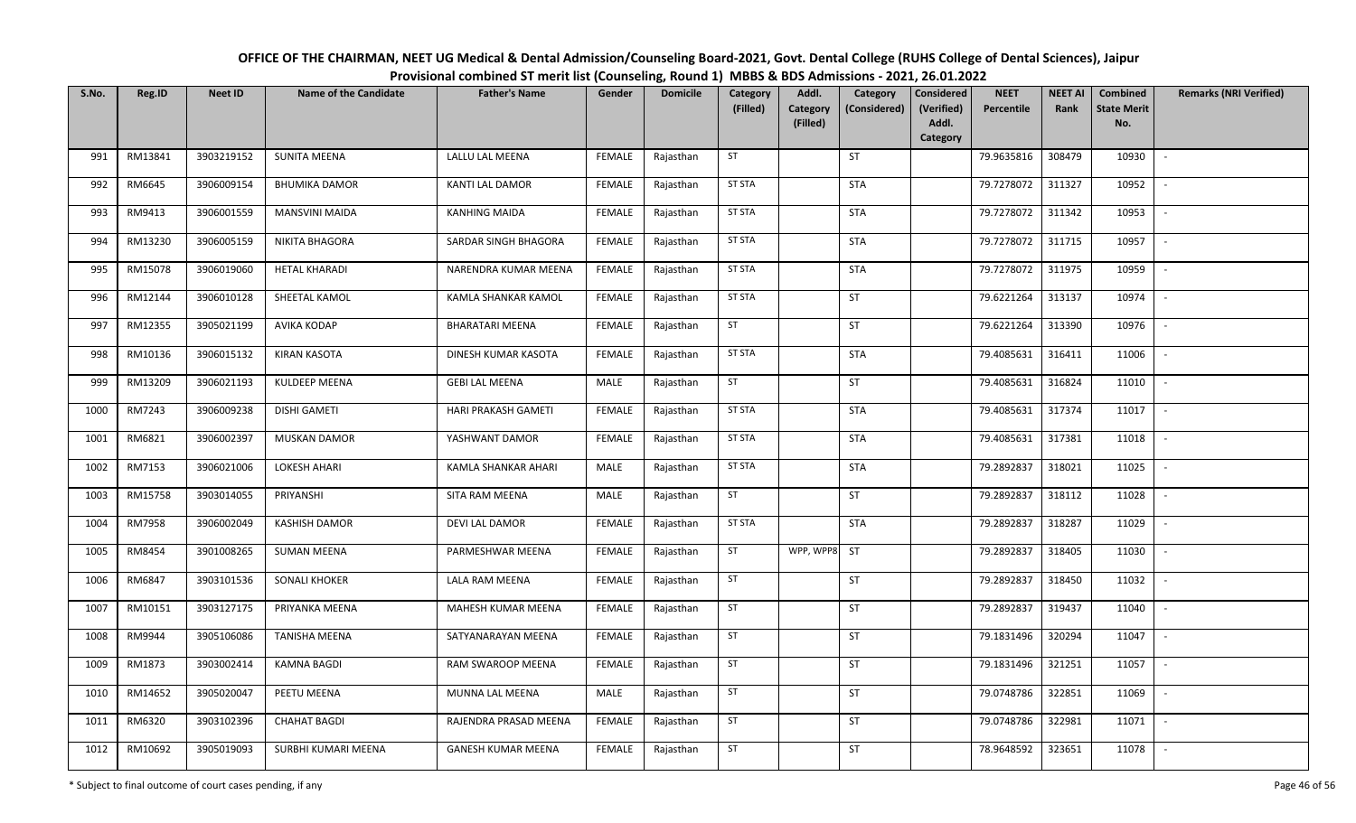# OFFICE OF THE CHAIRMAN, NEET UG Medical & Dental Admission/Counseling Board-2021, Govt. Dental College (RUHS College of Dental Sciences), Jaipur

## Provisional combined ST merit list (Counseling, Round 1) MBBS & BDS Admissions - 2021, 26.01.2022

| S.No. | Reg.ID | Neet ID | Name of the Candidate | Father's Name | Gender | Domicile | Category (Filled) | Addl. Category (Filled) | Category (Considered) | Considered (Verified) Addl. Category | NEET Percentile | NEET AI Rank | Combined State Merit No. | Remarks (NRI Verified) |
|---|---|---|---|---|---|---|---|---|---|---|---|---|---|---|
| 991 | RM13841 | 3903219152 | SUNITA MEENA | LALLU LAL MEENA | FEMALE | Rajasthan | ST | | ST | | 79.9635816 | 308479 | 10930 | - |
| 992 | RM6645 | 3906009154 | BHUMIKA DAMOR | KANTI LAL DAMOR | FEMALE | Rajasthan | ST STA | | STA | | 79.7278072 | 311327 | 10952 | - |
| 993 | RM9413 | 3906001559 | MANSVINI MAIDA | KANHING MAIDA | FEMALE | Rajasthan | ST STA | | STA | | 79.7278072 | 311342 | 10953 | - |
| 994 | RM13230 | 3906005159 | NIKITA BHAGORA | SARDAR SINGH BHAGORA | FEMALE | Rajasthan | ST STA | | STA | | 79.7278072 | 311715 | 10957 | - |
| 995 | RM15078 | 3906019060 | HETAL KHARADI | NARENDRA KUMAR MEENA | FEMALE | Rajasthan | ST STA | | STA | | 79.7278072 | 311975 | 10959 | - |
| 996 | RM12144 | 3906010128 | SHEETAL KAMOL | KAMLA SHANKAR KAMOL | FEMALE | Rajasthan | ST STA | | ST | | 79.6221264 | 313137 | 10974 | - |
| 997 | RM12355 | 3905021199 | AVIKA KODAP | BHARATARI MEENA | FEMALE | Rajasthan | ST | | ST | | 79.6221264 | 313390 | 10976 | - |
| 998 | RM10136 | 3906015132 | KIRAN KASOTA | DINESH KUMAR KASOTA | FEMALE | Rajasthan | ST STA | | STA | | 79.4085631 | 316411 | 11006 | - |
| 999 | RM13209 | 3906021193 | KULDEEP MEENA | GEBI LAL MEENA | MALE | Rajasthan | ST | | ST | | 79.4085631 | 316824 | 11010 | - |
| 1000 | RM7243 | 3906009238 | DISHI GAMETI | HARI PRAKASH GAMETI | FEMALE | Rajasthan | ST STA | | STA | | 79.4085631 | 317374 | 11017 | - |
| 1001 | RM6821 | 3906002397 | MUSKAN DAMOR | YASHWANT DAMOR | FEMALE | Rajasthan | ST STA | | STA | | 79.4085631 | 317381 | 11018 | - |
| 1002 | RM7153 | 3906021006 | LOKESH AHARI | KAMLA SHANKAR AHARI | MALE | Rajasthan | ST STA | | STA | | 79.2892837 | 318021 | 11025 | - |
| 1003 | RM15758 | 3903014055 | PRIYANSHI | SITA RAM MEENA | MALE | Rajasthan | ST | | ST | | 79.2892837 | 318112 | 11028 | - |
| 1004 | RM7958 | 3906002049 | KASHISH DAMOR | DEVI LAL DAMOR | FEMALE | Rajasthan | ST STA | | STA | | 79.2892837 | 318287 | 11029 | - |
| 1005 | RM8454 | 3901008265 | SUMAN MEENA | PARMESHWAR MEENA | FEMALE | Rajasthan | ST | WPP, WPP8 | ST | | 79.2892837 | 318405 | 11030 | - |
| 1006 | RM6847 | 3903101536 | SONALI KHOKER | LALA RAM MEENA | FEMALE | Rajasthan | ST | | ST | | 79.2892837 | 318450 | 11032 | - |
| 1007 | RM10151 | 3903127175 | PRIYANKA MEENA | MAHESH KUMAR MEENA | FEMALE | Rajasthan | ST | | ST | | 79.2892837 | 319437 | 11040 | - |
| 1008 | RM9944 | 3905106086 | TANISHA MEENA | SATYANARAYAN MEENA | FEMALE | Rajasthan | ST | | ST | | 79.1831496 | 320294 | 11047 | - |
| 1009 | RM1873 | 3903002414 | KAMNA BAGDI | RAM SWAROOP MEENA | FEMALE | Rajasthan | ST | | ST | | 79.1831496 | 321251 | 11057 | - |
| 1010 | RM14652 | 3905020047 | PEETU MEENA | MUNNA LAL MEENA | MALE | Rajasthan | ST | | ST | | 79.0748786 | 322851 | 11069 | - |
| 1011 | RM6320 | 3903102396 | CHAHAT BAGDI | RAJENDRA PRASAD MEENA | FEMALE | Rajasthan | ST | | ST | | 79.0748786 | 322981 | 11071 | - |
| 1012 | RM10692 | 3905019093 | SURBHI KUMARI MEENA | GANESH KUMAR MEENA | FEMALE | Rajasthan | ST | | ST | | 78.9648592 | 323651 | 11078 | - |

\* Subject to final outcome of court cases pending, if any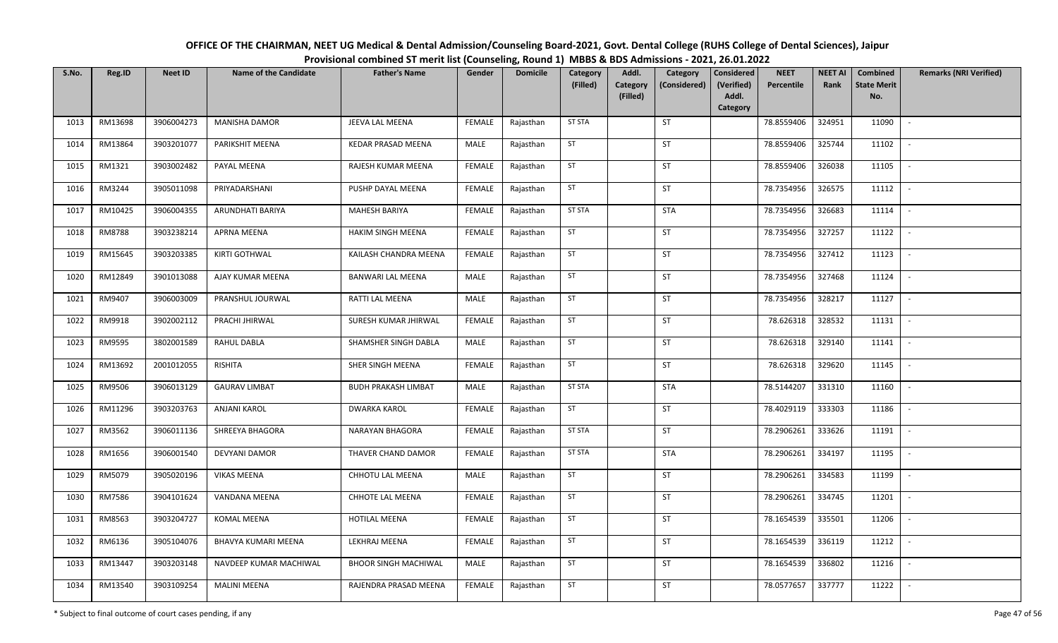# OFFICE OF THE CHAIRMAN, NEET UG Medical & Dental Admission/Counseling Board-2021, Govt. Dental College (RUHS College of Dental Sciences), Jaipur

## Provisional combined ST merit list (Counseling, Round 1) MBBS & BDS Admissions - 2021, 26.01.2022

| S.No. | Reg.ID | Neet ID | Name of the Candidate | Father's Name | Gender | Domicile | Category (Filled) | Addl. Category (Filled) | Category (Considered) | Considered (Verified) Addl. Category | NEET Percentile | NEET AI Rank | Combined State Merit No. | Remarks (NRI Verified) |
|---|---|---|---|---|---|---|---|---|---|---|---|---|---|---|
| 1013 | RM13698 | 3906004273 | MANISHA DAMOR | JEEVA LAL MEENA | FEMALE | Rajasthan | ST STA | | ST | | 78.8559406 | 324951 | 11090 | - |
| 1014 | RM13864 | 3903201077 | PARIKSHIT MEENA | KEDAR PRASAD MEENA | MALE | Rajasthan | ST | | ST | | 78.8559406 | 325744 | 11102 | - |
| 1015 | RM1321 | 3903002482 | PAYAL MEENA | RAJESH KUMAR MEENA | FEMALE | Rajasthan | ST | | ST | | 78.8559406 | 326038 | 11105 | - |
| 1016 | RM3244 | 3905011098 | PRIYADARSHANI | PUSHP DAYAL MEENA | FEMALE | Rajasthan | ST | | ST | | 78.7354956 | 326575 | 11112 | - |
| 1017 | RM10425 | 3906004355 | ARUNDHATI BARIYA | MAHESH BARIYA | FEMALE | Rajasthan | ST STA | | STA | | 78.7354956 | 326683 | 11114 | - |
| 1018 | RM8788 | 3903238214 | APRNA MEENA | HAKIM SINGH MEENA | FEMALE | Rajasthan | ST | | ST | | 78.7354956 | 327257 | 11122 | - |
| 1019 | RM15645 | 3903203385 | KIRTI GOTHWAL | KAILASH CHANDRA MEENA | FEMALE | Rajasthan | ST | | ST | | 78.7354956 | 327412 | 11123 | - |
| 1020 | RM12849 | 3901013088 | AJAY KUMAR MEENA | BANWARI LAL MEENA | MALE | Rajasthan | ST | | ST | | 78.7354956 | 327468 | 11124 | - |
| 1021 | RM9407 | 3906003009 | PRANSHUL JOURWAL | RATTI LAL MEENA | MALE | Rajasthan | ST | | ST | | 78.7354956 | 328217 | 11127 | - |
| 1022 | RM9918 | 3902002112 | PRACHI JHIRWAL | SURESH KUMAR JHIRWAL | FEMALE | Rajasthan | ST | | ST | | 78.626318 | 328532 | 11131 | - |
| 1023 | RM9595 | 3802001589 | RAHUL DABLA | SHAMSHER SINGH DABLA | MALE | Rajasthan | ST | | ST | | 78.626318 | 329140 | 11141 | - |
| 1024 | RM13692 | 2001012055 | RISHITA | SHER SINGH MEENA | FEMALE | Rajasthan | ST | | ST | | 78.626318 | 329620 | 11145 | - |
| 1025 | RM9506 | 3906013129 | GAURAV LIMBAT | BUDH PRAKASH LIMBAT | MALE | Rajasthan | ST STA | | STA | | 78.5144207 | 331310 | 11160 | - |
| 1026 | RM11296 | 3903203763 | ANJANI KAROL | DWARKA KAROL | FEMALE | Rajasthan | ST | | ST | | 78.4029119 | 333303 | 11186 | - |
| 1027 | RM3562 | 3906011136 | SHREEYA BHAGORA | NARAYAN BHAGORA | FEMALE | Rajasthan | ST STA | | ST | | 78.2906261 | 333626 | 11191 | - |
| 1028 | RM1656 | 3906001540 | DEVYANI DAMOR | THAVER CHAND DAMOR | FEMALE | Rajasthan | ST STA | | STA | | 78.2906261 | 334197 | 11195 | - |
| 1029 | RM5079 | 3905020196 | VIKAS MEENA | CHHOTU LAL MEENA | MALE | Rajasthan | ST | | ST | | 78.2906261 | 334583 | 11199 | - |
| 1030 | RM7586 | 3904101624 | VANDANA MEENA | CHHOTE LAL MEENA | FEMALE | Rajasthan | ST | | ST | | 78.2906261 | 334745 | 11201 | - |
| 1031 | RM8563 | 3903204727 | KOMAL MEENA | HOTILAL MEENA | FEMALE | Rajasthan | ST | | ST | | 78.1654539 | 335501 | 11206 | - |
| 1032 | RM6136 | 3905104076 | BHAVYA KUMARI MEENA | LEKHRAJ MEENA | FEMALE | Rajasthan | ST | | ST | | 78.1654539 | 336119 | 11212 | - |
| 1033 | RM13447 | 3903203148 | NAVDEEP KUMAR MACHIWAL | BHOOR SINGH MACHIWAL | MALE | Rajasthan | ST | | ST | | 78.1654539 | 336802 | 11216 | - |
| 1034 | RM13540 | 3903109254 | MALINI MEENA | RAJENDRA PRASAD MEENA | FEMALE | Rajasthan | ST | | ST | | 78.0577657 | 337777 | 11222 | - |

\* Subject to final outcome of court cases pending, if any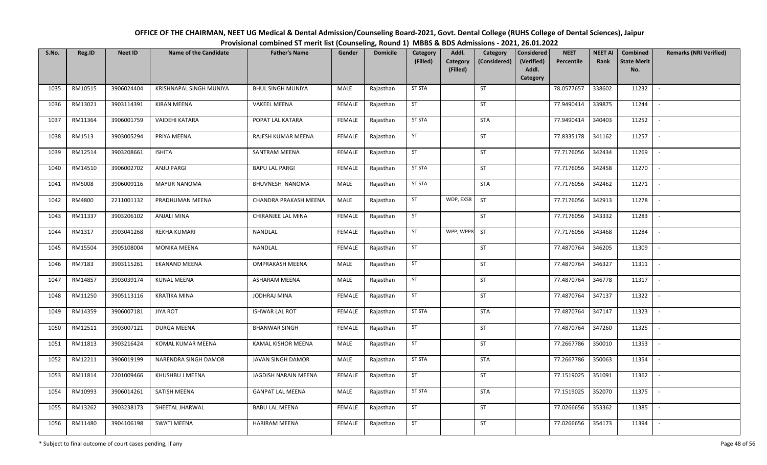# OFFICE OF THE CHAIRMAN, NEET UG Medical & Dental Admission/Counseling Board-2021, Govt. Dental College (RUHS College of Dental Sciences), Jaipur

## Provisional combined ST merit list (Counseling, Round 1) MBBS & BDS Admissions - 2021, 26.01.2022

| S.No. | Reg.ID | Neet ID | Name of the Candidate | Father's Name | Gender | Domicile | Category (Filled) | Addl. Category (Filled) | Category (Considered) | Considered (Verified) Addl. Category | NEET Percentile | NEET AI Rank | Combined State Merit No. | Remarks (NRI Verified) |
|---|---|---|---|---|---|---|---|---|---|---|---|---|---|---|
| 1035 | RM10515 | 3906024404 | KRISHNAPAL SINGH MUNIYA | BHUL SINGH MUNIYA | MALE | Rajasthan | ST STA | | ST | | 78.0577657 | 338602 | 11232 | - |
| 1036 | RM13021 | 3903114391 | KIRAN MEENA | VAKEEL MEENA | FEMALE | Rajasthan | ST | | ST | | 77.9490414 | 339875 | 11244 | - |
| 1037 | RM11364 | 3906001759 | VAIDEHI KATARA | POPAT LAL KATARA | FEMALE | Rajasthan | ST STA | | STA | | 77.9490414 | 340403 | 11252 | - |
| 1038 | RM1513 | 3903005294 | PRIYA MEENA | RAJESH KUMAR MEENA | FEMALE | Rajasthan | ST | | ST | | 77.8335178 | 341162 | 11257 | - |
| 1039 | RM12514 | 3903208661 | ISHITA | SANTRAM MEENA | FEMALE | Rajasthan | ST | | ST | | 77.7176056 | 342434 | 11269 | - |
| 1040 | RM14510 | 3906002702 | ANJU PARGI | BAPU LAL PARGI | FEMALE | Rajasthan | ST STA | | ST | | 77.7176056 | 342458 | 11270 | - |
| 1041 | RM5008 | 3906009116 | MAYUR NANOMA | BHUVNESH NANOMA | MALE | Rajasthan | ST STA | | STA | | 77.7176056 | 342462 | 11271 | - |
| 1042 | RM4800 | 2211001132 | PRADHUMAN MEENA | CHANDRA PRAKASH MEENA | MALE | Rajasthan | ST | WDP, EXS8 | ST | | 77.7176056 | 342913 | 11278 | - |
| 1043 | RM11337 | 3903206102 | ANJALI MINA | CHIRANJEE LAL MINA | FEMALE | Rajasthan | ST | | ST | | 77.7176056 | 343332 | 11283 | - |
| 1044 | RM1317 | 3903041268 | REKHA KUMARI | NANDLAL | FEMALE | Rajasthan | ST | WPP, WPP8 | ST | | 77.7176056 | 343468 | 11284 | - |
| 1045 | RM15504 | 3905108004 | MONIKA MEENA | NANDLAL | FEMALE | Rajasthan | ST | | ST | | 77.4870764 | 346205 | 11309 | - |
| 1046 | RM7183 | 3903115261 | EKANAND MEENA | OMPRAKASH MEENA | MALE | Rajasthan | ST | | ST | | 77.4870764 | 346327 | 11311 | - |
| 1047 | RM14857 | 3903039174 | KUNAL MEENA | ASHARAM MEENA | MALE | Rajasthan | ST | | ST | | 77.4870764 | 346778 | 11317 | - |
| 1048 | RM11250 | 3905113116 | KRATIKA MINA | JODHRAJ MINA | FEMALE | Rajasthan | ST | | ST | | 77.4870764 | 347137 | 11322 | - |
| 1049 | RM14359 | 3906007181 | JIYA ROT | ISHWAR LAL ROT | FEMALE | Rajasthan | ST STA | | STA | | 77.4870764 | 347147 | 11323 | - |
| 1050 | RM12511 | 3903007121 | DURGA MEENA | BHANWAR SINGH | FEMALE | Rajasthan | ST | | ST | | 77.4870764 | 347260 | 11325 | - |
| 1051 | RM11813 | 3903216424 | KOMAL KUMAR MEENA | KAMAL KISHOR MEENA | MALE | Rajasthan | ST | | ST | | 77.2667786 | 350010 | 11353 | - |
| 1052 | RM12211 | 3906019199 | NARENDRA SINGH DAMOR | JAVAN SINGH DAMOR | MALE | Rajasthan | ST STA | | STA | | 77.2667786 | 350063 | 11354 | - |
| 1053 | RM11814 | 2201009466 | KHUSHBU J MEENA | JAGDISH NARAIN MEENA | FEMALE | Rajasthan | ST | | ST | | 77.1519025 | 351091 | 11362 | - |
| 1054 | RM10993 | 3906014261 | SATISH MEENA | GANPAT LAL MEENA | MALE | Rajasthan | ST STA | | STA | | 77.1519025 | 352070 | 11375 | - |
| 1055 | RM13262 | 3903238173 | SHEETAL JHARWAL | BABU LAL MEENA | FEMALE | Rajasthan | ST | | ST | | 77.0266656 | 353362 | 11385 | - |
| 1056 | RM11480 | 3904106198 | SWATI MEENA | HARIRAM MEENA | FEMALE | Rajasthan | ST | | ST | | 77.0266656 | 354173 | 11394 | - |

\* Subject to final outcome of court cases pending, if any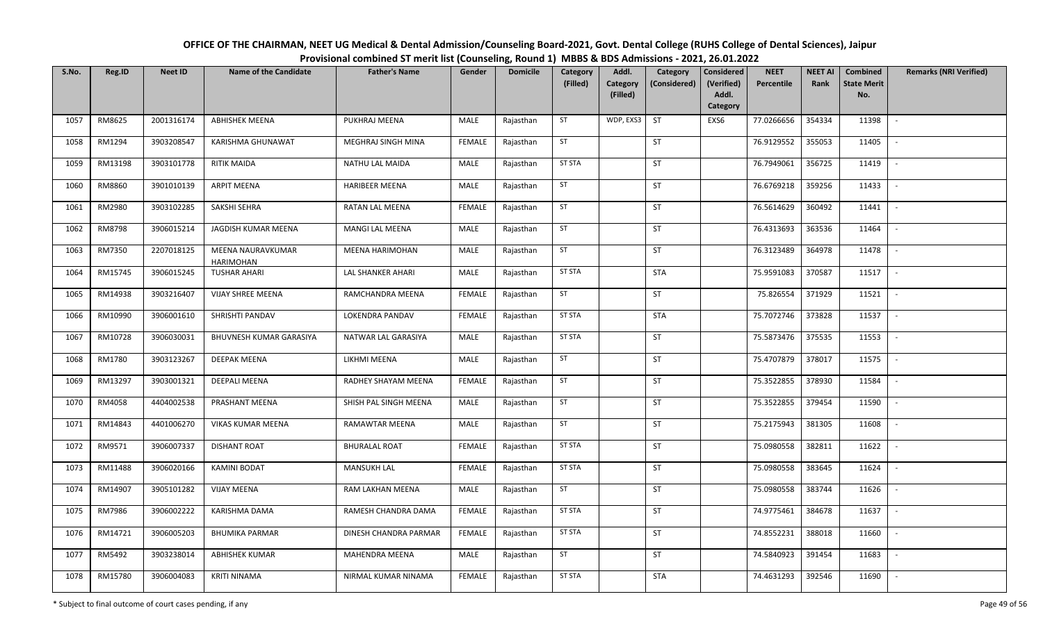# OFFICE OF THE CHAIRMAN, NEET UG Medical & Dental Admission/Counseling Board-2021, Govt. Dental College (RUHS College of Dental Sciences), Jaipur

## Provisional combined ST merit list (Counseling, Round 1) MBBS & BDS Admissions - 2021, 26.01.2022

| S.No. | Reg.ID | Neet ID | Name of the Candidate | Father's Name | Gender | Domicile | Category (Filled) | Addl. Category (Filled) | Category (Considered) | Considered (Verified) Addl. Category | NEET Percentile | NEET AI Rank | Combined State Merit No. | Remarks (NRI Verified) |
|---|---|---|---|---|---|---|---|---|---|---|---|---|---|---|
| 1057 | RM8625 | 2001316174 | ABHISHEK MEENA | PUKHRAJ MEENA | MALE | Rajasthan | ST | WDP, EXS3 | ST | EXS6 | 77.0266656 | 354334 | 11398 | - |
| 1058 | RM1294 | 3903208547 | KARISHMA GHUNAWAT | MEGHRAJ SINGH MINA | FEMALE | Rajasthan | ST | | ST | | 76.9129552 | 355053 | 11405 | - |
| 1059 | RM13198 | 3903101778 | RITIK MAIDA | NATHU LAL MAIDA | MALE | Rajasthan | ST STA | | ST | | 76.7949061 | 356725 | 11419 | - |
| 1060 | RM8860 | 3901010139 | ARPIT MEENA | HARIBEER MEENA | MALE | Rajasthan | ST | | ST | | 76.6769218 | 359256 | 11433 | - |
| 1061 | RM2980 | 3903102285 | SAKSHI SEHRA | RATAN LAL MEENA | FEMALE | Rajasthan | ST | | ST | | 76.5614629 | 360492 | 11441 | - |
| 1062 | RM8798 | 3906015214 | JAGDISH KUMAR MEENA | MANGI LAL MEENA | MALE | Rajasthan | ST | | ST | | 76.4313693 | 363536 | 11464 | - |
| 1063 | RM7350 | 2207018125 | MEENA NAURAVKUMAR HARIMOHAN | MEENA HARIMOHAN | MALE | Rajasthan | ST | | ST | | 76.3123489 | 364978 | 11478 | - |
| 1064 | RM15745 | 3906015245 | TUSHAR AHARI | LAL SHANKER AHARI | MALE | Rajasthan | ST STA | | STA | | 75.9591083 | 370587 | 11517 | - |
| 1065 | RM14938 | 3903216407 | VIJAY SHREE MEENA | RAMCHANDRA MEENA | FEMALE | Rajasthan | ST | | ST | | 75.826554 | 371929 | 11521 | - |
| 1066 | RM10990 | 3906001610 | SHRISHTI PANDAV | LOKENDRA PANDAV | FEMALE | Rajasthan | ST STA | | STA | | 75.7072746 | 373828 | 11537 | - |
| 1067 | RM10728 | 3906030031 | BHUVNESH KUMAR GARASIYA | NATWAR LAL GARASIYA | MALE | Rajasthan | ST STA | | ST | | 75.5873476 | 375535 | 11553 | - |
| 1068 | RM1780 | 3903123267 | DEEPAK MEENA | LIKHMI MEENA | MALE | Rajasthan | ST | | ST | | 75.4707879 | 378017 | 11575 | - |
| 1069 | RM13297 | 3903001321 | DEEPALI MEENA | RADHEY SHAYAM MEENA | FEMALE | Rajasthan | ST | | ST | | 75.3522855 | 378930 | 11584 | - |
| 1070 | RM4058 | 4404002538 | PRASHANT MEENA | SHISH PAL SINGH MEENA | MALE | Rajasthan | ST | | ST | | 75.3522855 | 379454 | 11590 | - |
| 1071 | RM14843 | 4401006270 | VIKAS KUMAR MEENA | RAMAWTAR MEENA | MALE | Rajasthan | ST | | ST | | 75.2175943 | 381305 | 11608 | - |
| 1072 | RM9571 | 3906007337 | DISHANT ROAT | BHURALAL ROAT | FEMALE | Rajasthan | ST STA | | ST | | 75.0980558 | 382811 | 11622 | - |
| 1073 | RM11488 | 3906020166 | KAMINI BODAT | MANSUKH LAL | FEMALE | Rajasthan | ST STA | | ST | | 75.0980558 | 383645 | 11624 | - |
| 1074 | RM14907 | 3905101282 | VIJAY MEENA | RAM LAKHAN MEENA | MALE | Rajasthan | ST | | ST | | 75.0980558 | 383744 | 11626 | - |
| 1075 | RM7986 | 3906002222 | KARISHMA DAMA | RAMESH CHANDRA DAMA | FEMALE | Rajasthan | ST STA | | ST | | 74.9775461 | 384678 | 11637 | - |
| 1076 | RM14721 | 3906005203 | BHUMIKA PARMAR | DINESH CHANDRA PARMAR | FEMALE | Rajasthan | ST STA | | ST | | 74.8552231 | 388018 | 11660 | - |
| 1077 | RM5492 | 3903238014 | ABHISHEK KUMAR | MAHENDRA MEENA | MALE | Rajasthan | ST | | ST | | 74.5840923 | 391454 | 11683 | - |
| 1078 | RM15780 | 3906004083 | KRITI NINAMA | NIRMAL KUMAR NINAMA | FEMALE | Rajasthan | ST STA | | STA | | 74.4631293 | 392546 | 11690 | - |

\* Subject to final outcome of court cases pending, if any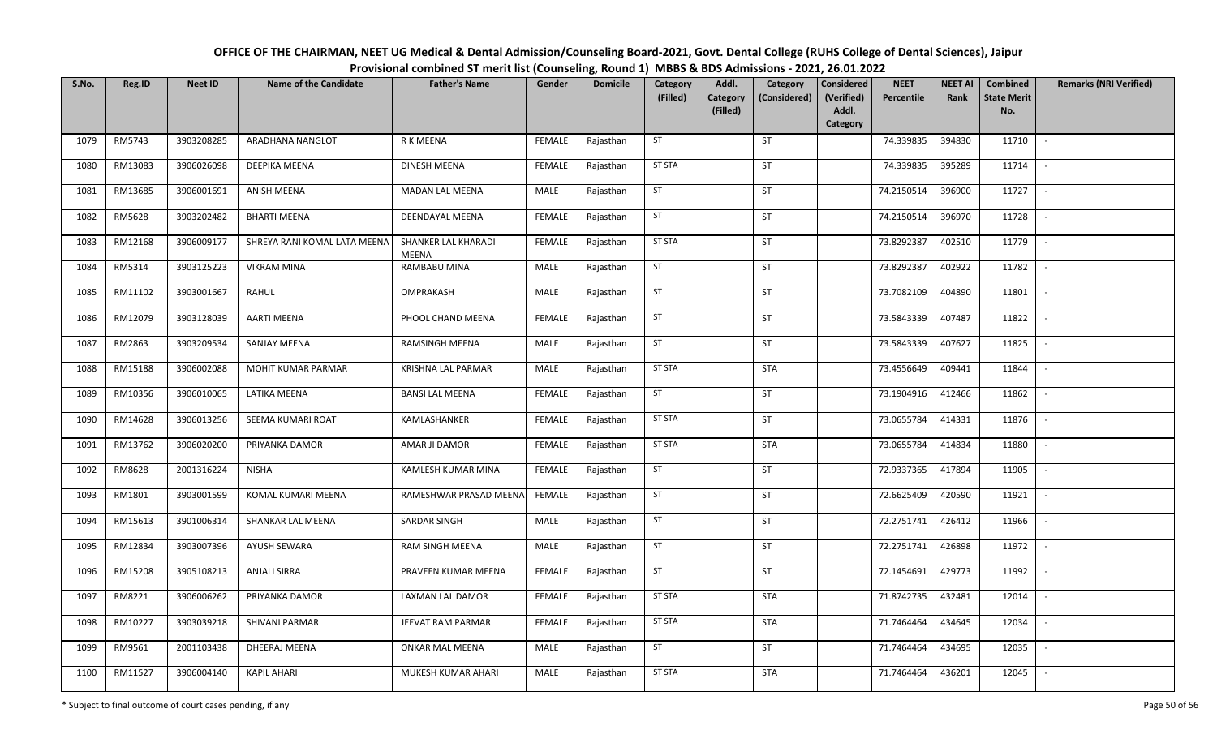# OFFICE OF THE CHAIRMAN, NEET UG Medical & Dental Admission/Counseling Board-2021, Govt. Dental College (RUHS College of Dental Sciences), Jaipur

## Provisional combined ST merit list (Counseling, Round 1) MBBS & BDS Admissions - 2021, 26.01.2022

| S.No. | Reg.ID | Neet ID | Name of the Candidate | Father's Name | Gender | Domicile | Category (Filled) | Addl. Category (Filled) | Category (Considered) | Considered (Verified) Addl. Category | NEET Percentile | NEET AI Rank | Combined State Merit No. | Remarks (NRI Verified) |
|---|---|---|---|---|---|---|---|---|---|---|---|---|---|---|
| 1079 | RM5743 | 3903208285 | ARADHANA NANGLOT | R K MEENA | FEMALE | Rajasthan | ST | | ST | | 74.339835 | 394830 | 11710 | - |
| 1080 | RM13083 | 3906026098 | DEEPIKA MEENA | DINESH MEENA | FEMALE | Rajasthan | ST STA | | ST | | 74.339835 | 395289 | 11714 | - |
| 1081 | RM13685 | 3906001691 | ANISH MEENA | MADAN LAL MEENA | MALE | Rajasthan | ST | | ST | | 74.2150514 | 396900 | 11727 | - |
| 1082 | RM5628 | 3903202482 | BHARTI MEENA | DEENDAYAL MEENA | FEMALE | Rajasthan | ST | | ST | | 74.2150514 | 396970 | 11728 | - |
| 1083 | RM12168 | 3906009177 | SHREYA RANI KOMAL LATA MEENA | SHANKER LAL KHARADI MEENA | FEMALE | Rajasthan | ST STA | | ST | | 73.8292387 | 402510 | 11779 | - |
| 1084 | RM5314 | 3903125223 | VIKRAM MINA | RAMBABU MINA | MALE | Rajasthan | ST | | ST | | 73.8292387 | 402922 | 11782 | - |
| 1085 | RM11102 | 3903001667 | RAHUL | OMPRAKASH | MALE | Rajasthan | ST | | ST | | 73.7082109 | 404890 | 11801 | - |
| 1086 | RM12079 | 3903128039 | AARTI MEENA | PHOOL CHAND MEENA | FEMALE | Rajasthan | ST | | ST | | 73.5843339 | 407487 | 11822 | - |
| 1087 | RM2863 | 3903209534 | SANJAY MEENA | RAMSINGH MEENA | MALE | Rajasthan | ST | | ST | | 73.5843339 | 407627 | 11825 | - |
| 1088 | RM15188 | 3906002088 | MOHIT KUMAR PARMAR | KRISHNA LAL PARMAR | MALE | Rajasthan | ST STA | | STA | | 73.4556649 | 409441 | 11844 | - |
| 1089 | RM10356 | 3906010065 | LATIKA MEENA | BANSI LAL MEENA | FEMALE | Rajasthan | ST | | ST | | 73.1904916 | 412466 | 11862 | - |
| 1090 | RM14628 | 3906013256 | SEEMA KUMARI ROAT | KAMLASHANKER | FEMALE | Rajasthan | ST STA | | ST | | 73.0655784 | 414331 | 11876 | - |
| 1091 | RM13762 | 3906020200 | PRIYANKA DAMOR | AMAR JI DAMOR | FEMALE | Rajasthan | ST STA | | STA | | 73.0655784 | 414834 | 11880 | - |
| 1092 | RM8628 | 2001316224 | NISHA | KAMLESH KUMAR MINA | FEMALE | Rajasthan | ST | | ST | | 72.9337365 | 417894 | 11905 | - |
| 1093 | RM1801 | 3903001599 | KOMAL KUMARI MEENA | RAMESHWAR PRASAD MEENA | FEMALE | Rajasthan | ST | | ST | | 72.6625409 | 420590 | 11921 | - |
| 1094 | RM15613 | 3901006314 | SHANKAR LAL MEENA | SARDAR SINGH | MALE | Rajasthan | ST | | ST | | 72.2751741 | 426412 | 11966 | - |
| 1095 | RM12834 | 3903007396 | AYUSH SEWARA | RAM SINGH MEENA | MALE | Rajasthan | ST | | ST | | 72.2751741 | 426898 | 11972 | - |
| 1096 | RM15208 | 3905108213 | ANJALI SIRRA | PRAVEEN KUMAR MEENA | FEMALE | Rajasthan | ST | | ST | | 72.1454691 | 429773 | 11992 | - |
| 1097 | RM8221 | 3906006262 | PRIYANKA DAMOR | LAXMAN LAL DAMOR | FEMALE | Rajasthan | ST STA | | STA | | 71.8742735 | 432481 | 12014 | - |
| 1098 | RM10227 | 3903039218 | SHIVANI PARMAR | JEEVAT RAM PARMAR | FEMALE | Rajasthan | ST STA | | STA | | 71.7464464 | 434645 | 12034 | - |
| 1099 | RM9561 | 2001103438 | DHEERAJ MEENA | ONKAR MAL MEENA | MALE | Rajasthan | ST | | ST | | 71.7464464 | 434695 | 12035 | - |
| 1100 | RM11527 | 3906004140 | KAPIL AHARI | MUKESH KUMAR AHARI | MALE | Rajasthan | ST STA | | STA | | 71.7464464 | 436201 | 12045 | - |

\* Subject to final outcome of court cases pending, if any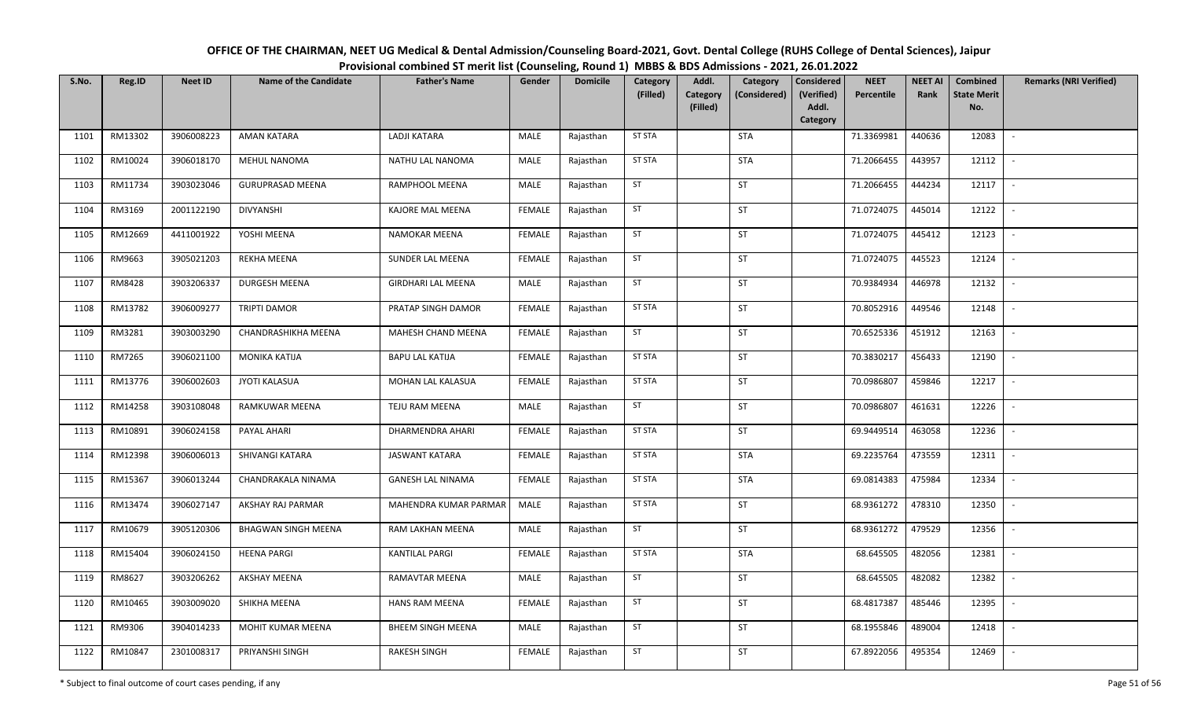# OFFICE OF THE CHAIRMAN, NEET UG Medical & Dental Admission/Counseling Board-2021, Govt. Dental College (RUHS College of Dental Sciences), Jaipur

## Provisional combined ST merit list (Counseling, Round 1) MBBS & BDS Admissions - 2021, 26.01.2022

| S.No. | Reg.ID | Neet ID | Name of the Candidate | Father's Name | Gender | Domicile | Category (Filled) | Addl. Category (Filled) | Category (Considered) | Considered (Verified) Addl. Category | NEET Percentile | NEET AI Rank | Combined State Merit No. | Remarks (NRI Verified) |
|---|---|---|---|---|---|---|---|---|---|---|---|---|---|---|
| 1101 | RM13302 | 3906008223 | AMAN KATARA | LADJI KATARA | MALE | Rajasthan | ST STA | | STA | | 71.3369981 | 440636 | 12083 | - |
| 1102 | RM10024 | 3906018170 | MEHUL NANOMA | NATHU LAL NANOMA | MALE | Rajasthan | ST STA | | STA | | 71.2066455 | 443957 | 12112 | - |
| 1103 | RM11734 | 3903023046 | GURUPRASAD MEENA | RAMPHOOL MEENA | MALE | Rajasthan | ST | | ST | | 71.2066455 | 444234 | 12117 | - |
| 1104 | RM3169 | 2001122190 | DIVYANSHI | KAJORE MAL MEENA | FEMALE | Rajasthan | ST | | ST | | 71.0724075 | 445014 | 12122 | - |
| 1105 | RM12669 | 4411001922 | YOSHI MEENA | NAMOKAR MEENA | FEMALE | Rajasthan | ST | | ST | | 71.0724075 | 445412 | 12123 | - |
| 1106 | RM9663 | 3905021203 | REKHA MEENA | SUNDER LAL MEENA | FEMALE | Rajasthan | ST | | ST | | 71.0724075 | 445523 | 12124 | - |
| 1107 | RM8428 | 3903206337 | DURGESH MEENA | GIRDHARI LAL MEENA | MALE | Rajasthan | ST | | ST | | 70.9384934 | 446978 | 12132 | - |
| 1108 | RM13782 | 3906009277 | TRIPTI DAMOR | PRATAP SINGH DAMOR | FEMALE | Rajasthan | ST STA | | ST | | 70.8052916 | 449546 | 12148 | - |
| 1109 | RM3281 | 3903003290 | CHANDRASHIKHA MEENA | MAHESH CHAND MEENA | FEMALE | Rajasthan | ST | | ST | | 70.6525336 | 451912 | 12163 | - |
| 1110 | RM7265 | 3906021100 | MONIKA KATIJA | BAPU LAL KATIJA | FEMALE | Rajasthan | ST STA | | ST | | 70.3830217 | 456433 | 12190 | - |
| 1111 | RM13776 | 3906002603 | JYOTI KALASUA | MOHAN LAL KALASUA | FEMALE | Rajasthan | ST STA | | ST | | 70.0986807 | 459846 | 12217 | - |
| 1112 | RM14258 | 3903108048 | RAMKUWAR MEENA | TEJU RAM MEENA | MALE | Rajasthan | ST | | ST | | 70.0986807 | 461631 | 12226 | - |
| 1113 | RM10891 | 3906024158 | PAYAL AHARI | DHARMENDRA AHARI | FEMALE | Rajasthan | ST STA | | ST | | 69.9449514 | 463058 | 12236 | - |
| 1114 | RM12398 | 3906006013 | SHIVANGI KATARA | JASWANT KATARA | FEMALE | Rajasthan | ST STA | | STA | | 69.2235764 | 473559 | 12311 | - |
| 1115 | RM15367 | 3906013244 | CHANDRAKALA NINAMA | GANESH LAL NINAMA | FEMALE | Rajasthan | ST STA | | STA | | 69.0814383 | 475984 | 12334 | - |
| 1116 | RM13474 | 3906027147 | AKSHAY RAJ PARMAR | MAHENDRA KUMAR PARMAR | MALE | Rajasthan | ST STA | | ST | | 68.9361272 | 478310 | 12350 | - |
| 1117 | RM10679 | 3905120306 | BHAGWAN SINGH MEENA | RAM LAKHAN MEENA | MALE | Rajasthan | ST | | ST | | 68.9361272 | 479529 | 12356 | - |
| 1118 | RM15404 | 3906024150 | HEENA PARGI | KANTILAL PARGI | FEMALE | Rajasthan | ST STA | | STA | | 68.645505 | 482056 | 12381 | - |
| 1119 | RM8627 | 3903206262 | AKSHAY MEENA | RAMAVTAR MEENA | MALE | Rajasthan | ST | | ST | | 68.645505 | 482082 | 12382 | - |
| 1120 | RM10465 | 3903009020 | SHIKHA MEENA | HANS RAM MEENA | FEMALE | Rajasthan | ST | | ST | | 68.4817387 | 485446 | 12395 | - |
| 1121 | RM9306 | 3904014233 | MOHIT KUMAR MEENA | BHEEM SINGH MEENA | MALE | Rajasthan | ST | | ST | | 68.1955846 | 489004 | 12418 | - |
| 1122 | RM10847 | 2301008317 | PRIYANSHI SINGH | RAKESH SINGH | FEMALE | Rajasthan | ST | | ST | | 67.8922056 | 495354 | 12469 | - |

\* Subject to final outcome of court cases pending, if any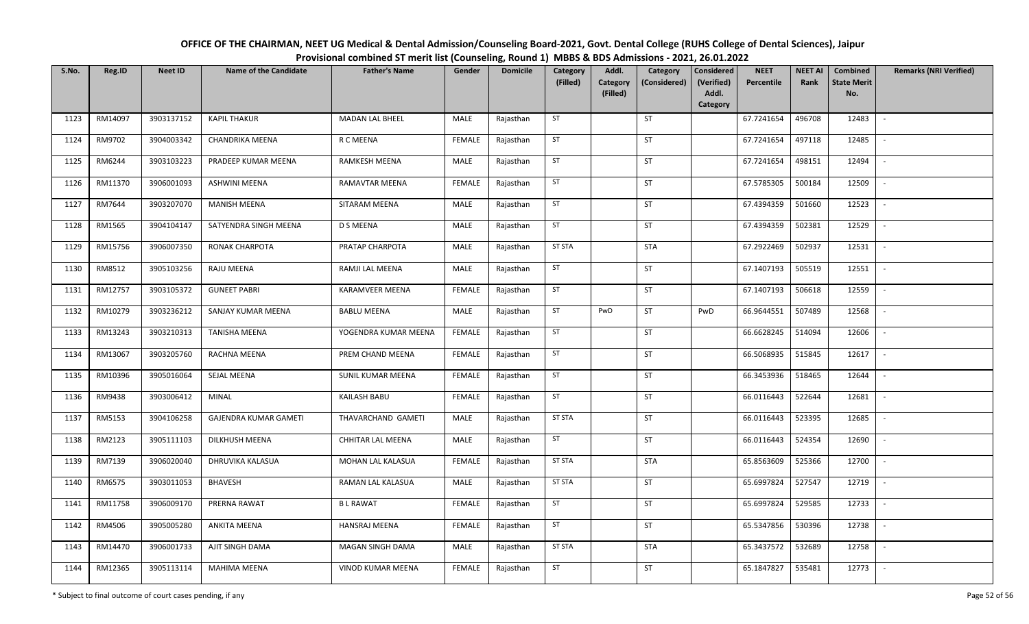**OFFICE OF THE CHAIRMAN, NEET UG Medical & Dental Admission/Counseling Board-2021, Govt. Dental College (RUHS College of Dental Sciences), Jaipur**
**Provisional combined ST merit list (Counseling, Round 1) MBBS & BDS Admissions - 2021, 26.01.2022**

| S.No. | Reg.ID | Neet ID | Name of the Candidate | Father's Name | Gender | Domicile | Category (Filled) | Addl. Category (Filled) | Category (Considered) | Considered (Verified) Addl. Category | NEET Percentile | NEET AI Rank | Combined State Merit No. | Remarks (NRI Verified) |
|---|---|---|---|---|---|---|---|---|---|---|---|---|---|---|
| 1123 | RM14097 | 3903137152 | KAPIL THAKUR | MADAN LAL BHEEL | MALE | Rajasthan | ST | | ST | | 67.7241654 | 496708 | 12483 | - |
| 1124 | RM9702 | 3904003342 | CHANDRIKA MEENA | R C MEENA | FEMALE | Rajasthan | ST | | ST | | 67.7241654 | 497118 | 12485 | - |
| 1125 | RM6244 | 3903103223 | PRADEEP KUMAR MEENA | RAMKESH MEENA | MALE | Rajasthan | ST | | ST | | 67.7241654 | 498151 | 12494 | - |
| 1126 | RM11370 | 3906001093 | ASHWINI MEENA | RAMAVTAR MEENA | FEMALE | Rajasthan | ST | | ST | | 67.5785305 | 500184 | 12509 | - |
| 1127 | RM7644 | 3903207070 | MANISH MEENA | SITARAM MEENA | MALE | Rajasthan | ST | | ST | | 67.4394359 | 501660 | 12523 | - |
| 1128 | RM1565 | 3904104147 | SATYENDRA SINGH MEENA | D S MEENA | MALE | Rajasthan | ST | | ST | | 67.4394359 | 502381 | 12529 | - |
| 1129 | RM15756 | 3906007350 | RONAK CHARPOTA | PRATAP CHARPOTA | MALE | Rajasthan | ST STA | | STA | | 67.2922469 | 502937 | 12531 | - |
| 1130 | RM8512 | 3905103256 | RAJU MEENA | RAMJI LAL MEENA | MALE | Rajasthan | ST | | ST | | 67.1407193 | 505519 | 12551 | - |
| 1131 | RM12757 | 3903105372 | GUNEET PABRI | KARAMVEER MEENA | FEMALE | Rajasthan | ST | | ST | | 67.1407193 | 506618 | 12559 | - |
| 1132 | RM10279 | 3903236212 | SANJAY KUMAR MEENA | BABLU MEENA | MALE | Rajasthan | ST | PwD | ST | PwD | 66.9644551 | 507489 | 12568 | - |
| 1133 | RM13243 | 3903210313 | TANISHA MEENA | YOGENDRA KUMAR MEENA | FEMALE | Rajasthan | ST | | ST | | 66.6628245 | 514094 | 12606 | - |
| 1134 | RM13067 | 3903205760 | RACHNA MEENA | PREM CHAND MEENA | FEMALE | Rajasthan | ST | | ST | | 66.5068935 | 515845 | 12617 | - |
| 1135 | RM10396 | 3905016064 | SEJAL MEENA | SUNIL KUMAR MEENA | FEMALE | Rajasthan | ST | | ST | | 66.3453936 | 518465 | 12644 | - |
| 1136 | RM9438 | 3903006412 | MINAL | KAILASH BABU | FEMALE | Rajasthan | ST | | ST | | 66.0116443 | 522644 | 12681 | - |
| 1137 | RM5153 | 3904106258 | GAJENDRA KUMAR GAMETI | THAVARCHAND GAMETI | MALE | Rajasthan | ST STA | | ST | | 66.0116443 | 523395 | 12685 | - |
| 1138 | RM2123 | 3905111103 | DILKHUSH MEENA | CHHITAR LAL MEENA | MALE | Rajasthan | ST | | ST | | 66.0116443 | 524354 | 12690 | - |
| 1139 | RM7139 | 3906020040 | DHRUVIKA KALASUA | MOHAN LAL KALASUA | FEMALE | Rajasthan | ST STA | | STA | | 65.8563609 | 525366 | 12700 | - |
| 1140 | RM6575 | 3903011053 | BHAVESH | RAMAN LAL KALASUA | MALE | Rajasthan | ST STA | | ST | | 65.6997824 | 527547 | 12719 | - |
| 1141 | RM11758 | 3906009170 | PRERNA RAWAT | B L RAWAT | FEMALE | Rajasthan | ST | | ST | | 65.6997824 | 529585 | 12733 | - |
| 1142 | RM4506 | 3905005280 | ANKITA MEENA | HANSRAJ MEENA | FEMALE | Rajasthan | ST | | ST | | 65.5347856 | 530396 | 12738 | - |
| 1143 | RM14470 | 3906001733 | AJIT SINGH DAMA | MAGAN SINGH DAMA | MALE | Rajasthan | ST STA | | STA | | 65.3437572 | 532689 | 12758 | - |
| 1144 | RM12365 | 3905113114 | MAHIMA MEENA | VINOD KUMAR MEENA | FEMALE | Rajasthan | ST | | ST | | 65.1847827 | 535481 | 12773 | - |

\* Subject to final outcome of court cases pending, if any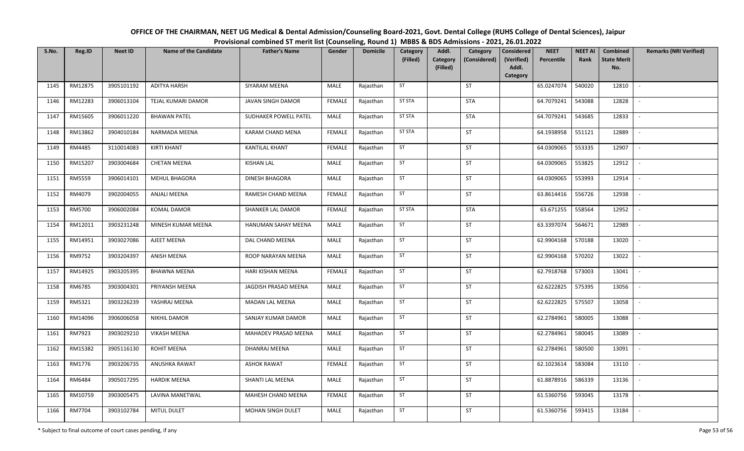# OFFICE OF THE CHAIRMAN, NEET UG Medical & Dental Admission/Counseling Board-2021, Govt. Dental College (RUHS College of Dental Sciences), Jaipur

## Provisional combined ST merit list (Counseling, Round 1) MBBS & BDS Admissions - 2021, 26.01.2022

| S.No. | Reg.ID | Neet ID | Name of the Candidate | Father's Name | Gender | Domicile | Category (Filled) | Addl. Category (Filled) | Category (Considered) | Considered (Verified) Addl. Category | NEET Percentile | NEET AI Rank | Combined State Merit No. | Remarks (NRI Verified) |
|---|---|---|---|---|---|---|---|---|---|---|---|---|---|---|
| 1145 | RM12875 | 3905101192 | ADITYA HARSH | SIYARAM MEENA | MALE | Rajasthan | ST | | ST | | 65.0247074 | 540020 | 12810 | - |
| 1146 | RM12283 | 3906013104 | TEJAL KUMARI DAMOR | JAVAN SINGH DAMOR | FEMALE | Rajasthan | ST STA | | STA | | 64.7079241 | 543088 | 12828 | - |
| 1147 | RM15605 | 3906011220 | BHAWAN PATEL | SUDHAKER POWELL PATEL | MALE | Rajasthan | ST STA | | STA | | 64.7079241 | 543685 | 12833 | - |
| 1148 | RM13862 | 3904010184 | NARMADA MEENA | KARAM CHAND MENA | FEMALE | Rajasthan | ST STA | | ST | | 64.1938958 | 551121 | 12889 | - |
| 1149 | RM4485 | 3110014083 | KIRTI KHANT | KANTILAL KHANT | FEMALE | Rajasthan | ST | | ST | | 64.0309065 | 553335 | 12907 | - |
| 1150 | RM15207 | 3903004684 | CHETAN MEENA | KISHAN LAL | MALE | Rajasthan | ST | | ST | | 64.0309065 | 553825 | 12912 | - |
| 1151 | RM5559 | 3906014101 | MEHUL BHAGORA | DINESH BHAGORA | MALE | Rajasthan | ST | | ST | | 64.0309065 | 553993 | 12914 | - |
| 1152 | RM4079 | 3902004055 | ANJALI MEENA | RAMESH CHAND MEENA | FEMALE | Rajasthan | ST | | ST | | 63.8614416 | 556726 | 12938 | - |
| 1153 | RM5700 | 3906002084 | KOMAL DAMOR | SHANKER LAL DAMOR | FEMALE | Rajasthan | ST STA | | STA | | 63.671255 | 558564 | 12952 | - |
| 1154 | RM12011 | 3903231248 | MINESH KUMAR MEENA | HANUMAN SAHAY MEENA | MALE | Rajasthan | ST | | ST | | 63.3397074 | 564671 | 12989 | - |
| 1155 | RM14951 | 3903027086 | AJEET MEENA | DAL CHAND MEENA | MALE | Rajasthan | ST | | ST | | 62.9904168 | 570188 | 13020 | - |
| 1156 | RM9752 | 3903204397 | ANISH MEENA | ROOP NARAYAN MEENA | MALE | Rajasthan | ST | | ST | | 62.9904168 | 570202 | 13022 | - |
| 1157 | RM14925 | 3903205395 | BHAWNA MEENA | HARI KISHAN MEENA | FEMALE | Rajasthan | ST | | ST | | 62.7918768 | 573003 | 13041 | - |
| 1158 | RM6785 | 3903004301 | PRIYANSH MEENA | JAGDISH PRASAD MEENA | MALE | Rajasthan | ST | | ST | | 62.6222825 | 575395 | 13056 | - |
| 1159 | RM5321 | 3903226239 | YASHRAJ MEENA | MADAN LAL MEENA | MALE | Rajasthan | ST | | ST | | 62.6222825 | 575507 | 13058 | - |
| 1160 | RM14096 | 3906006058 | NIKHIL DAMOR | SANJAY KUMAR DAMOR | MALE | Rajasthan | ST | | ST | | 62.2784961 | 580005 | 13088 | - |
| 1161 | RM7923 | 3903029210 | VIKASH MEENA | MAHADEV PRASAD MEENA | MALE | Rajasthan | ST | | ST | | 62.2784961 | 580045 | 13089 | - |
| 1162 | RM15382 | 3905116130 | ROHIT MEENA | DHANRAJ MEENA | MALE | Rajasthan | ST | | ST | | 62.2784961 | 580500 | 13091 | - |
| 1163 | RM1776 | 3903206735 | ANUSHKA RAWAT | ASHOK RAWAT | FEMALE | Rajasthan | ST | | ST | | 62.1023614 | 583084 | 13110 | - |
| 1164 | RM6484 | 3905017295 | HARDIK MEENA | SHANTI LAL MEENA | MALE | Rajasthan | ST | | ST | | 61.8878916 | 586339 | 13136 | - |
| 1165 | RM10759 | 3903005475 | LAVINA MANETWAL | MAHESH CHAND MEENA | FEMALE | Rajasthan | ST | | ST | | 61.5360756 | 593045 | 13178 | - |
| 1166 | RM7704 | 3903102784 | MITUL DULET | MOHAN SINGH DULET | MALE | Rajasthan | ST | | ST | | 61.5360756 | 593415 | 13184 | - |

\* Subject to final outcome of court cases pending, if any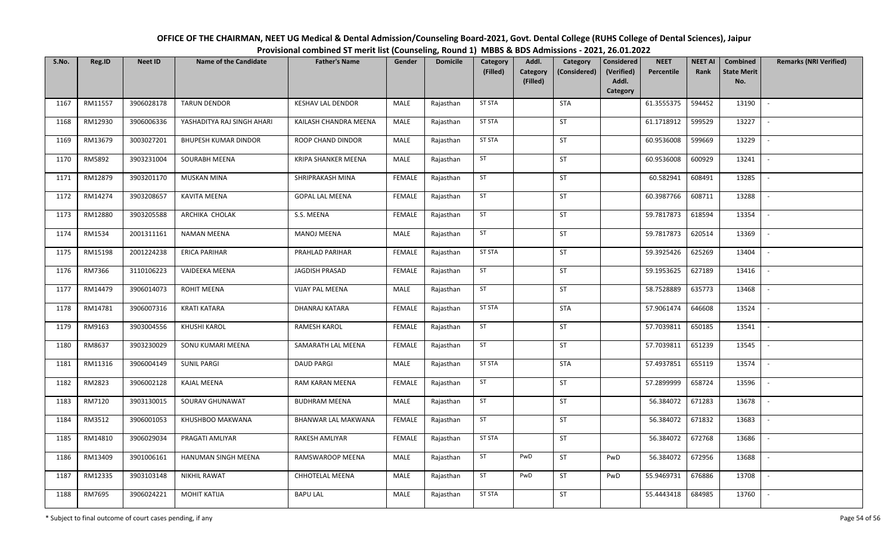# OFFICE OF THE CHAIRMAN, NEET UG Medical & Dental Admission/Counseling Board-2021, Govt. Dental College (RUHS College of Dental Sciences), Jaipur

## Provisional combined ST merit list (Counseling, Round 1) MBBS & BDS Admissions - 2021, 26.01.2022

| S.No. | Reg.ID | Neet ID | Name of the Candidate | Father's Name | Gender | Domicile | Category (Filled) | Addl. Category (Filled) | Category (Considered) | Considered (Verified) Addl. Category | NEET Percentile | NEET AI Rank | Combined State Merit No. | Remarks (NRI Verified) |
|---|---|---|---|---|---|---|---|---|---|---|---|---|---|---|
| 1167 | RM11557 | 3906028178 | TARUN DENDOR | KESHAV LAL DENDOR | MALE | Rajasthan | ST STA | | STA | | 61.3555375 | 594452 | 13190 | - |
| 1168 | RM12930 | 3906006336 | YASHADITYA RAJ SINGH AHARI | KAILASH CHANDRA MEENA | MALE | Rajasthan | ST STA | | ST | | 61.1718912 | 599529 | 13227 | - |
| 1169 | RM13679 | 3003027201 | BHUPESH KUMAR DINDOR | ROOP CHAND DINDOR | MALE | Rajasthan | ST STA | | ST | | 60.9536008 | 599669 | 13229 | - |
| 1170 | RM5892 | 3903231004 | SOURABH MEENA | KRIPA SHANKER MEENA | MALE | Rajasthan | ST | | ST | | 60.9536008 | 600929 | 13241 | - |
| 1171 | RM12879 | 3903201170 | MUSKAN MINA | SHRIPRAKASH MINA | FEMALE | Rajasthan | ST | | ST | | 60.582941 | 608491 | 13285 | - |
| 1172 | RM14274 | 3903208657 | KAVITA MEENA | GOPAL LAL MEENA | FEMALE | Rajasthan | ST | | ST | | 60.3987766 | 608711 | 13288 | - |
| 1173 | RM12880 | 3903205588 | ARCHIKA CHOLAK | S.S. MEENA | FEMALE | Rajasthan | ST | | ST | | 59.7817873 | 618594 | 13354 | - |
| 1174 | RM1534 | 2001311161 | NAMAN MEENA | MANOJ MEENA | MALE | Rajasthan | ST | | ST | | 59.7817873 | 620514 | 13369 | - |
| 1175 | RM15198 | 2001224238 | ERICA PARIHAR | PRAHLAD PARIHAR | FEMALE | Rajasthan | ST STA | | ST | | 59.3925426 | 625269 | 13404 | - |
| 1176 | RM7366 | 3110106223 | VAIDEEKA MEENA | JAGDISH PRASAD | FEMALE | Rajasthan | ST | | ST | | 59.1953625 | 627189 | 13416 | - |
| 1177 | RM14479 | 3906014073 | ROHIT MEENA | VIJAY PAL MEENA | MALE | Rajasthan | ST | | ST | | 58.7528889 | 635773 | 13468 | - |
| 1178 | RM14781 | 3906007316 | KRATI KATARA | DHANRAJ KATARA | FEMALE | Rajasthan | ST STA | | STA | | 57.9061474 | 646608 | 13524 | - |
| 1179 | RM9163 | 3903004556 | KHUSHI KAROL | RAMESH KAROL | FEMALE | Rajasthan | ST | | ST | | 57.7039811 | 650185 | 13541 | - |
| 1180 | RM8637 | 3903230029 | SONU KUMARI MEENA | SAMARATH LAL MEENA | FEMALE | Rajasthan | ST | | ST | | 57.7039811 | 651239 | 13545 | - |
| 1181 | RM11316 | 3906004149 | SUNIL PARGI | DAUD PARGI | MALE | Rajasthan | ST STA | | STA | | 57.4937851 | 655119 | 13574 | - |
| 1182 | RM2823 | 3906002128 | KAJAL MEENA | RAM KARAN MEENA | FEMALE | Rajasthan | ST | | ST | | 57.2899999 | 658724 | 13596 | - |
| 1183 | RM7120 | 3903130015 | SOURAV GHUNAWAT | BUDHRAM MEENA | MALE | Rajasthan | ST | | ST | | 56.384072 | 671283 | 13678 | - |
| 1184 | RM3512 | 3906001053 | KHUSHBOO MAKWANA | BHANWAR LAL MAKWANA | FEMALE | Rajasthan | ST | | ST | | 56.384072 | 671832 | 13683 | - |
| 1185 | RM14810 | 3906029034 | PRAGATI AMLIYAR | RAKESH AMLIYAR | FEMALE | Rajasthan | ST STA | | ST | | 56.384072 | 672768 | 13686 | - |
| 1186 | RM13409 | 3901006161 | HANUMAN SINGH MEENA | RAMSWAROOP MEENA | MALE | Rajasthan | ST | PwD | ST | PwD | 56.384072 | 672956 | 13688 | - |
| 1187 | RM12335 | 3903103148 | NIKHIL RAWAT | CHHOTELAL MEENA | MALE | Rajasthan | ST | PwD | ST | PwD | 55.9469731 | 676886 | 13708 | - |
| 1188 | RM7695 | 3906024221 | MOHIT KATIJA | BAPU LAL | MALE | Rajasthan | ST STA | | ST | | 55.4443418 | 684985 | 13760 | - |

\* Subject to final outcome of court cases pending, if any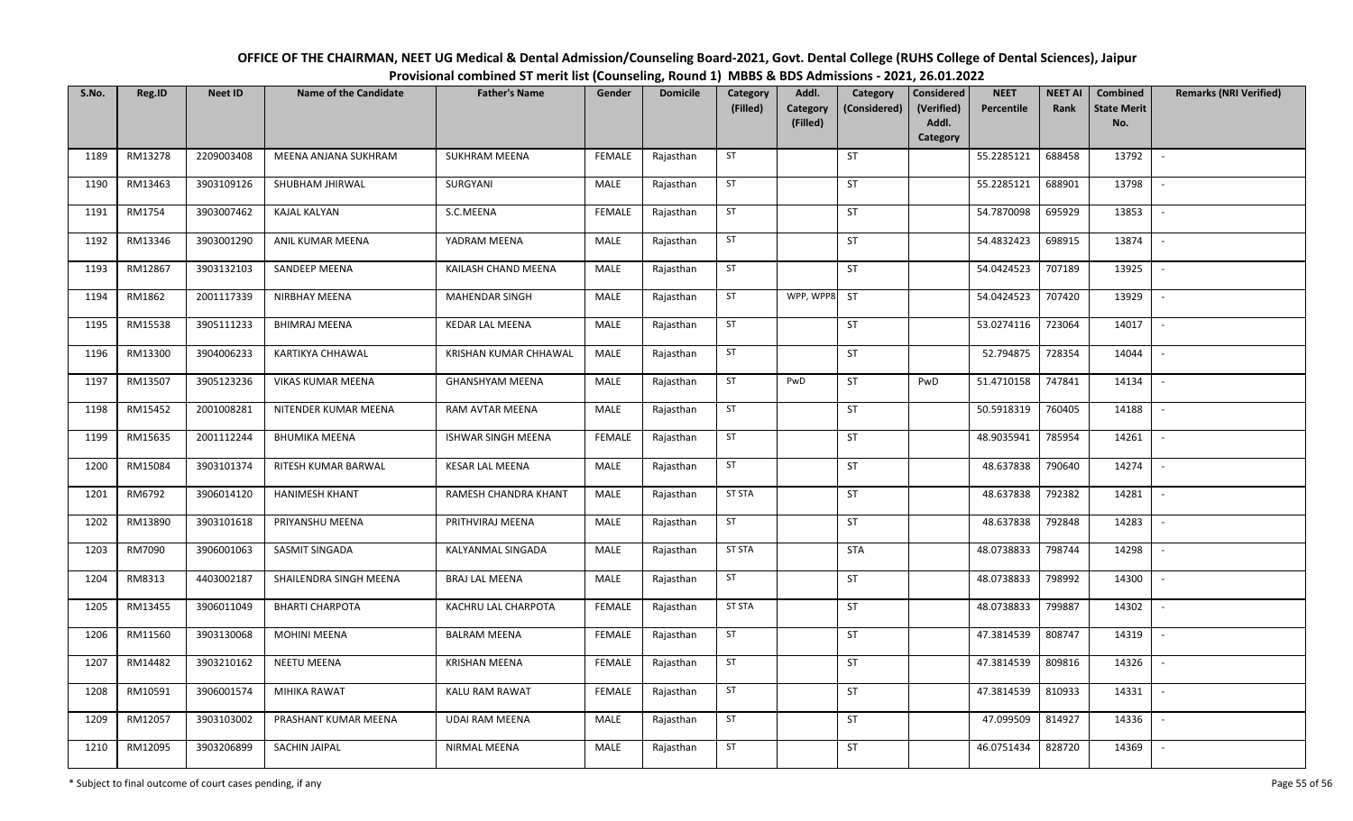# OFFICE OF THE CHAIRMAN, NEET UG Medical & Dental Admission/Counseling Board-2021, Govt. Dental College (RUHS College of Dental Sciences), Jaipur

## Provisional combined ST merit list (Counseling, Round 1) MBBS & BDS Admissions - 2021, 26.01.2022

| S.No. | Reg.ID | Neet ID | Name of the Candidate | Father's Name | Gender | Domicile | Category (Filled) | Addl. Category (Filled) | Category (Considered) | Considered (Verified) Addl. Category | NEET Percentile | NEET AI Rank | Combined State Merit No. | Remarks (NRI Verified) |
|---|---|---|---|---|---|---|---|---|---|---|---|---|---|---|
| 1189 | RM13278 | 2209003408 | MEENA ANJANA SUKHRAM | SUKHRAM MEENA | FEMALE | Rajasthan | ST | | ST | | 55.2285121 | 688458 | 13792 | - |
| 1190 | RM13463 | 3903109126 | SHUBHAM JHIRWAL | SURGYANI | MALE | Rajasthan | ST | | ST | | 55.2285121 | 688901 | 13798 | - |
| 1191 | RM1754 | 3903007462 | KAJAL KALYAN | S.C.MEENA | FEMALE | Rajasthan | ST | | ST | | 54.7870098 | 695929 | 13853 | - |
| 1192 | RM13346 | 3903001290 | ANIL KUMAR MEENA | YADRAM MEENA | MALE | Rajasthan | ST | | ST | | 54.4832423 | 698915 | 13874 | - |
| 1193 | RM12867 | 3903132103 | SANDEEP MEENA | KAILASH CHAND MEENA | MALE | Rajasthan | ST | | ST | | 54.0424523 | 707189 | 13925 | - |
| 1194 | RM1862 | 2001117339 | NIRBHAY MEENA | MAHENDAR SINGH | MALE | Rajasthan | ST | WPP, WPP8 | ST | | 54.0424523 | 707420 | 13929 | - |
| 1195 | RM15538 | 3905111233 | BHIMRAJ MEENA | KEDAR LAL MEENA | MALE | Rajasthan | ST | | ST | | 53.0274116 | 723064 | 14017 | - |
| 1196 | RM13300 | 3904006233 | KARTIKYA CHHAWAL | KRISHAN KUMAR CHHAWAL | MALE | Rajasthan | ST | | ST | | 52.794875 | 728354 | 14044 | - |
| 1197 | RM13507 | 3905123236 | VIKAS KUMAR MEENA | GHANSHYAM MEENA | MALE | Rajasthan | ST | PwD | ST | PwD | 51.4710158 | 747841 | 14134 | - |
| 1198 | RM15452 | 2001008281 | NITENDER KUMAR MEENA | RAM AVTAR MEENA | MALE | Rajasthan | ST | | ST | | 50.5918319 | 760405 | 14188 | - |
| 1199 | RM15635 | 2001112244 | BHUMIKA MEENA | ISHWAR SINGH MEENA | FEMALE | Rajasthan | ST | | ST | | 48.9035941 | 785954 | 14261 | - |
| 1200 | RM15084 | 3903101374 | RITESH KUMAR BARWAL | KESAR LAL MEENA | MALE | Rajasthan | ST | | ST | | 48.637838 | 790640 | 14274 | - |
| 1201 | RM6792 | 3906014120 | HANIMESH KHANT | RAMESH CHANDRA KHANT | MALE | Rajasthan | ST STA | | ST | | 48.637838 | 792382 | 14281 | - |
| 1202 | RM13890 | 3903101618 | PRIYANSHU MEENA | PRITHVIRAJ MEENA | MALE | Rajasthan | ST | | ST | | 48.637838 | 792848 | 14283 | - |
| 1203 | RM7090 | 3906001063 | SASMIT SINGADA | KALYANMAL SINGADA | MALE | Rajasthan | ST STA | | STA | | 48.0738833 | 798744 | 14298 | - |
| 1204 | RM8313 | 4403002187 | SHAILENDRA SINGH MEENA | BRAJ LAL MEENA | MALE | Rajasthan | ST | | ST | | 48.0738833 | 798992 | 14300 | - |
| 1205 | RM13455 | 3906011049 | BHARTI CHARPOTA | KACHRU LAL CHARPOTA | FEMALE | Rajasthan | ST STA | | ST | | 48.0738833 | 799887 | 14302 | - |
| 1206 | RM11560 | 3903130068 | MOHINI MEENA | BALRAM MEENA | FEMALE | Rajasthan | ST | | ST | | 47.3814539 | 808747 | 14319 | - |
| 1207 | RM14482 | 3903210162 | NEETU MEENA | KRISHAN MEENA | FEMALE | Rajasthan | ST | | ST | | 47.3814539 | 809816 | 14326 | - |
| 1208 | RM10591 | 3906001574 | MIHIKA RAWAT | KALU RAM RAWAT | FEMALE | Rajasthan | ST | | ST | | 47.3814539 | 810933 | 14331 | - |
| 1209 | RM12057 | 3903103002 | PRASHANT KUMAR MEENA | UDAI RAM MEENA | MALE | Rajasthan | ST | | ST | | 47.099509 | 814927 | 14336 | - |
| 1210 | RM12095 | 3903206899 | SACHIN JAIPAL | NIRMAL MEENA | MALE | Rajasthan | ST | | ST | | 46.0751434 | 828720 | 14369 | - |

\* Subject to final outcome of court cases pending, if any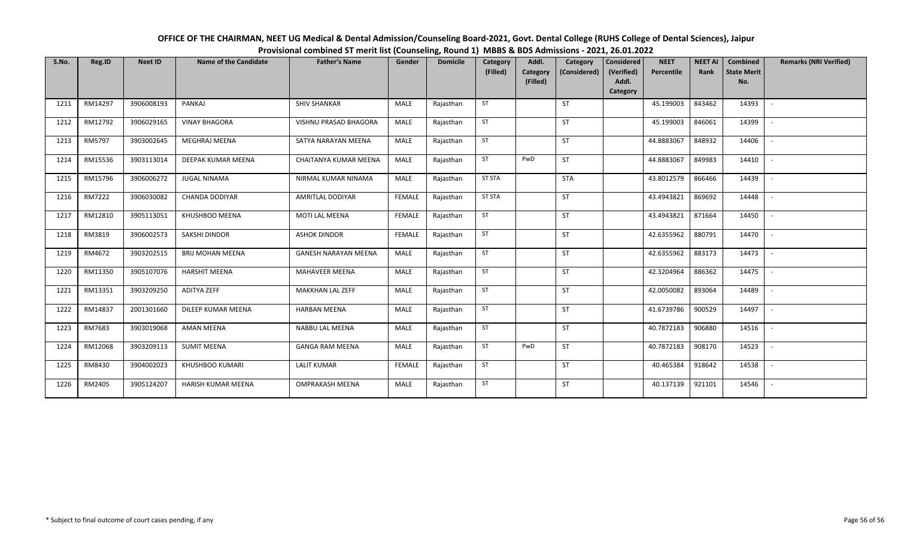**OFFICE OF THE CHAIRMAN, NEET UG Medical & Dental Admission/Counseling Board-2021, Govt. Dental College (RUHS College of Dental Sciences), Jaipur**
**Provisional combined ST merit list (Counseling, Round 1) MBBS & BDS Admissions - 2021, 26.01.2022**

| S.No. | Reg.ID | Neet ID | Name of the Candidate | Father's Name | Gender | Domicile | Category (Filled) | Addl. Category (Filled) | Category (Considered) | Considered (Verified) Addl. Category | NEET Percentile | NEET AI Rank | Combined State Merit No. | Remarks (NRI Verified) |
|---|---|---|---|---|---|---|---|---|---|---|---|---|---|---|
| 1211 | RM14297 | 3906008193 | PANKAJ | SHIV SHANKAR | MALE | Rajasthan | ST | | ST | | 45.199003 | 843462 | 14393 | - |
| 1212 | RM12792 | 3906029165 | VINAY BHAGORA | VISHNU PRASAD BHAGORA | MALE | Rajasthan | ST | | ST | | 45.199003 | 846061 | 14399 | - |
| 1213 | RM5797 | 3903002645 | MEGHRAJ MEENA | SATYA NARAYAN MEENA | MALE | Rajasthan | ST | | ST | | 44.8883067 | 848932 | 14406 | - |
| 1214 | RM15536 | 3903113014 | DEEPAK KUMAR MEENA | CHAITANYA KUMAR MEENA | MALE | Rajasthan | ST | PwD | ST | | 44.8883067 | 849983 | 14410 | - |
| 1215 | RM15796 | 3906006272 | JUGAL NINAMA | NIRMAL KUMAR NINAMA | MALE | Rajasthan | ST STA | | STA | | 43.8012579 | 866466 | 14439 | - |
| 1216 | RM7222 | 3906030082 | CHANDA DODIYAR | AMRITLAL DODIYAR | FEMALE | Rajasthan | ST STA | | ST | | 43.4943821 | 869692 | 14448 | - |
| 1217 | RM12810 | 3905113051 | KHUSHBOO MEENA | MOTI LAL MEENA | FEMALE | Rajasthan | ST | | ST | | 43.4943821 | 871664 | 14450 | - |
| 1218 | RM3819 | 3906002573 | SAKSHI DINDOR | ASHOK DINDOR | FEMALE | Rajasthan | ST | | ST | | 42.6355962 | 880791 | 14470 | - |
| 1219 | RM4672 | 3903202515 | BRIJ MOHAN MEENA | GANESH NARAYAN MEENA | MALE | Rajasthan | ST | | ST | | 42.6355962 | 883173 | 14473 | - |
| 1220 | RM11350 | 3905107076 | HARSHIT MEENA | MAHAVEER MEENA | MALE | Rajasthan | ST | | ST | | 42.3204964 | 886362 | 14475 | - |
| 1221 | RM13351 | 3903209250 | ADITYA ZEFF | MAKKHAN LAL ZEFF | MALE | Rajasthan | ST | | ST | | 42.0050082 | 893064 | 14489 | - |
| 1222 | RM14837 | 2001301660 | DILEEP KUMAR MEENA | HARBAN MEENA | MALE | Rajasthan | ST | | ST | | 41.6739786 | 900529 | 14497 | - |
| 1223 | RM7683 | 3903019068 | AMAN MEENA | NABBU LAL MEENA | MALE | Rajasthan | ST | | ST | | 40.7872183 | 906880 | 14516 | - |
| 1224 | RM12068 | 3903209113 | SUMIT MEENA | GANGA RAM MEENA | MALE | Rajasthan | ST | PwD | ST | | 40.7872183 | 908170 | 14523 | - |
| 1225 | RM8430 | 3904002023 | KHUSHBOO KUMARI | LALIT KUMAR | FEMALE | Rajasthan | ST | | ST | | 40.465384 | 918642 | 14538 | - |
| 1226 | RM2405 | 3905124207 | HARISH KUMAR MEENA | OMPRAKASH MEENA | MALE | Rajasthan | ST | | ST | | 40.137139 | 921101 | 14546 | - |

\* Subject to final outcome of court cases pending, if any